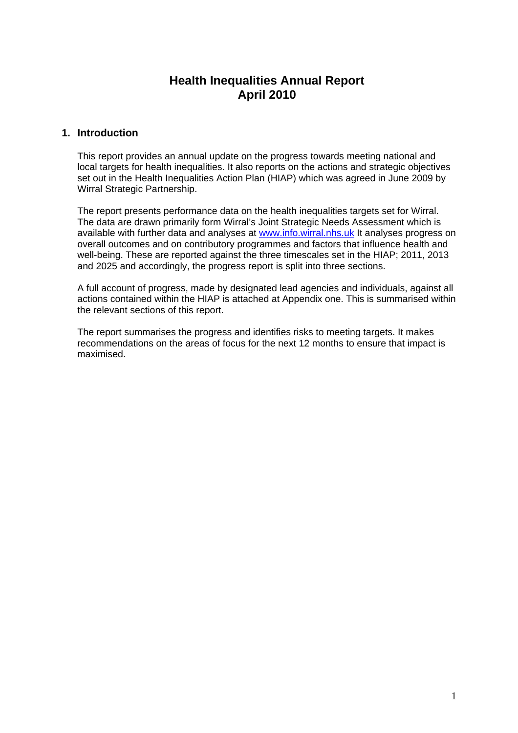# Health Inequalities Annual Report
# April 2010

## 1. Introduction

This report provides an annual update on the progress towards meeting national and local targets for health inequalities. It also reports on the actions and strategic objectives set out in the Health Inequalities Action Plan (HIAP) which was agreed in June 2009 by Wirral Strategic Partnership.

The report presents performance data on the health inequalities targets set for Wirral. The data are drawn primarily form Wirral's Joint Strategic Needs Assessment which is available with further data and analyses at [www.info.wirral.nhs.uk](http://www.info.wirral.nhs.uk) It analyses progress on overall outcomes and on contributory programmes and factors that influence health and well-being. These are reported against the three timescales set in the HIAP; 2011, 2013 and 2025 and accordingly, the progress report is split into three sections.

A full account of progress, made by designated lead agencies and individuals, against all actions contained within the HIAP is attached at Appendix one. This is summarised within the relevant sections of this report.

The report summarises the progress and identifies risks to meeting targets. It makes recommendations on the areas of focus for the next 12 months to ensure that impact is maximised.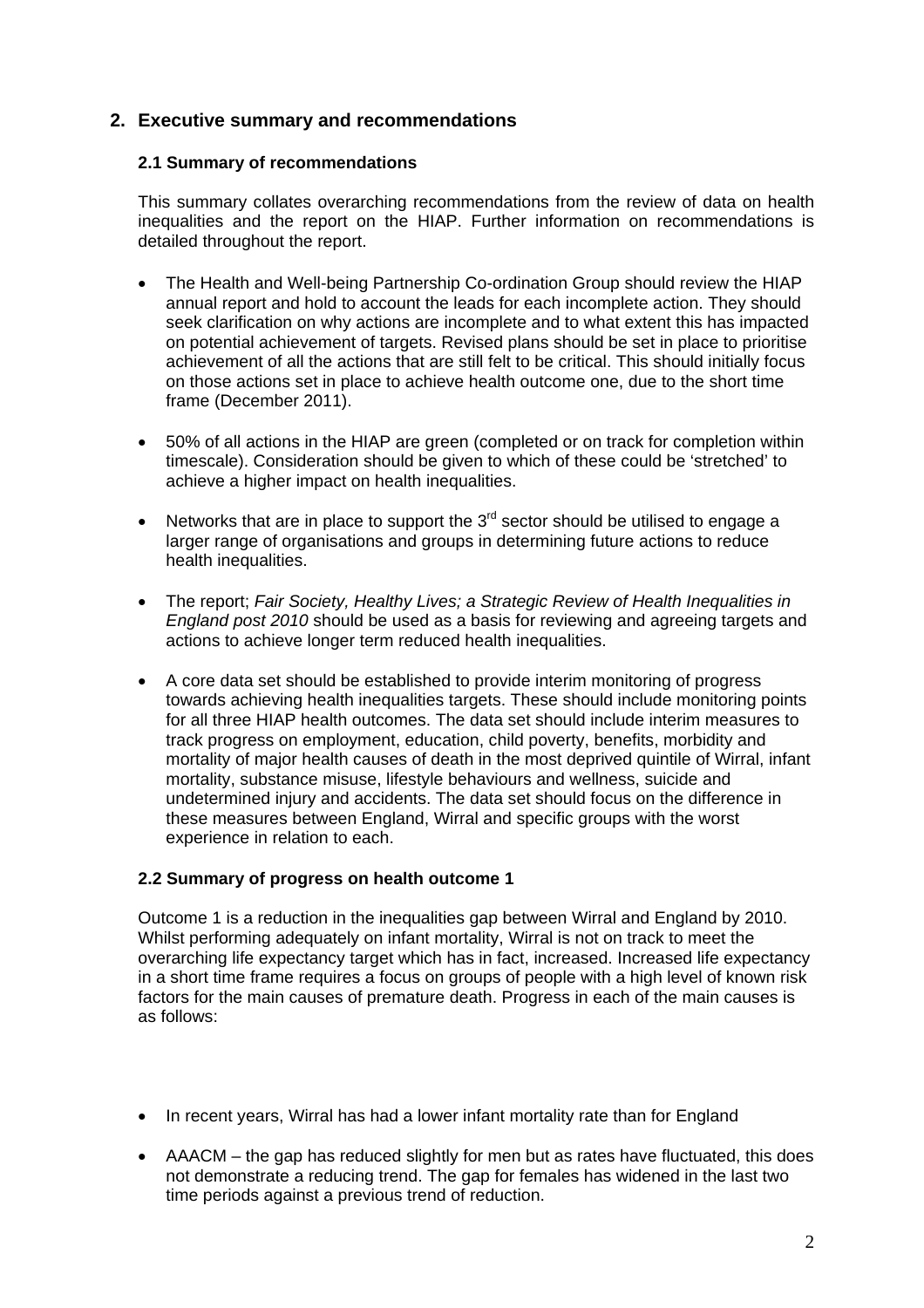## 2. Executive summary and recommendations

### 2.1 Summary of recommendations

This summary collates overarching recommendations from the review of data on health inequalities and the report on the HIAP. Further information on recommendations is detailed throughout the report.

- The Health and Well-being Partnership Co-ordination Group should review the HIAP annual report and hold to account the leads for each incomplete action. They should seek clarification on why actions are incomplete and to what extent this has impacted on potential achievement of targets. Revised plans should be set in place to prioritise achievement of all the actions that are still felt to be critical. This should initially focus on those actions set in place to achieve health outcome one, due to the short time frame (December 2011).

- 50% of all actions in the HIAP are green (completed or on track for completion within timescale). Consideration should be given to which of these could be 'stretched' to achieve a higher impact on health inequalities.

- Networks that are in place to support the 3rd sector should be utilised to engage a larger range of organisations and groups in determining future actions to reduce health inequalities.

- The report; *Fair Society, Healthy Lives; a Strategic Review of Health Inequalities in England post 2010* should be used as a basis for reviewing and agreeing targets and actions to achieve longer term reduced health inequalities.

- A core data set should be established to provide interim monitoring of progress towards achieving health inequalities targets. These should include monitoring points for all three HIAP health outcomes. The data set should include interim measures to track progress on employment, education, child poverty, benefits, morbidity and mortality of major health causes of death in the most deprived quintile of Wirral, infant mortality, substance misuse, lifestyle behaviours and wellness, suicide and undetermined injury and accidents. The data set should focus on the difference in these measures between England, Wirral and specific groups with the worst experience in relation to each.

### 2.2 Summary of progress on health outcome 1

Outcome 1 is a reduction in the inequalities gap between Wirral and England by 2010. Whilst performing adequately on infant mortality, Wirral is not on track to meet the overarching life expectancy target which has in fact, increased. Increased life expectancy in a short time frame requires a focus on groups of people with a high level of known risk factors for the main causes of premature death. Progress in each of the main causes is as follows:

- In recent years, Wirral has had a lower infant mortality rate than for England

- AAACM – the gap has reduced slightly for men but as rates have fluctuated, this does not demonstrate a reducing trend. The gap for females has widened in the last two time periods against a previous trend of reduction.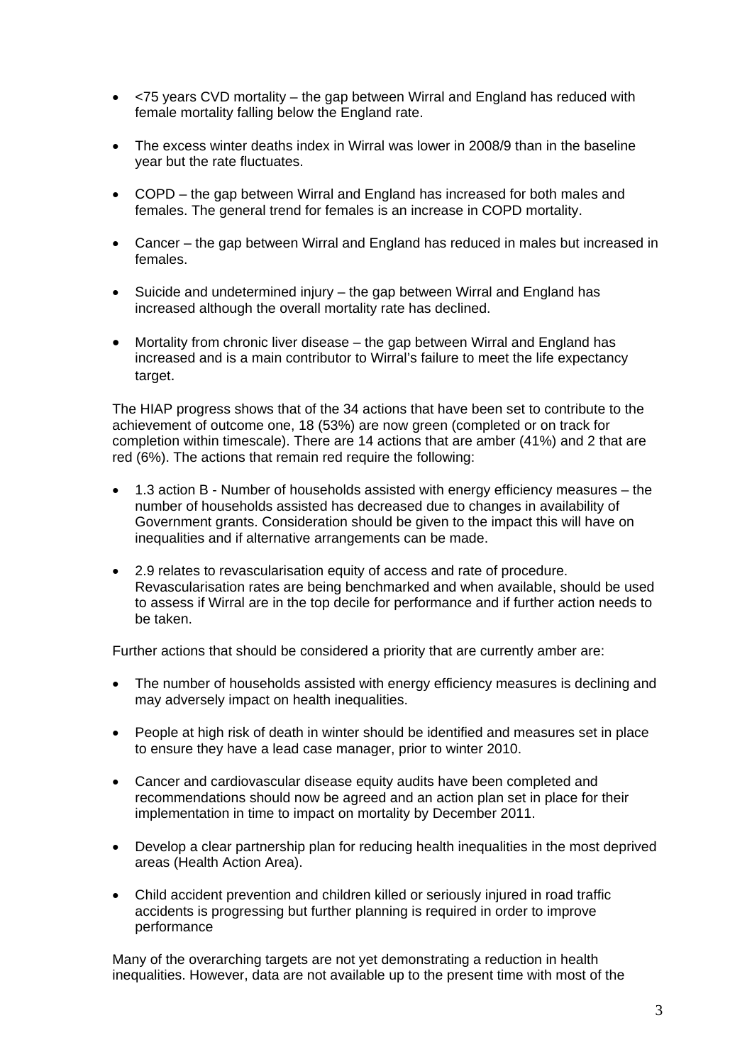- <75 years CVD mortality – the gap between Wirral and England has reduced with female mortality falling below the England rate.

- The excess winter deaths index in Wirral was lower in 2008/9 than in the baseline year but the rate fluctuates.

- COPD – the gap between Wirral and England has increased for both males and females. The general trend for females is an increase in COPD mortality.

- Cancer – the gap between Wirral and England has reduced in males but increased in females.

- Suicide and undetermined injury – the gap between Wirral and England has increased although the overall mortality rate has declined.

- Mortality from chronic liver disease – the gap between Wirral and England has increased and is a main contributor to Wirral's failure to meet the life expectancy target.

The HIAP progress shows that of the 34 actions that have been set to contribute to the achievement of outcome one, 18 (53%) are now green (completed or on track for completion within timescale). There are 14 actions that are amber (41%) and 2 that are red (6%). The actions that remain red require the following:

- 1.3 action B - Number of households assisted with energy efficiency measures – the number of households assisted has decreased due to changes in availability of Government grants. Consideration should be given to the impact this will have on inequalities and if alternative arrangements can be made.

- 2.9 relates to revascularisation equity of access and rate of procedure. Revascularisation rates are being benchmarked and when available, should be used to assess if Wirral are in the top decile for performance and if further action needs to be taken.

Further actions that should be considered a priority that are currently amber are:

- The number of households assisted with energy efficiency measures is declining and may adversely impact on health inequalities.

- People at high risk of death in winter should be identified and measures set in place to ensure they have a lead case manager, prior to winter 2010.

- Cancer and cardiovascular disease equity audits have been completed and recommendations should now be agreed and an action plan set in place for their implementation in time to impact on mortality by December 2011.

- Develop a clear partnership plan for reducing health inequalities in the most deprived areas (Health Action Area).

- Child accident prevention and children killed or seriously injured in road traffic accidents is progressing but further planning is required in order to improve performance

Many of the overarching targets are not yet demonstrating a reduction in health inequalities. However, data are not available up to the present time with most of the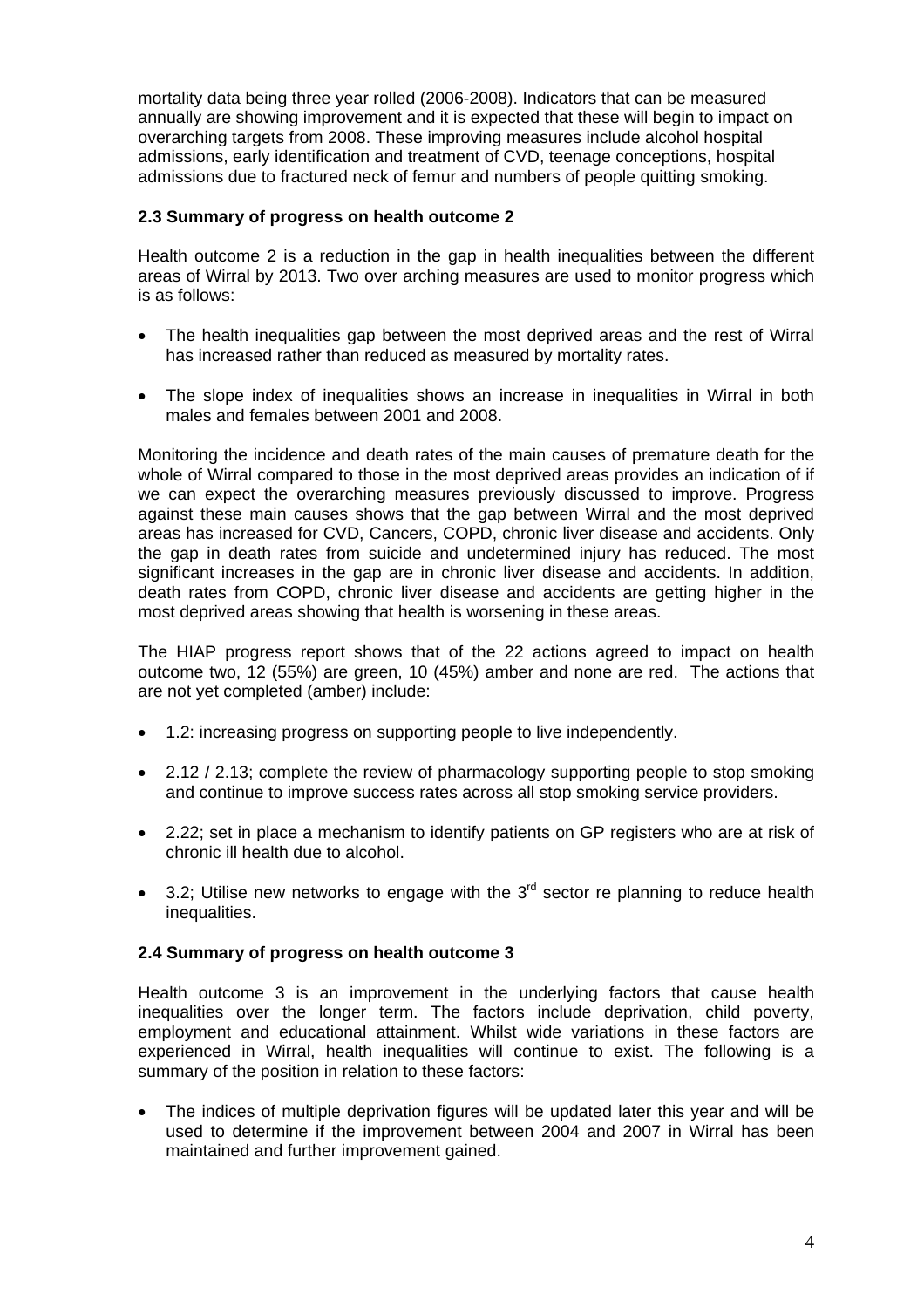mortality data being three year rolled (2006-2008). Indicators that can be measured annually are showing improvement and it is expected that these will begin to impact on overarching targets from 2008. These improving measures include alcohol hospital admissions, early identification and treatment of CVD, teenage conceptions, hospital admissions due to fractured neck of femur and numbers of people quitting smoking.

**2.3 Summary of progress on health outcome 2**

Health outcome 2 is a reduction in the gap in health inequalities between the different areas of Wirral by 2013. Two over arching measures are used to monitor progress which is as follows:

- The health inequalities gap between the most deprived areas and the rest of Wirral has increased rather than reduced as measured by mortality rates.
- The slope index of inequalities shows an increase in inequalities in Wirral in both males and females between 2001 and 2008.

Monitoring the incidence and death rates of the main causes of premature death for the whole of Wirral compared to those in the most deprived areas provides an indication of if we can expect the overarching measures previously discussed to improve. Progress against these main causes shows that the gap between Wirral and the most deprived areas has increased for CVD, Cancers, COPD, chronic liver disease and accidents. Only the gap in death rates from suicide and undetermined injury has reduced. The most significant increases in the gap are in chronic liver disease and accidents. In addition, death rates from COPD, chronic liver disease and accidents are getting higher in the most deprived areas showing that health is worsening in these areas.

The HIAP progress report shows that of the 22 actions agreed to impact on health outcome two, 12 (55%) are green, 10 (45%) amber and none are red. The actions that are not yet completed (amber) include:

- 1.2: increasing progress on supporting people to live independently.
- 2.12 / 2.13; complete the review of pharmacology supporting people to stop smoking and continue to improve success rates across all stop smoking service providers.
- 2.22; set in place a mechanism to identify patients on GP registers who are at risk of chronic ill health due to alcohol.
- 3.2; Utilise new networks to engage with the 3rd sector re planning to reduce health inequalities.

**2.4 Summary of progress on health outcome 3**

Health outcome 3 is an improvement in the underlying factors that cause health inequalities over the longer term. The factors include deprivation, child poverty, employment and educational attainment. Whilst wide variations in these factors are experienced in Wirral, health inequalities will continue to exist. The following is a summary of the position in relation to these factors:

- The indices of multiple deprivation figures will be updated later this year and will be used to determine if the improvement between 2004 and 2007 in Wirral has been maintained and further improvement gained.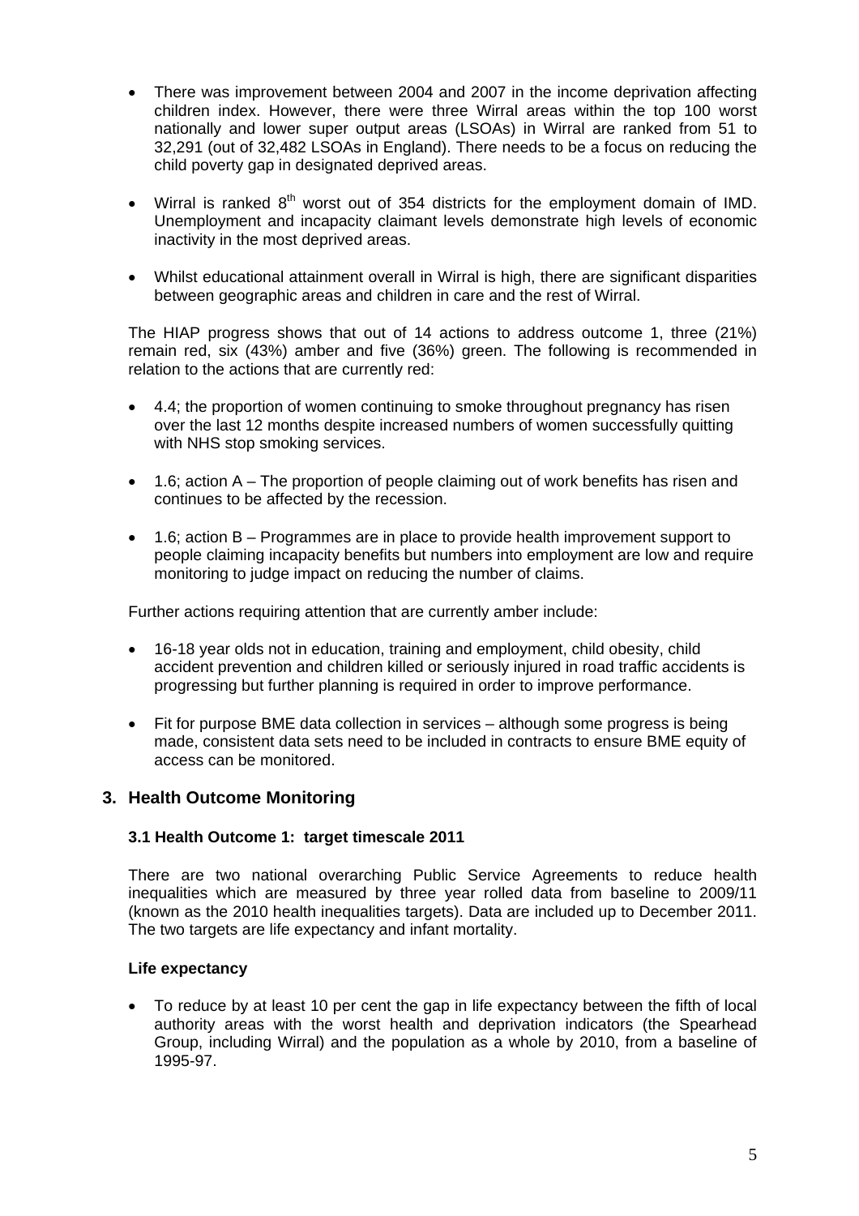- There was improvement between 2004 and 2007 in the income deprivation affecting children index. However, there were three Wirral areas within the top 100 worst nationally and lower super output areas (LSOAs) in Wirral are ranked from 51 to 32,291 (out of 32,482 LSOAs in England). There needs to be a focus on reducing the child poverty gap in designated deprived areas.

- Wirral is ranked 8th worst out of 354 districts for the employment domain of IMD. Unemployment and incapacity claimant levels demonstrate high levels of economic inactivity in the most deprived areas.

- Whilst educational attainment overall in Wirral is high, there are significant disparities between geographic areas and children in care and the rest of Wirral.

The HIAP progress shows that out of 14 actions to address outcome 1, three (21%) remain red, six (43%) amber and five (36%) green. The following is recommended in relation to the actions that are currently red:

- 4.4; the proportion of women continuing to smoke throughout pregnancy has risen over the last 12 months despite increased numbers of women successfully quitting with NHS stop smoking services.

- 1.6; action A – The proportion of people claiming out of work benefits has risen and continues to be affected by the recession.

- 1.6; action B – Programmes are in place to provide health improvement support to people claiming incapacity benefits but numbers into employment are low and require monitoring to judge impact on reducing the number of claims.

Further actions requiring attention that are currently amber include:

- 16-18 year olds not in education, training and employment, child obesity, child accident prevention and children killed or seriously injured in road traffic accidents is progressing but further planning is required in order to improve performance.

- Fit for purpose BME data collection in services – although some progress is being made, consistent data sets need to be included in contracts to ensure BME equity of access can be monitored.

## 3. Health Outcome Monitoring

### 3.1 Health Outcome 1: target timescale 2011

There are two national overarching Public Service Agreements to reduce health inequalities which are measured by three year rolled data from baseline to 2009/11 (known as the 2010 health inequalities targets). Data are included up to December 2011. The two targets are life expectancy and infant mortality.

**Life expectancy**

- To reduce by at least 10 per cent the gap in life expectancy between the fifth of local authority areas with the worst health and deprivation indicators (the Spearhead Group, including Wirral) and the population as a whole by 2010, from a baseline of 1995-97.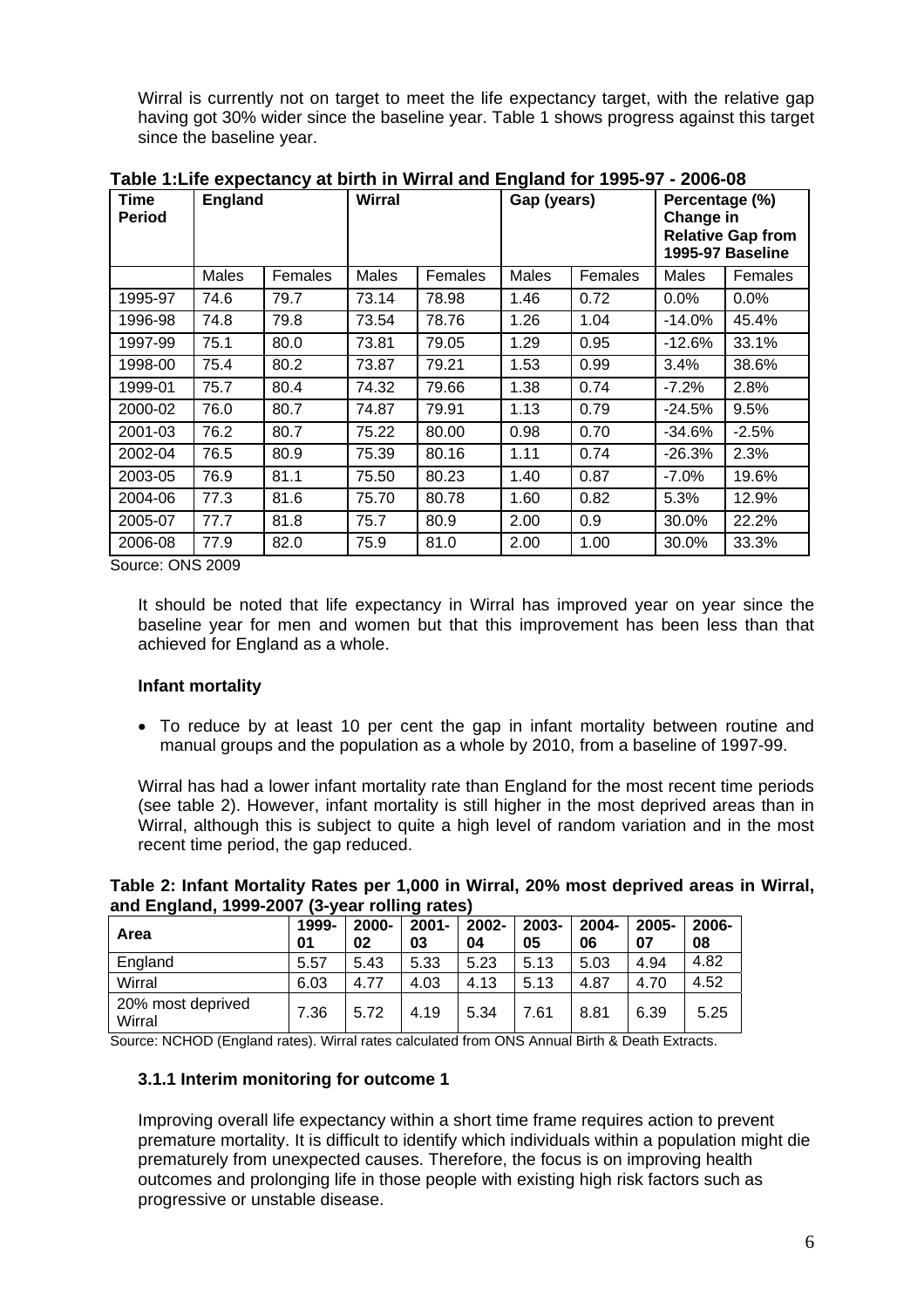Wirral is currently not on target to meet the life expectancy target, with the relative gap having got 30% wider since the baseline year. Table 1 shows progress against this target since the baseline year.

**Table 1:Life expectancy at birth in Wirral and England for 1995-97 - 2006-08**

| Time Period | England | | Wirral | | Gap (years) | | Percentage (%) Change in Relative Gap from 1995-97 Baseline | |
|---|---|---|---|---|---|---|---|---|
| | Males | Females | Males | Females | Males | Females | Males | Females |
| 1995-97 | 74.6 | 79.7 | 73.14 | 78.98 | 1.46 | 0.72 | 0.0% | 0.0% |
| 1996-98 | 74.8 | 79.8 | 73.54 | 78.76 | 1.26 | 1.04 | -14.0% | 45.4% |
| 1997-99 | 75.1 | 80.0 | 73.81 | 79.05 | 1.29 | 0.95 | -12.6% | 33.1% |
| 1998-00 | 75.4 | 80.2 | 73.87 | 79.21 | 1.53 | 0.99 | 3.4% | 38.6% |
| 1999-01 | 75.7 | 80.4 | 74.32 | 79.66 | 1.38 | 0.74 | -7.2% | 2.8% |
| 2000-02 | 76.0 | 80.7 | 74.87 | 79.91 | 1.13 | 0.79 | -24.5% | 9.5% |
| 2001-03 | 76.2 | 80.7 | 75.22 | 80.00 | 0.98 | 0.70 | -34.6% | -2.5% |
| 2002-04 | 76.5 | 80.9 | 75.39 | 80.16 | 1.11 | 0.74 | -26.3% | 2.3% |
| 2003-05 | 76.9 | 81.1 | 75.50 | 80.23 | 1.40 | 0.87 | -7.0% | 19.6% |
| 2004-06 | 77.3 | 81.6 | 75.70 | 80.78 | 1.60 | 0.82 | 5.3% | 12.9% |
| 2005-07 | 77.7 | 81.8 | 75.7 | 80.9 | 2.00 | 0.9 | 30.0% | 22.2% |
| 2006-08 | 77.9 | 82.0 | 75.9 | 81.0 | 2.00 | 1.00 | 30.0% | 33.3% |

Source: ONS 2009

It should be noted that life expectancy in Wirral has improved year on year since the baseline year for men and women but that this improvement has been less than that achieved for England as a whole.

**Infant mortality**

- To reduce by at least 10 per cent the gap in infant mortality between routine and manual groups and the population as a whole by 2010, from a baseline of 1997-99.

Wirral has had a lower infant mortality rate than England for the most recent time periods (see table 2). However, infant mortality is still higher in the most deprived areas than in Wirral, although this is subject to quite a high level of random variation and in the most recent time period, the gap reduced.

**Table 2: Infant Mortality Rates per 1,000 in Wirral, 20% most deprived areas in Wirral, and England, 1999-2007 (3-year rolling rates)**

| Area | 1999-01 | 2000-02 | 2001-03 | 2002-04 | 2003-05 | 2004-06 | 2005-07 | 2006-08 |
|---|---|---|---|---|---|---|---|---|
| England | 5.57 | 5.43 | 5.33 | 5.23 | 5.13 | 5.03 | 4.94 | 4.82 |
| Wirral | 6.03 | 4.77 | 4.03 | 4.13 | 5.13 | 4.87 | 4.70 | 4.52 |
| 20% most deprived Wirral | 7.36 | 5.72 | 4.19 | 5.34 | 7.61 | 8.81 | 6.39 | 5.25 |

Source: NCHOD (England rates). Wirral rates calculated from ONS Annual Birth & Death Extracts.

### 3.1.1 Interim monitoring for outcome 1

Improving overall life expectancy within a short time frame requires action to prevent premature mortality. It is difficult to identify which individuals within a population might die prematurely from unexpected causes. Therefore, the focus is on improving health outcomes and prolonging life in those people with existing high risk factors such as progressive or unstable disease.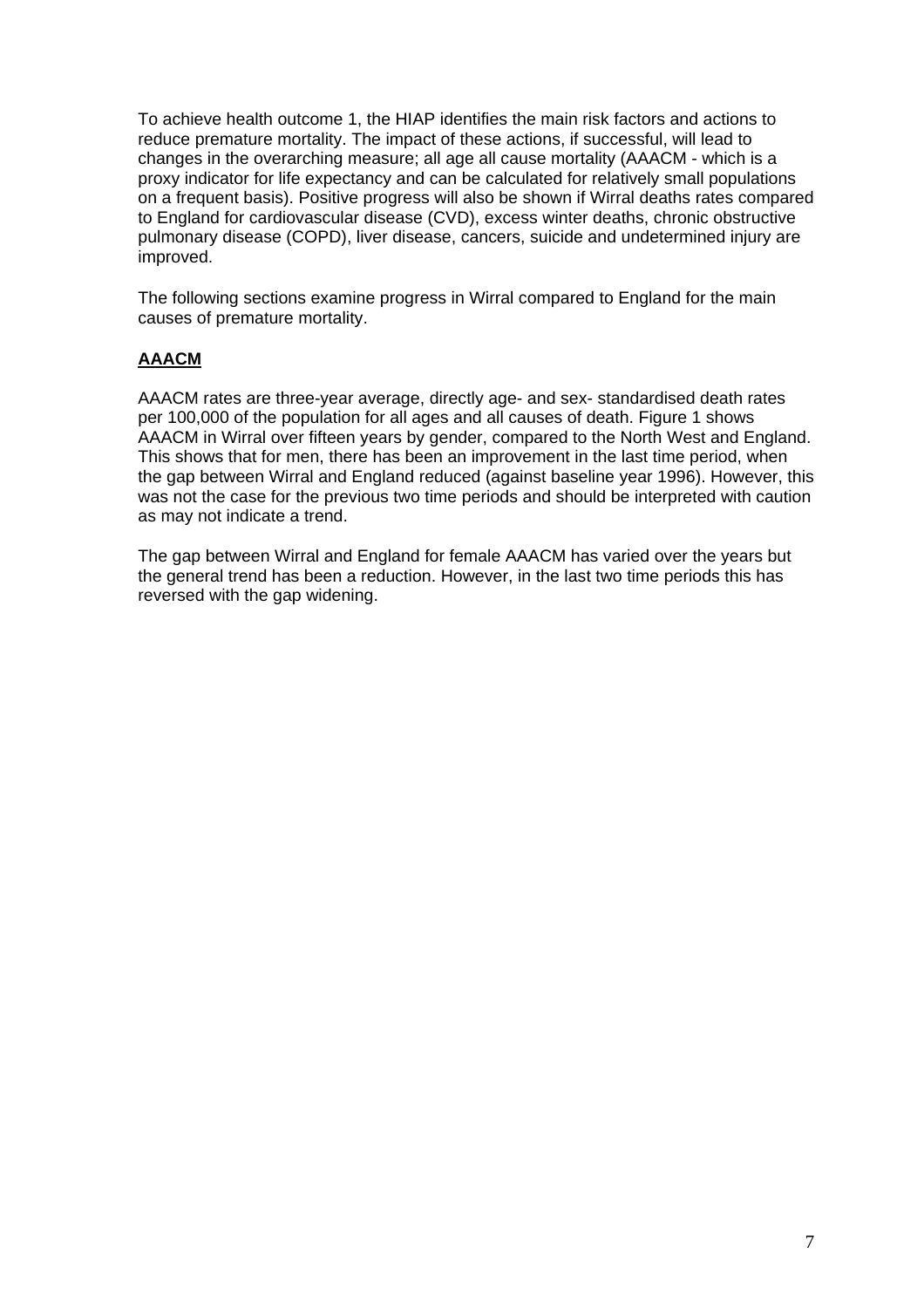To achieve health outcome 1, the HIAP identifies the main risk factors and actions to reduce premature mortality. The impact of these actions, if successful, will lead to changes in the overarching measure; all age all cause mortality (AAACM - which is a proxy indicator for life expectancy and can be calculated for relatively small populations on a frequent basis). Positive progress will also be shown if Wirral deaths rates compared to England for cardiovascular disease (CVD), excess winter deaths, chronic obstructive pulmonary disease (COPD), liver disease, cancers, suicide and undetermined injury are improved.

The following sections examine progress in Wirral compared to England for the main causes of premature mortality.

## **AAACM**

AAACM rates are three-year average, directly age- and sex- standardised death rates per 100,000 of the population for all ages and all causes of death. Figure 1 shows AAACM in Wirral over fifteen years by gender, compared to the North West and England. This shows that for men, there has been an improvement in the last time period, when the gap between Wirral and England reduced (against baseline year 1996). However, this was not the case for the previous two time periods and should be interpreted with caution as may not indicate a trend.

The gap between Wirral and England for female AAACM has varied over the years but the general trend has been a reduction. However, in the last two time periods this has reversed with the gap widening.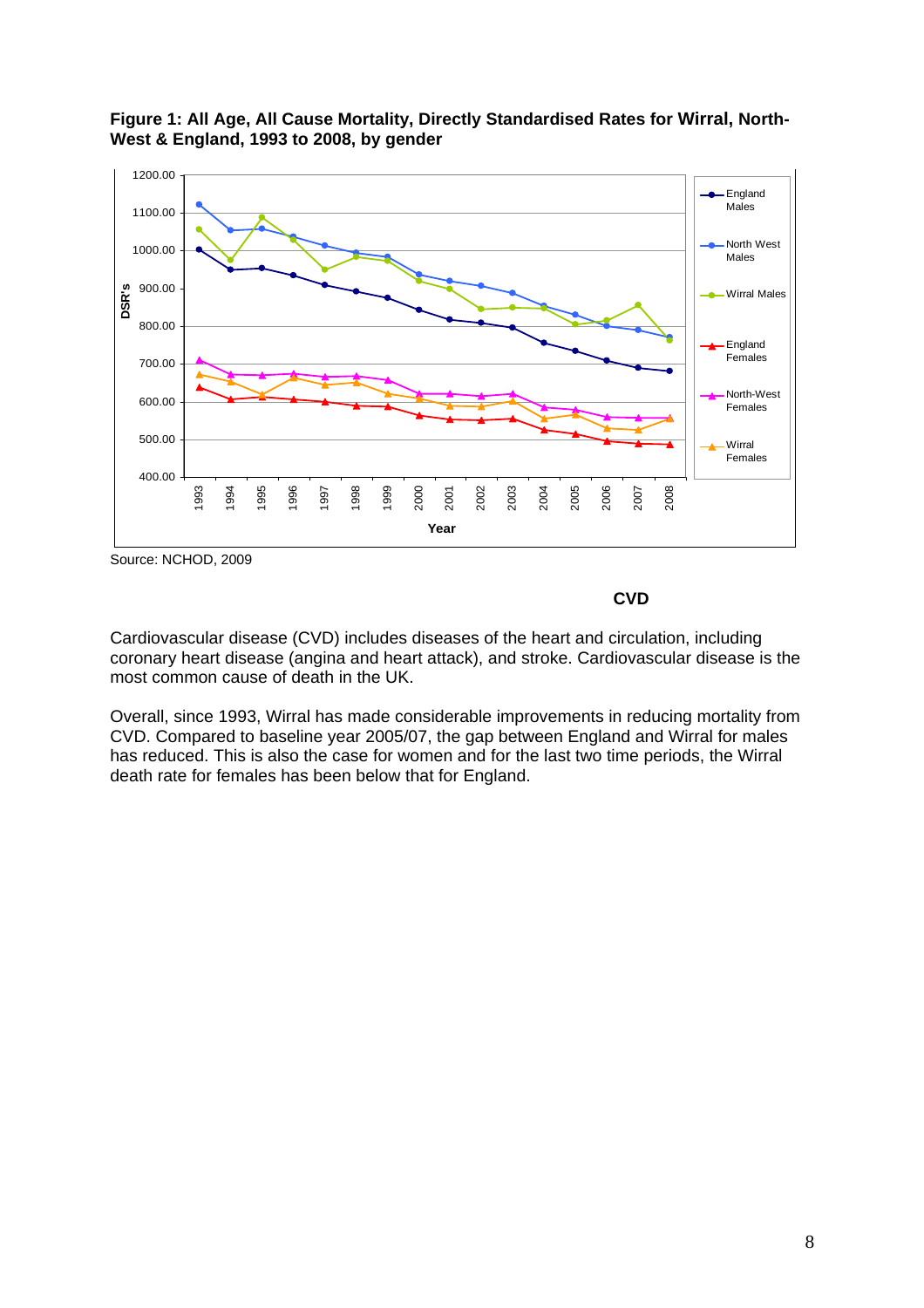**Figure 1: All Age, All Cause Mortality, Directly Standardised Rates for Wirral, North-West & England, 1993 to 2008, by gender**

Source: NCHOD, 2009

### CVD

Cardiovascular disease (CVD) includes diseases of the heart and circulation, including coronary heart disease (angina and heart attack), and stroke. Cardiovascular disease is the most common cause of death in the UK.

Overall, since 1993, Wirral has made considerable improvements in reducing mortality from CVD. Compared to baseline year 2005/07, the gap between England and Wirral for males has reduced. This is also the case for women and for the last two time periods, the Wirral death rate for females has been below that for England.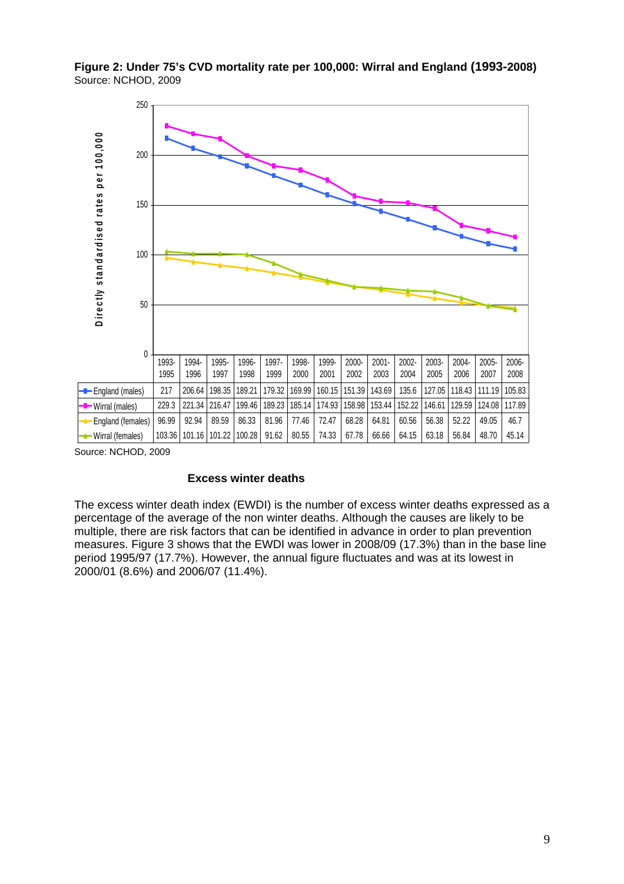**Figure 2: Under 75's CVD mortality rate per 100,000: Wirral and England (1993-2008)**
Source: NCHOD, 2009

| | 1993-1995 | 1994-1996 | 1995-1997 | 1996-1998 | 1997-1999 | 1998-2000 | 1999-2001 | 2000-2002 | 2001-2003 | 2002-2004 | 2003-2005 | 2004-2006 | 2005-2007 | 2006-2008 |
|---|---|---|---|---|---|---|---|---|---|---|---|---|---|---|
| England (males) | 217 | 206.64 | 198.35 | 189.21 | 179.32 | 169.99 | 160.15 | 151.39 | 143.69 | 135.6 | 127.05 | 118.43 | 111.19 | 105.83 |
| Wirral (males) | 229.3 | 221.34 | 216.47 | 199.46 | 189.23 | 185.14 | 174.93 | 158.98 | 153.44 | 152.22 | 146.61 | 129.59 | 124.08 | 117.89 |
| England (females) | 96.99 | 92.94 | 89.59 | 86.33 | 81.96 | 77.46 | 72.47 | 68.28 | 64.81 | 60.56 | 56.38 | 52.22 | 49.05 | 46.7 |
| Wirral (females) | 103.36 | 101.16 | 101.22 | 100.28 | 91.62 | 80.55 | 74.33 | 67.78 | 66.66 | 64.15 | 63.18 | 56.84 | 48.70 | 45.14 |

Source: NCHOD, 2009

**Excess winter deaths**

The excess winter death index (EWDI) is the number of excess winter deaths expressed as a percentage of the average of the non winter deaths. Although the causes are likely to be multiple, there are risk factors that can be identified in advance in order to plan prevention measures. Figure 3 shows that the EWDI was lower in 2008/09 (17.3%) than in the base line period 1995/97 (17.7%). However, the annual figure fluctuates and was at its lowest in 2000/01 (8.6%) and 2006/07 (11.4%).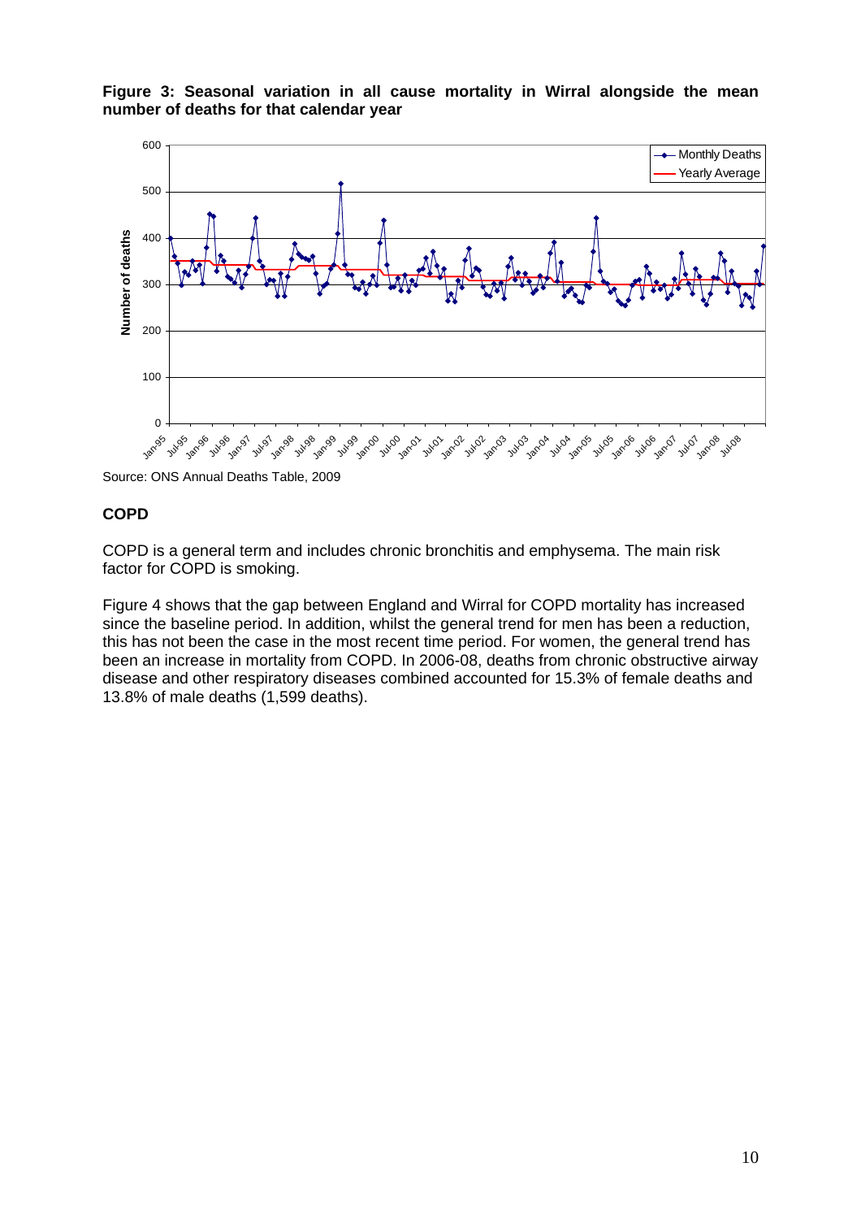**Figure 3: Seasonal variation in all cause mortality in Wirral alongside the mean number of deaths for that calendar year**

Source: ONS Annual Deaths Table, 2009

## COPD

COPD is a general term and includes chronic bronchitis and emphysema. The main risk factor for COPD is smoking.

Figure 4 shows that the gap between England and Wirral for COPD mortality has increased since the baseline period. In addition, whilst the general trend for men has been a reduction, this has not been the case in the most recent time period. For women, the general trend has been an increase in mortality from COPD. In 2006-08, deaths from chronic obstructive airway disease and other respiratory diseases combined accounted for 15.3% of female deaths and 13.8% of male deaths (1,599 deaths).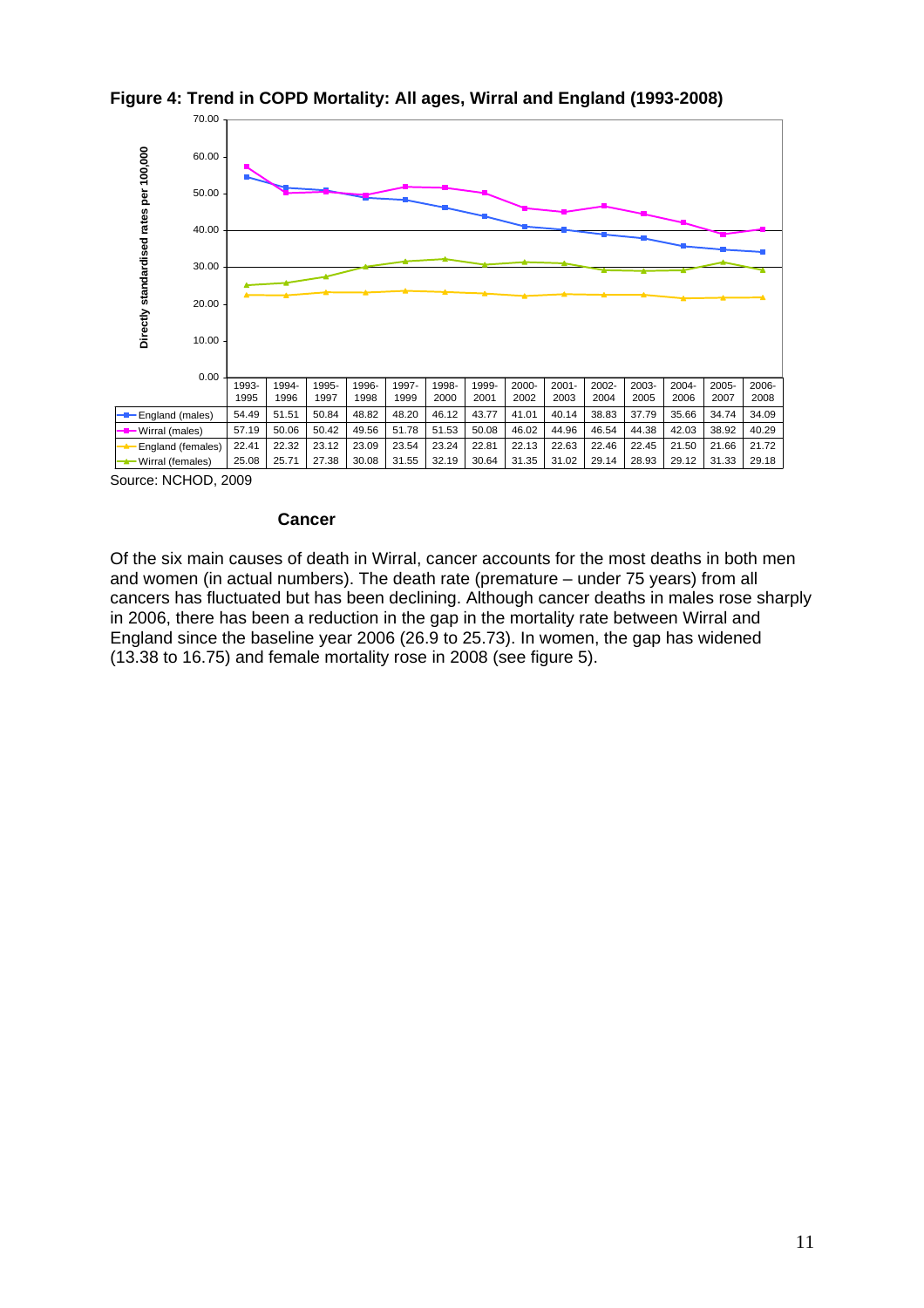**Figure 4: Trend in COPD Mortality: All ages, Wirral and England (1993-2008)**

| | 1993-1995 | 1994-1996 | 1995-1997 | 1996-1998 | 1997-1999 | 1998-2000 | 1999-2001 | 2000-2002 | 2001-2003 | 2002-2004 | 2003-2005 | 2004-2006 | 2005-2007 | 2006-2008 |
|---|---|---|---|---|---|---|---|---|---|---|---|---|---|---|
| England (males) | 54.49 | 51.51 | 50.84 | 48.82 | 48.20 | 46.12 | 43.77 | 41.01 | 40.14 | 38.83 | 37.79 | 35.66 | 34.74 | 34.09 |
| Wirral (males) | 57.19 | 50.06 | 50.42 | 49.56 | 51.78 | 51.53 | 50.08 | 46.02 | 44.96 | 46.54 | 44.38 | 42.03 | 38.92 | 40.29 |
| England (females) | 22.41 | 22.32 | 23.12 | 23.09 | 23.54 | 23.24 | 22.81 | 22.13 | 22.63 | 22.46 | 22.45 | 21.50 | 21.66 | 21.72 |
| Wirral (females) | 25.08 | 25.71 | 27.38 | 30.08 | 31.55 | 32.19 | 30.64 | 31.35 | 31.02 | 29.14 | 28.93 | 29.12 | 31.33 | 29.18 |

Directly standardised rates per 100,000

Source: NCHOD, 2009

### Cancer

Of the six main causes of death in Wirral, cancer accounts for the most deaths in both men and women (in actual numbers). The death rate (premature – under 75 years) from all cancers has fluctuated but has been declining. Although cancer deaths in males rose sharply in 2006, there has been a reduction in the gap in the mortality rate between Wirral and England since the baseline year 2006 (26.9 to 25.73). In women, the gap has widened (13.38 to 16.75) and female mortality rose in 2008 (see figure 5).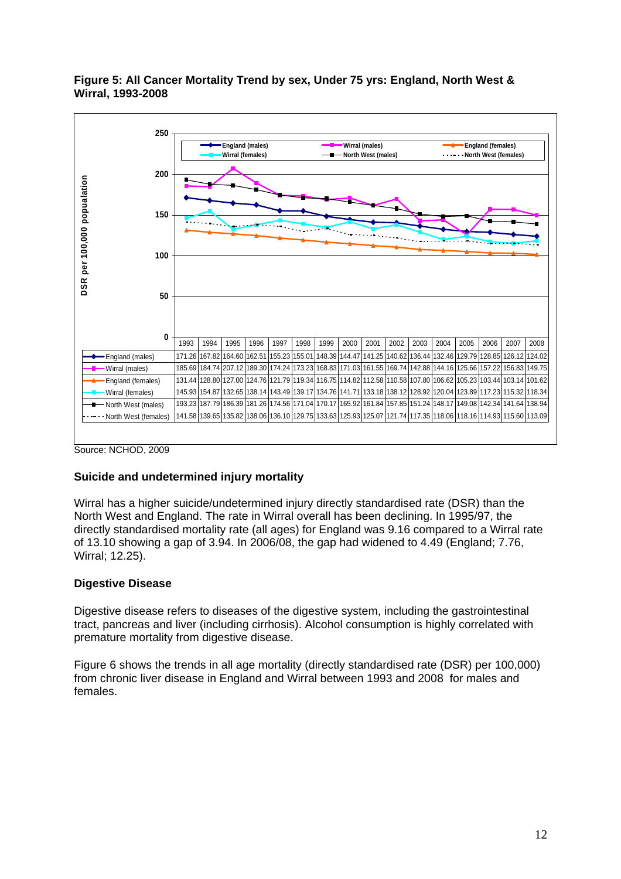**Figure 5: All Cancer Mortality Trend by sex, Under 75 yrs: England, North West & Wirral, 1993-2008**

| | 1993 | 1994 | 1995 | 1996 | 1997 | 1998 | 1999 | 2000 | 2001 | 2002 | 2003 | 2004 | 2005 | 2006 | 2007 | 2008 |
|---|---|---|---|---|---|---|---|---|---|---|---|---|---|---|---|---|
| England (males) | 171.26 | 167.82 | 164.60 | 162.51 | 155.23 | 155.01 | 148.39 | 144.47 | 141.25 | 140.62 | 136.44 | 132.46 | 129.79 | 128.85 | 126.12 | 124.02 |
| Wirral (males) | 185.69 | 184.74 | 207.12 | 189.30 | 174.24 | 173.23 | 168.83 | 171.03 | 161.55 | 169.74 | 142.88 | 144.16 | 125.66 | 157.22 | 156.83 | 149.75 |
| England (females) | 131.44 | 128.80 | 127.00 | 124.76 | 121.79 | 119.34 | 116.75 | 114.82 | 112.58 | 110.58 | 107.80 | 106.62 | 105.23 | 103.44 | 103.14 | 101.62 |
| Wirral (females) | 145.93 | 154.87 | 132.65 | 138.14 | 143.49 | 139.17 | 134.76 | 141.71 | 133.18 | 138.12 | 128.92 | 120.04 | 123.89 | 117.23 | 115.32 | 118.34 |
| North West (males) | 193.23 | 187.79 | 186.39 | 181.26 | 174.56 | 171.04 | 170.17 | 165.92 | 161.84 | 157.85 | 151.24 | 148.17 | 149.08 | 142.34 | 141.64 | 138.94 |
| North West (females) | 141.58 | 139.65 | 135.82 | 138.06 | 136.10 | 129.75 | 133.63 | 125.93 | 125.07 | 121.74 | 117.35 | 118.06 | 118.16 | 114.93 | 115.60 | 113.09 |

Source: NCHOD, 2009

### Suicide and undetermined injury mortality

Wirral has a higher suicide/undetermined injury directly standardised rate (DSR) than the North West and England. The rate in Wirral overall has been declining. In 1995/97, the directly standardised mortality rate (all ages) for England was 9.16 compared to a Wirral rate of 13.10 showing a gap of 3.94. In 2006/08, the gap had widened to 4.49 (England; 7.76, Wirral; 12.25).

### Digestive Disease

Digestive disease refers to diseases of the digestive system, including the gastrointestinal tract, pancreas and liver (including cirrhosis). Alcohol consumption is highly correlated with premature mortality from digestive disease.

Figure 6 shows the trends in all age mortality (directly standardised rate (DSR) per 100,000) from chronic liver disease in England and Wirral between 1993 and 2008 for males and females.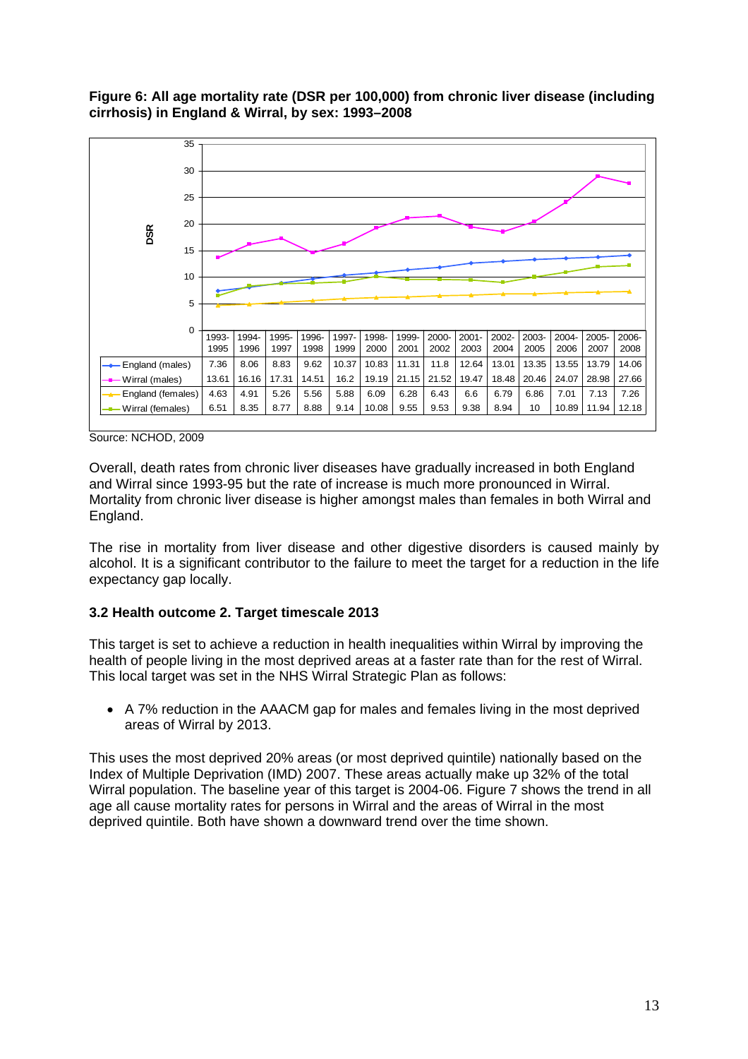**Figure 6: All age mortality rate (DSR per 100,000) from chronic liver disease (including cirrhosis) in England & Wirral, by sex: 1993–2008**

| | 1993-1995 | 1994-1996 | 1995-1997 | 1996-1998 | 1997-1999 | 1998-2000 | 1999-2001 | 2000-2002 | 2001-2003 | 2002-2004 | 2003-2005 | 2004-2006 | 2005-2007 | 2006-2008 |
|---|---|---|---|---|---|---|---|---|---|---|---|---|---|---|
| England (males) | 7.36 | 8.06 | 8.83 | 9.62 | 10.37 | 10.83 | 11.31 | 11.8 | 12.64 | 13.01 | 13.35 | 13.55 | 13.79 | 14.06 |
| Wirral (males) | 13.61 | 16.16 | 17.31 | 14.51 | 16.2 | 19.19 | 21.15 | 21.52 | 19.47 | 18.48 | 20.46 | 24.07 | 28.98 | 27.66 |
| England (females) | 4.63 | 4.91 | 5.26 | 5.56 | 5.88 | 6.09 | 6.28 | 6.43 | 6.6 | 6.79 | 6.86 | 7.01 | 7.13 | 7.26 |
| Wirral (females) | 6.51 | 8.35 | 8.77 | 8.88 | 9.14 | 10.08 | 9.55 | 9.53 | 9.38 | 8.94 | 10 | 10.89 | 11.94 | 12.18 |

Source: NCHOD, 2009

Overall, death rates from chronic liver diseases have gradually increased in both England and Wirral since 1993-95 but the rate of increase is much more pronounced in Wirral. Mortality from chronic liver disease is higher amongst males than females in both Wirral and England.

The rise in mortality from liver disease and other digestive disorders is caused mainly by alcohol. It is a significant contributor to the failure to meet the target for a reduction in the life expectancy gap locally.

### 3.2 Health outcome 2. Target timescale 2013

This target is set to achieve a reduction in health inequalities within Wirral by improving the health of people living in the most deprived areas at a faster rate than for the rest of Wirral. This local target was set in the NHS Wirral Strategic Plan as follows:

- A 7% reduction in the AAACM gap for males and females living in the most deprived areas of Wirral by 2013.

This uses the most deprived 20% areas (or most deprived quintile) nationally based on the Index of Multiple Deprivation (IMD) 2007. These areas actually make up 32% of the total Wirral population. The baseline year of this target is 2004-06. Figure 7 shows the trend in all age all cause mortality rates for persons in Wirral and the areas of Wirral in the most deprived quintile. Both have shown a downward trend over the time shown.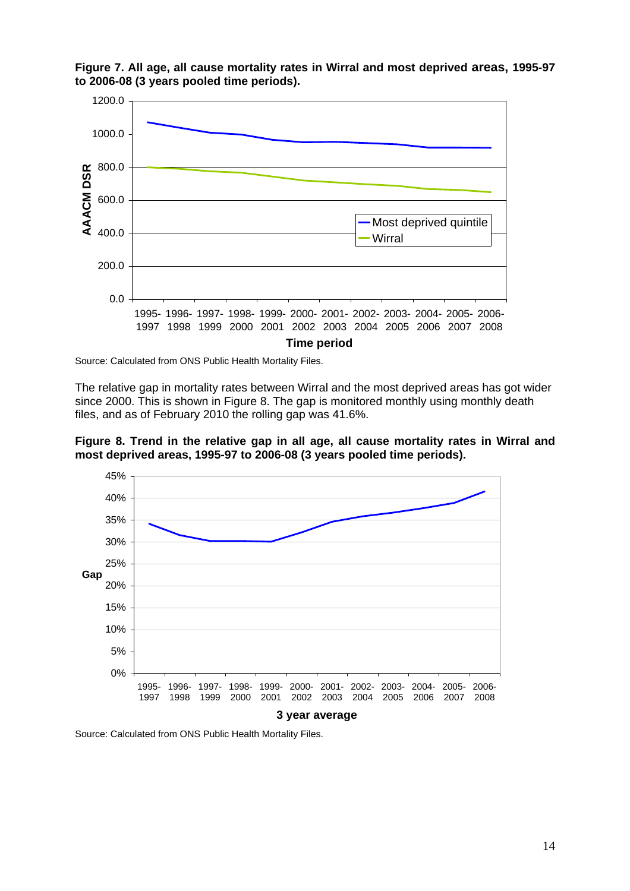**Figure 7. All age, all cause mortality rates in Wirral and most deprived areas, 1995-97 to 2006-08 (3 years pooled time periods).**

Source: Calculated from ONS Public Health Mortality Files.

The relative gap in mortality rates between Wirral and the most deprived areas has got wider since 2000. This is shown in Figure 8. The gap is monitored monthly using monthly death files, and as of February 2010 the rolling gap was 41.6%.

**Figure 8. Trend in the relative gap in all age, all cause mortality rates in Wirral and most deprived areas, 1995-97 to 2006-08 (3 years pooled time periods).**

Source: Calculated from ONS Public Health Mortality Files.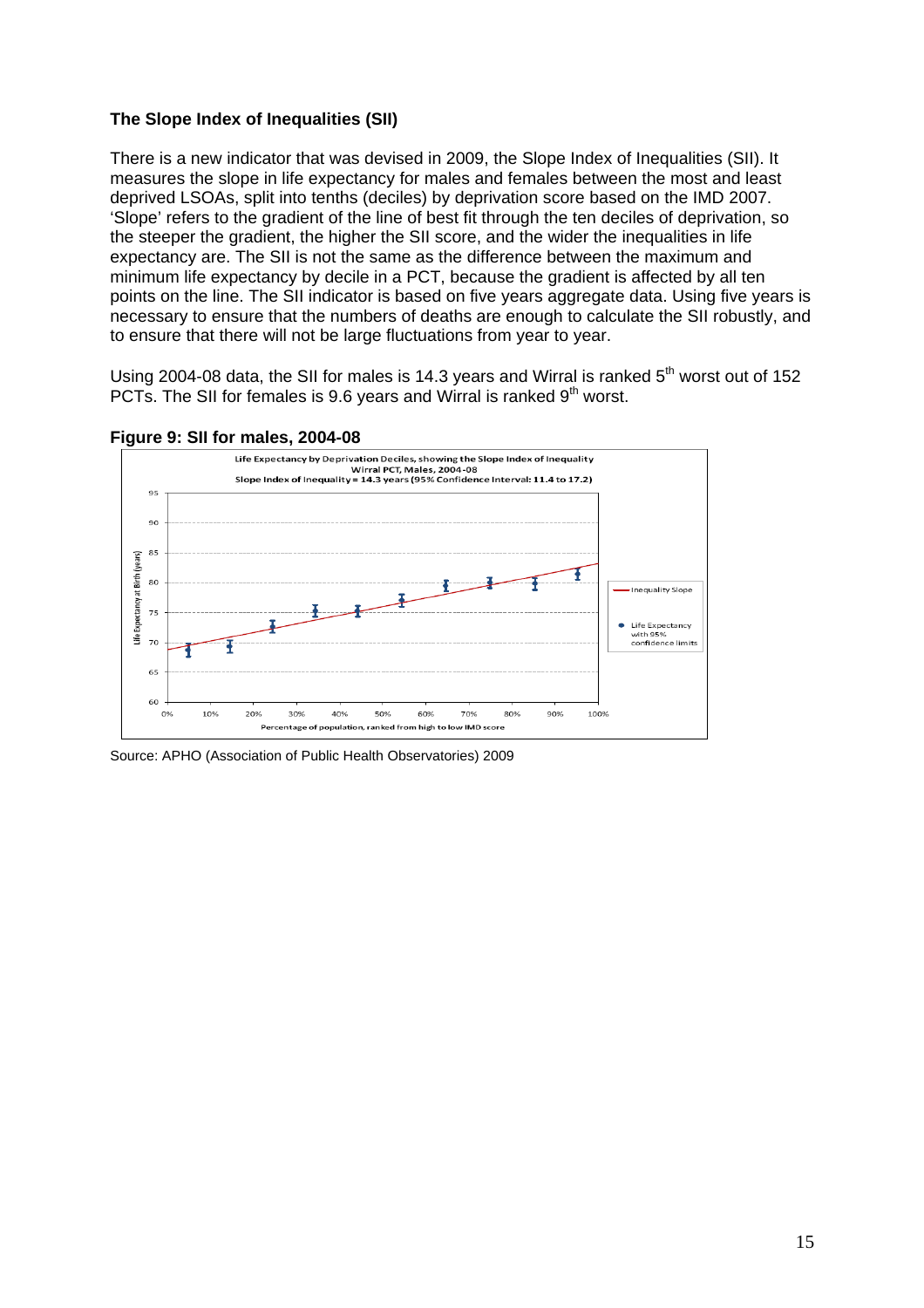### The Slope Index of Inequalities (SII)

There is a new indicator that was devised in 2009, the Slope Index of Inequalities (SII). It measures the slope in life expectancy for males and females between the most and least deprived LSOAs, split into tenths (deciles) by deprivation score based on the IMD 2007. 'Slope' refers to the gradient of the line of best fit through the ten deciles of deprivation, so the steeper the gradient, the higher the SII score, and the wider the inequalities in life expectancy are. The SII is not the same as the difference between the maximum and minimum life expectancy by decile in a PCT, because the gradient is affected by all ten points on the line. The SII indicator is based on five years aggregate data. Using five years is necessary to ensure that the numbers of deaths are enough to calculate the SII robustly, and to ensure that there will not be large fluctuations from year to year.

Using 2004-08 data, the SII for males is 14.3 years and Wirral is ranked 5th worst out of 152 PCTs. The SII for females is 9.6 years and Wirral is ranked 9th worst.

**Figure 9: SII for males, 2004-08**

Life Expectancy by Deprivation Deciles, showing the Slope Index of Inequality
Wirral PCT, Males, 2004-08
Slope Index of Inequality = 14.3 years (95% Confidence Interval: 11.4 to 17.2)

Source: APHO (Association of Public Health Observatories) 2009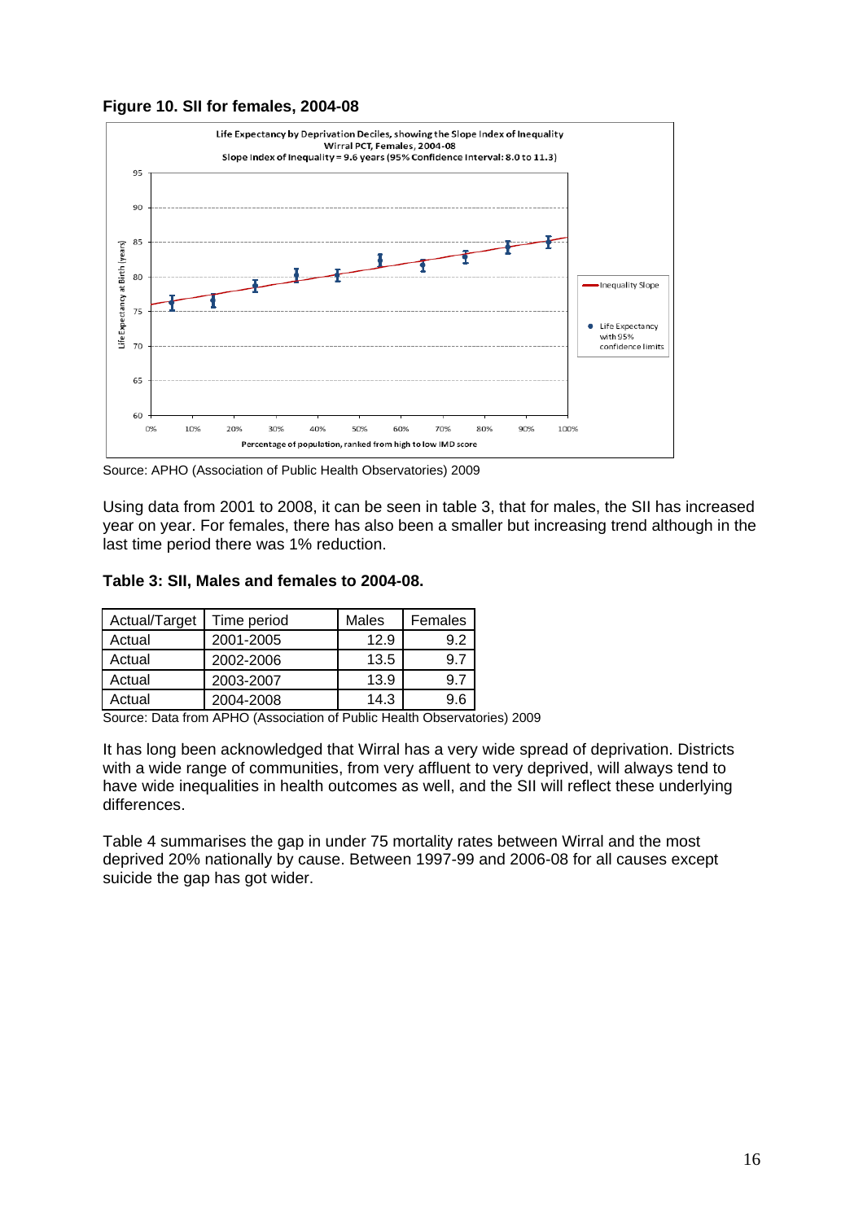**Figure 10. SII for females, 2004-08**

Source: APHO (Association of Public Health Observatories) 2009

Using data from 2001 to 2008, it can be seen in table 3, that for males, the SII has increased year on year. For females, there has also been a smaller but increasing trend although in the last time period there was 1% reduction.

**Table 3: SII, Males and females to 2004-08.**

| Actual/Target | Time period | Males | Females |
|---|---|---|---|
| Actual | 2001-2005 | 12.9 | 9.2 |
| Actual | 2002-2006 | 13.5 | 9.7 |
| Actual | 2003-2007 | 13.9 | 9.7 |
| Actual | 2004-2008 | 14.3 | 9.6 |

Source: Data from APHO (Association of Public Health Observatories) 2009

It has long been acknowledged that Wirral has a very wide spread of deprivation. Districts with a wide range of communities, from very affluent to very deprived, will always tend to have wide inequalities in health outcomes as well, and the SII will reflect these underlying differences.

Table 4 summarises the gap in under 75 mortality rates between Wirral and the most deprived 20% nationally by cause. Between 1997-99 and 2006-08 for all causes except suicide the gap has got wider.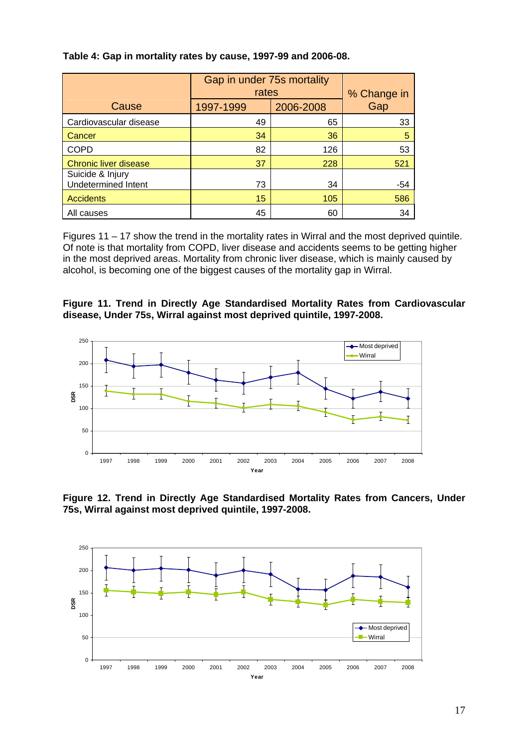**Table 4: Gap in mortality rates by cause, 1997-99 and 2006-08.**

| Cause | Gap in under 75s mortality rates | | % Change in Gap |
|---|---|---|---|
| | 1997-1999 | 2006-2008 | |
| Cardiovascular disease | 49 | 65 | 33 |
| Cancer | 34 | 36 | 5 |
| COPD | 82 | 126 | 53 |
| Chronic liver disease | 37 | 228 | 521 |
| Suicide & Injury Undetermined Intent | 73 | 34 | -54 |
| Accidents | 15 | 105 | 586 |
| All causes | 45 | 60 | 34 |

Figures 11 – 17 show the trend in the mortality rates in Wirral and the most deprived quintile. Of note is that mortality from COPD, liver disease and accidents seems to be getting higher in the most deprived areas. Mortality from chronic liver disease, which is mainly caused by alcohol, is becoming one of the biggest causes of the mortality gap in Wirral.

**Figure 11. Trend in Directly Age Standardised Mortality Rates from Cardiovascular disease, Under 75s, Wirral against most deprived quintile, 1997-2008.**

**Figure 12. Trend in Directly Age Standardised Mortality Rates from Cancers, Under 75s, Wirral against most deprived quintile, 1997-2008.**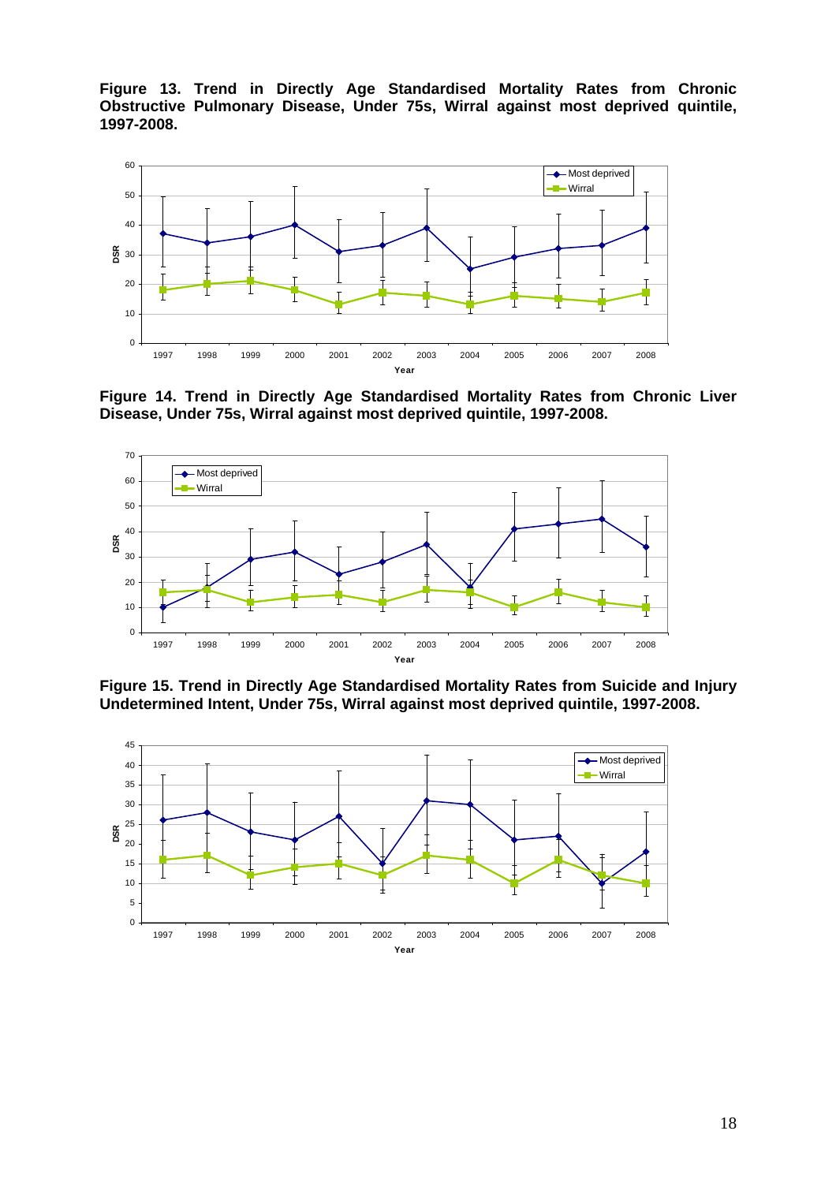**Figure 13. Trend in Directly Age Standardised Mortality Rates from Chronic Obstructive Pulmonary Disease, Under 75s, Wirral against most deprived quintile, 1997-2008.**

**Figure 14. Trend in Directly Age Standardised Mortality Rates from Chronic Liver Disease, Under 75s, Wirral against most deprived quintile, 1997-2008.**

**Figure 15. Trend in Directly Age Standardised Mortality Rates from Suicide and Injury Undetermined Intent, Under 75s, Wirral against most deprived quintile, 1997-2008.**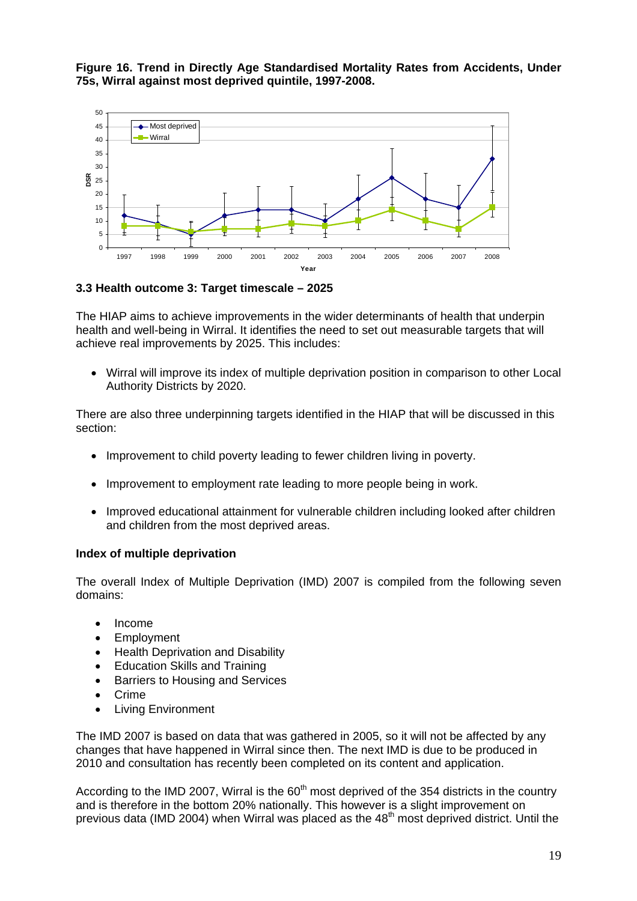**Figure 16. Trend in Directly Age Standardised Mortality Rates from Accidents, Under 75s, Wirral against most deprived quintile, 1997-2008.**

### 3.3 Health outcome 3: Target timescale – 2025

The HIAP aims to achieve improvements in the wider determinants of health that underpin health and well-being in Wirral. It identifies the need to set out measurable targets that will achieve real improvements by 2025. This includes:

- Wirral will improve its index of multiple deprivation position in comparison to other Local Authority Districts by 2020.

There are also three underpinning targets identified in the HIAP that will be discussed in this section:

- Improvement to child poverty leading to fewer children living in poverty.
- Improvement to employment rate leading to more people being in work.
- Improved educational attainment for vulnerable children including looked after children and children from the most deprived areas.

**Index of multiple deprivation**

The overall Index of Multiple Deprivation (IMD) 2007 is compiled from the following seven domains:

- Income
- Employment
- Health Deprivation and Disability
- Education Skills and Training
- Barriers to Housing and Services
- Crime
- Living Environment

The IMD 2007 is based on data that was gathered in 2005, so it will not be affected by any changes that have happened in Wirral since then. The next IMD is due to be produced in 2010 and consultation has recently been completed on its content and application.

According to the IMD 2007, Wirral is the 60th most deprived of the 354 districts in the country and is therefore in the bottom 20% nationally. This however is a slight improvement on previous data (IMD 2004) when Wirral was placed as the 48th most deprived district. Until the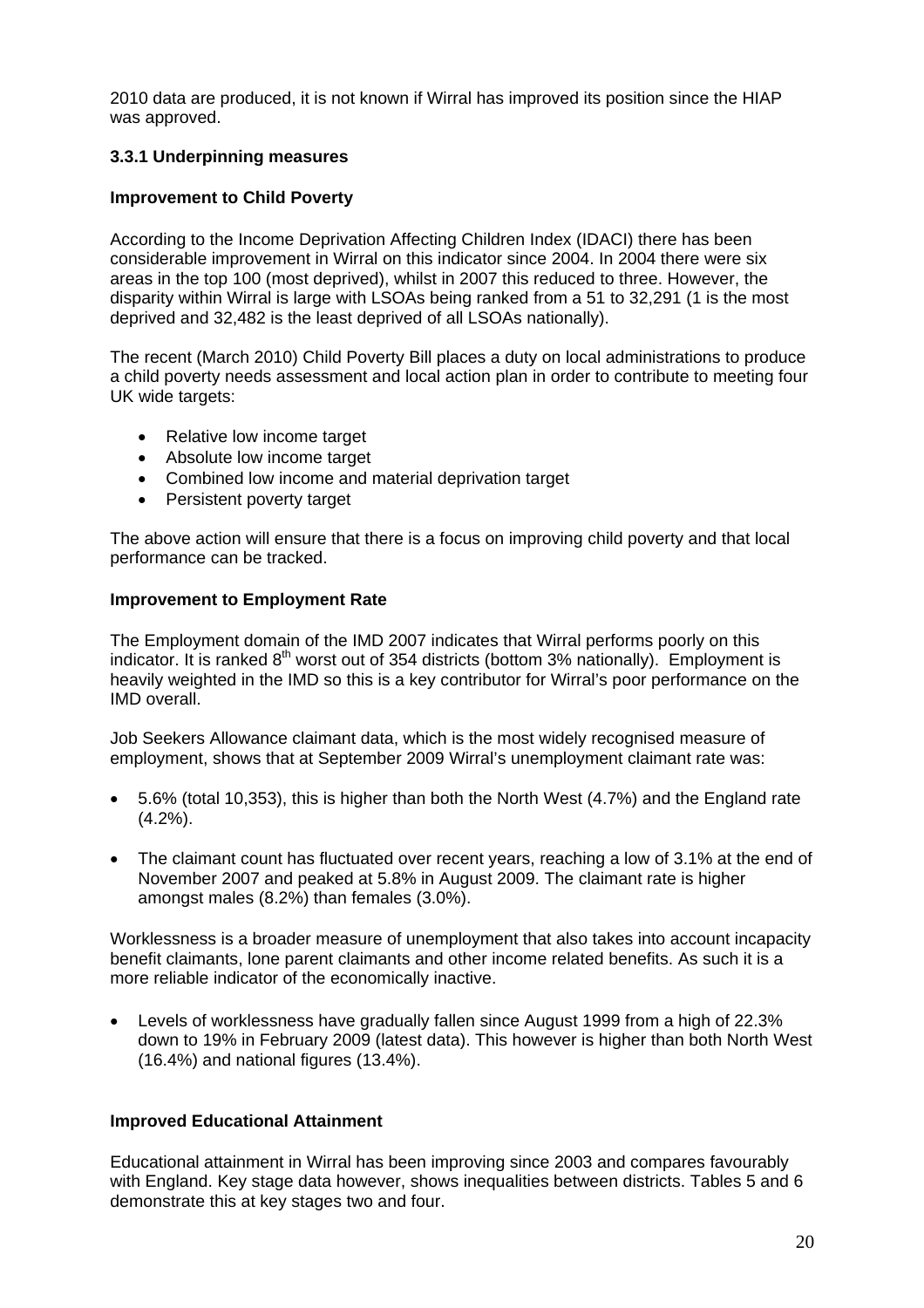2010 data are produced, it is not known if Wirral has improved its position since the HIAP was approved.

### 3.3.1 Underpinning measures

**Improvement to Child Poverty**

According to the Income Deprivation Affecting Children Index (IDACI) there has been considerable improvement in Wirral on this indicator since 2004. In 2004 there were six areas in the top 100 (most deprived), whilst in 2007 this reduced to three. However, the disparity within Wirral is large with LSOAs being ranked from a 51 to 32,291 (1 is the most deprived and 32,482 is the least deprived of all LSOAs nationally).

The recent (March 2010) Child Poverty Bill places a duty on local administrations to produce a child poverty needs assessment and local action plan in order to contribute to meeting four UK wide targets:

- Relative low income target
- Absolute low income target
- Combined low income and material deprivation target
- Persistent poverty target

The above action will ensure that there is a focus on improving child poverty and that local performance can be tracked.

**Improvement to Employment Rate**

The Employment domain of the IMD 2007 indicates that Wirral performs poorly on this indicator. It is ranked 8th worst out of 354 districts (bottom 3% nationally). Employment is heavily weighted in the IMD so this is a key contributor for Wirral's poor performance on the IMD overall.

Job Seekers Allowance claimant data, which is the most widely recognised measure of employment, shows that at September 2009 Wirral's unemployment claimant rate was:

- 5.6% (total 10,353), this is higher than both the North West (4.7%) and the England rate (4.2%).
- The claimant count has fluctuated over recent years, reaching a low of 3.1% at the end of November 2007 and peaked at 5.8% in August 2009. The claimant rate is higher amongst males (8.2%) than females (3.0%).

Worklessness is a broader measure of unemployment that also takes into account incapacity benefit claimants, lone parent claimants and other income related benefits. As such it is a more reliable indicator of the economically inactive.

- Levels of worklessness have gradually fallen since August 1999 from a high of 22.3% down to 19% in February 2009 (latest data). This however is higher than both North West (16.4%) and national figures (13.4%).

**Improved Educational Attainment**

Educational attainment in Wirral has been improving since 2003 and compares favourably with England. Key stage data however, shows inequalities between districts. Tables 5 and 6 demonstrate this at key stages two and four.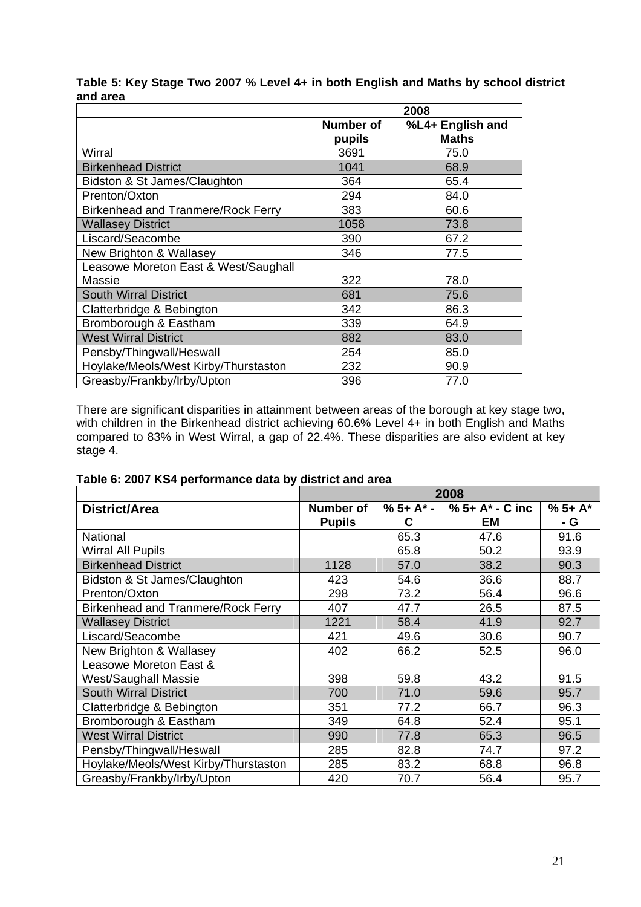**Table 5: Key Stage Two 2007 % Level 4+ in both English and Maths by school district and area**

| | 2008 | |
|---|---|---|
| | Number of pupils | %L4+ English and Maths |
| Wirral | 3691 | 75.0 |
| Birkenhead District | 1041 | 68.9 |
| Bidston & St James/Claughton | 364 | 65.4 |
| Prenton/Oxton | 294 | 84.0 |
| Birkenhead and Tranmere/Rock Ferry | 383 | 60.6 |
| Wallasey District | 1058 | 73.8 |
| Liscard/Seacombe | 390 | 67.2 |
| New Brighton & Wallasey | 346 | 77.5 |
| Leasowe Moreton East & West/Saughall Massie | 322 | 78.0 |
| South Wirral District | 681 | 75.6 |
| Clatterbridge & Bebington | 342 | 86.3 |
| Bromborough & Eastham | 339 | 64.9 |
| West Wirral District | 882 | 83.0 |
| Pensby/Thingwall/Heswall | 254 | 85.0 |
| Hoylake/Meols/West Kirby/Thurstaston | 232 | 90.9 |
| Greasby/Frankby/Irby/Upton | 396 | 77.0 |

There are significant disparities in attainment between areas of the borough at key stage two, with children in the Birkenhead district achieving 60.6% Level 4+ in both English and Maths compared to 83% in West Wirral, a gap of 22.4%. These disparities are also evident at key stage 4.

**Table 6: 2007 KS4 performance data by district and area**

| | 2008 | | | |
|---|---|---|---|---|
| District/Area | Number of Pupils | % 5+ A* - C | % 5+ A* - C inc EM | % 5+ A* - G |
| National | | 65.3 | 47.6 | 91.6 |
| Wirral All Pupils | | 65.8 | 50.2 | 93.9 |
| Birkenhead District | 1128 | 57.0 | 38.2 | 90.3 |
| Bidston & St James/Claughton | 423 | 54.6 | 36.6 | 88.7 |
| Prenton/Oxton | 298 | 73.2 | 56.4 | 96.6 |
| Birkenhead and Tranmere/Rock Ferry | 407 | 47.7 | 26.5 | 87.5 |
| Wallasey District | 1221 | 58.4 | 41.9 | 92.7 |
| Liscard/Seacombe | 421 | 49.6 | 30.6 | 90.7 |
| New Brighton & Wallasey | 402 | 66.2 | 52.5 | 96.0 |
| Leasowe Moreton East & West/Saughall Massie | 398 | 59.8 | 43.2 | 91.5 |
| South Wirral District | 700 | 71.0 | 59.6 | 95.7 |
| Clatterbridge & Bebington | 351 | 77.2 | 66.7 | 96.3 |
| Bromborough & Eastham | 349 | 64.8 | 52.4 | 95.1 |
| West Wirral District | 990 | 77.8 | 65.3 | 96.5 |
| Pensby/Thingwall/Heswall | 285 | 82.8 | 74.7 | 97.2 |
| Hoylake/Meols/West Kirby/Thurstaston | 285 | 83.2 | 68.8 | 96.8 |
| Greasby/Frankby/Irby/Upton | 420 | 70.7 | 56.4 | 95.7 |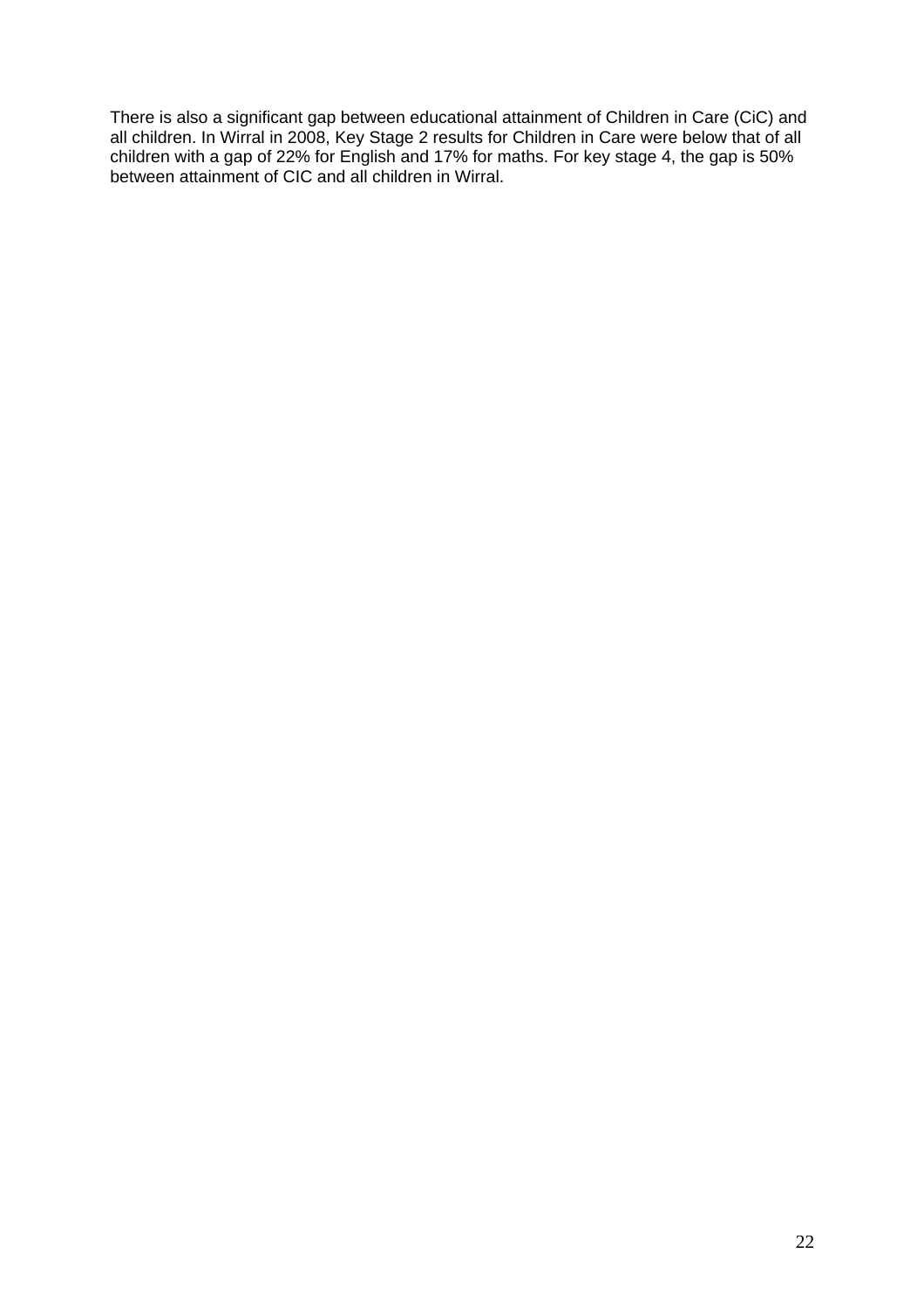There is also a significant gap between educational attainment of Children in Care (CiC) and all children. In Wirral in 2008, Key Stage 2 results for Children in Care were below that of all children with a gap of 22% for English and 17% for maths. For key stage 4, the gap is 50% between attainment of CIC and all children in Wirral.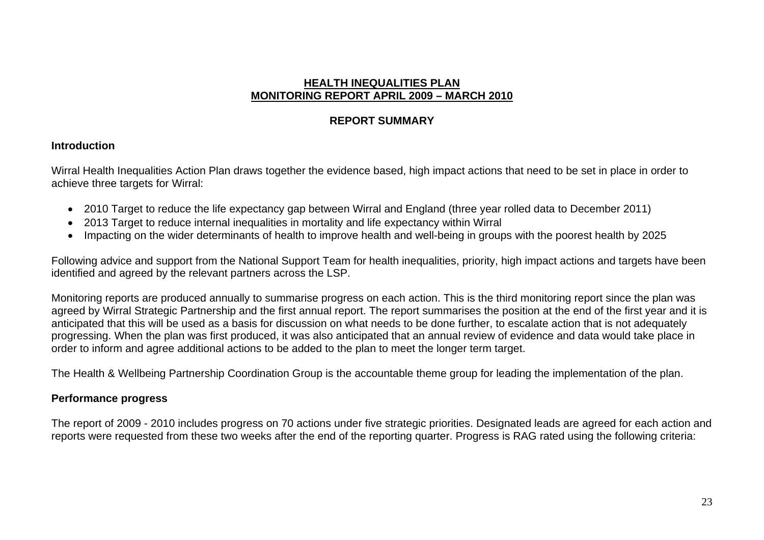# HEALTH INEQUALITIES PLAN
# MONITORING REPORT APRIL 2009 – MARCH 2010

## REPORT SUMMARY

### Introduction

Wirral Health Inequalities Action Plan draws together the evidence based, high impact actions that need to be set in place in order to achieve three targets for Wirral:

- 2010 Target to reduce the life expectancy gap between Wirral and England (three year rolled data to December 2011)
- 2013 Target to reduce internal inequalities in mortality and life expectancy within Wirral
- Impacting on the wider determinants of health to improve health and well-being in groups with the poorest health by 2025

Following advice and support from the National Support Team for health inequalities, priority, high impact actions and targets have been identified and agreed by the relevant partners across the LSP.

Monitoring reports are produced annually to summarise progress on each action. This is the third monitoring report since the plan was agreed by Wirral Strategic Partnership and the first annual report. The report summarises the position at the end of the first year and it is anticipated that this will be used as a basis for discussion on what needs to be done further, to escalate action that is not adequately progressing. When the plan was first produced, it was also anticipated that an annual review of evidence and data would take place in order to inform and agree additional actions to be added to the plan to meet the longer term target.

The Health & Wellbeing Partnership Coordination Group is the accountable theme group for leading the implementation of the plan.

### Performance progress

The report of 2009 - 2010 includes progress on 70 actions under five strategic priorities. Designated leads are agreed for each action and reports were requested from these two weeks after the end of the reporting quarter. Progress is RAG rated using the following criteria: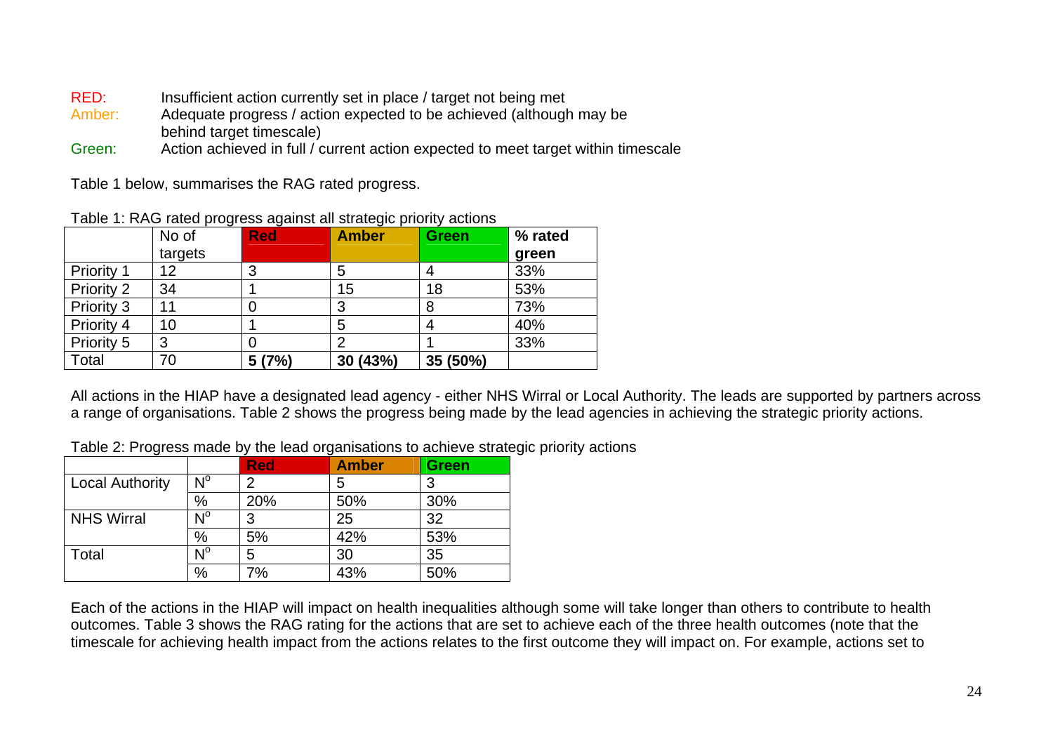RED: Insufficient action currently set in place / target not being met
Amber: Adequate progress / action expected to be achieved (although may be behind target timescale)
Green: Action achieved in full / current action expected to meet target within timescale

Table 1 below, summarises the RAG rated progress.

Table 1: RAG rated progress against all strategic priority actions

| | No of targets | Red | Amber | Green | % rated green |
|---|---|---|---|---|---|
| Priority 1 | 12 | 3 | 5 | 4 | 33% |
| Priority 2 | 34 | 1 | 15 | 18 | 53% |
| Priority 3 | 11 | 0 | 3 | 8 | 73% |
| Priority 4 | 10 | 1 | 5 | 4 | 40% |
| Priority 5 | 3 | 0 | 2 | 1 | 33% |
| Total | 70 | **5 (7%)** | **30 (43%)** | **35 (50%)** | |

All actions in the HIAP have a designated lead agency - either NHS Wirral or Local Authority. The leads are supported by partners across a range of organisations. Table 2 shows the progress being made by the lead agencies in achieving the strategic priority actions.

Table 2: Progress made by the lead organisations to achieve strategic priority actions

| | | Red | Amber | Green |
|---|---|---|---|---|
| Local Authority | N° | 2 | 5 | 3 |
| | % | 20% | 50% | 30% |
| NHS Wirral | N° | 3 | 25 | 32 |
| | % | 5% | 42% | 53% |
| Total | N° | 5 | 30 | 35 |
| | % | 7% | 43% | 50% |

Each of the actions in the HIAP will impact on health inequalities although some will take longer than others to contribute to health outcomes. Table 3 shows the RAG rating for the actions that are set to achieve each of the three health outcomes (note that the timescale for achieving health impact from the actions relates to the first outcome they will impact on. For example, actions set to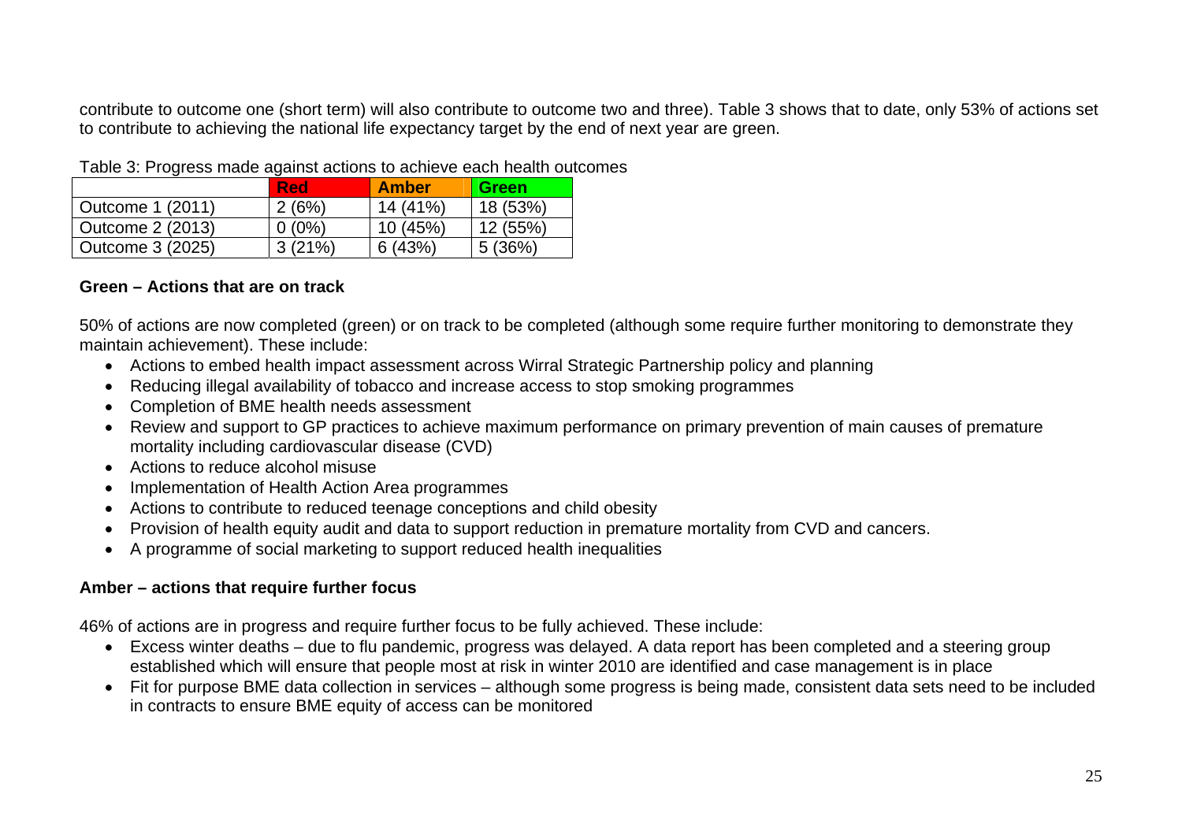contribute to outcome one (short term) will also contribute to outcome two and three). Table 3 shows that to date, only 53% of actions set to contribute to achieving the national life expectancy target by the end of next year are green.

Table 3: Progress made against actions to achieve each health outcomes

| | Red | Amber | Green |
|---|---|---|---|
| Outcome 1 (2011) | 2 (6%) | 14 (41%) | 18 (53%) |
| Outcome 2 (2013) | 0 (0%) | 10 (45%) | 12 (55%) |
| Outcome 3 (2025) | 3 (21%) | 6 (43%) | 5 (36%) |

**Green – Actions that are on track**

50% of actions are now completed (green) or on track to be completed (although some require further monitoring to demonstrate they maintain achievement). These include:

- Actions to embed health impact assessment across Wirral Strategic Partnership policy and planning
- Reducing illegal availability of tobacco and increase access to stop smoking programmes
- Completion of BME health needs assessment
- Review and support to GP practices to achieve maximum performance on primary prevention of main causes of premature mortality including cardiovascular disease (CVD)
- Actions to reduce alcohol misuse
- Implementation of Health Action Area programmes
- Actions to contribute to reduced teenage conceptions and child obesity
- Provision of health equity audit and data to support reduction in premature mortality from CVD and cancers.
- A programme of social marketing to support reduced health inequalities

**Amber – actions that require further focus**

46% of actions are in progress and require further focus to be fully achieved. These include:

- Excess winter deaths – due to flu pandemic, progress was delayed. A data report has been completed and a steering group established which will ensure that people most at risk in winter 2010 are identified and case management is in place
- Fit for purpose BME data collection in services – although some progress is being made, consistent data sets need to be included in contracts to ensure BME equity of access can be monitored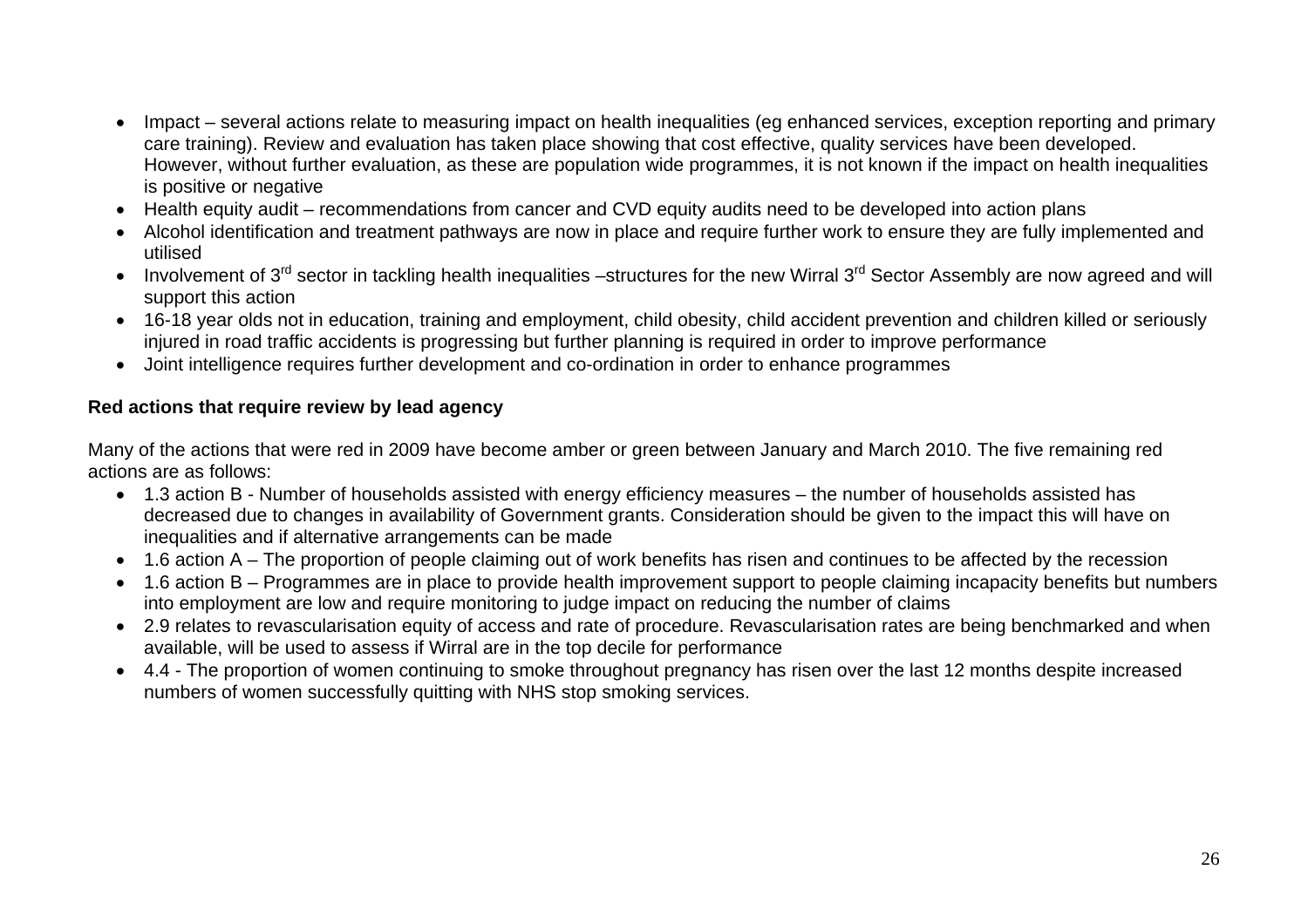- Impact – several actions relate to measuring impact on health inequalities (eg enhanced services, exception reporting and primary care training). Review and evaluation has taken place showing that cost effective, quality services have been developed. However, without further evaluation, as these are population wide programmes, it is not known if the impact on health inequalities is positive or negative
- Health equity audit – recommendations from cancer and CVD equity audits need to be developed into action plans
- Alcohol identification and treatment pathways are now in place and require further work to ensure they are fully implemented and utilised
- Involvement of 3rd sector in tackling health inequalities –structures for the new Wirral 3rd Sector Assembly are now agreed and will support this action
- 16-18 year olds not in education, training and employment, child obesity, child accident prevention and children killed or seriously injured in road traffic accidents is progressing but further planning is required in order to improve performance
- Joint intelligence requires further development and co-ordination in order to enhance programmes

**Red actions that require review by lead agency**

Many of the actions that were red in 2009 have become amber or green between January and March 2010. The five remaining red actions are as follows:

- 1.3 action B - Number of households assisted with energy efficiency measures – the number of households assisted has decreased due to changes in availability of Government grants. Consideration should be given to the impact this will have on inequalities and if alternative arrangements can be made
- 1.6 action A – The proportion of people claiming out of work benefits has risen and continues to be affected by the recession
- 1.6 action B – Programmes are in place to provide health improvement support to people claiming incapacity benefits but numbers into employment are low and require monitoring to judge impact on reducing the number of claims
- 2.9 relates to revascularisation equity of access and rate of procedure. Revascularisation rates are being benchmarked and when available, will be used to assess if Wirral are in the top decile for performance
- 4.4 - The proportion of women continuing to smoke throughout pregnancy has risen over the last 12 months despite increased numbers of women successfully quitting with NHS stop smoking services.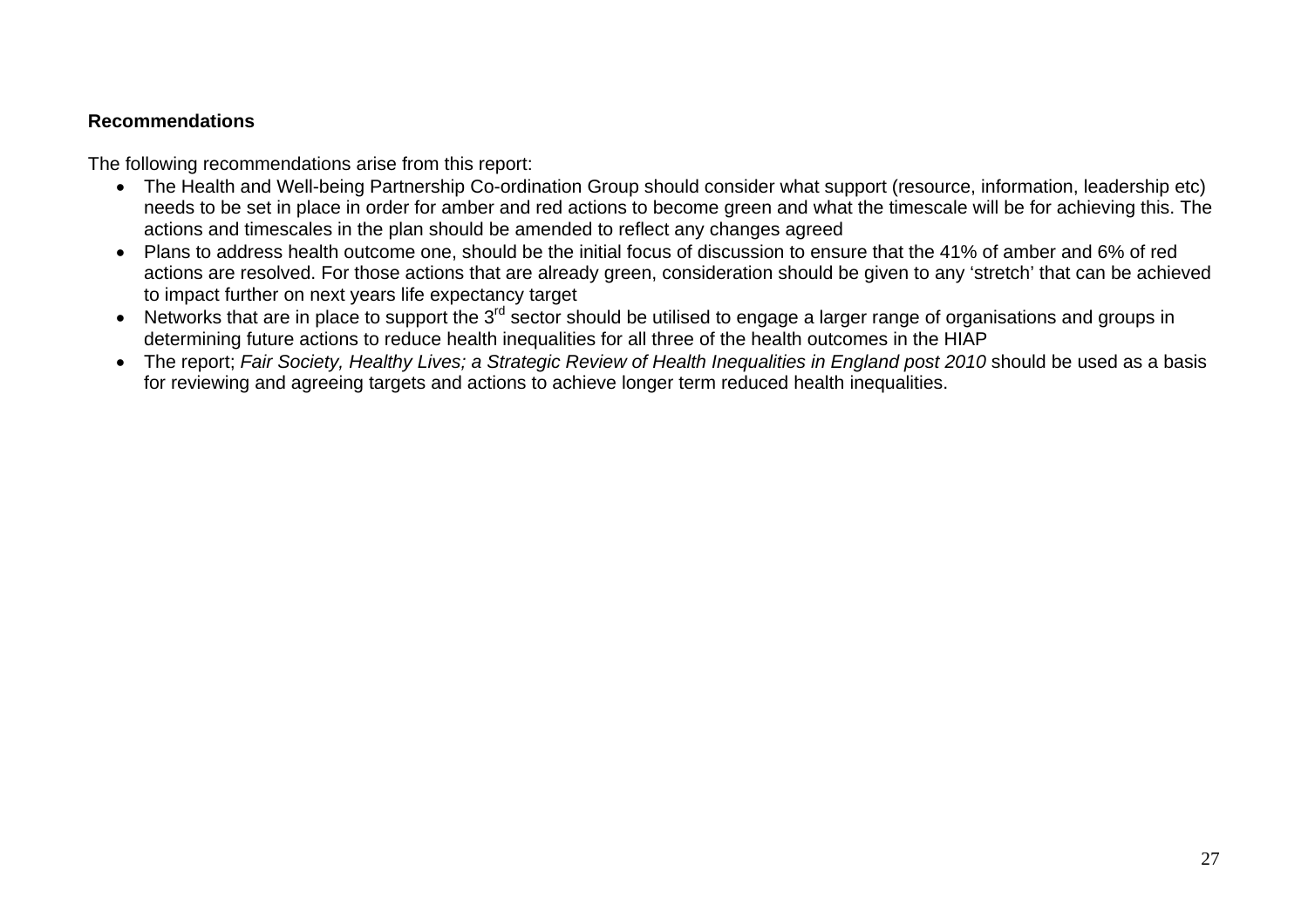**Recommendations**

The following recommendations arise from this report:

- The Health and Well-being Partnership Co-ordination Group should consider what support (resource, information, leadership etc) needs to be set in place in order for amber and red actions to become green and what the timescale will be for achieving this. The actions and timescales in the plan should be amended to reflect any changes agreed
- Plans to address health outcome one, should be the initial focus of discussion to ensure that the 41% of amber and 6% of red actions are resolved. For those actions that are already green, consideration should be given to any 'stretch' that can be achieved to impact further on next years life expectancy target
- Networks that are in place to support the 3rd sector should be utilised to engage a larger range of organisations and groups in determining future actions to reduce health inequalities for all three of the health outcomes in the HIAP
- The report; *Fair Society, Healthy Lives; a Strategic Review of Health Inequalities in England post 2010* should be used as a basis for reviewing and agreeing targets and actions to achieve longer term reduced health inequalities.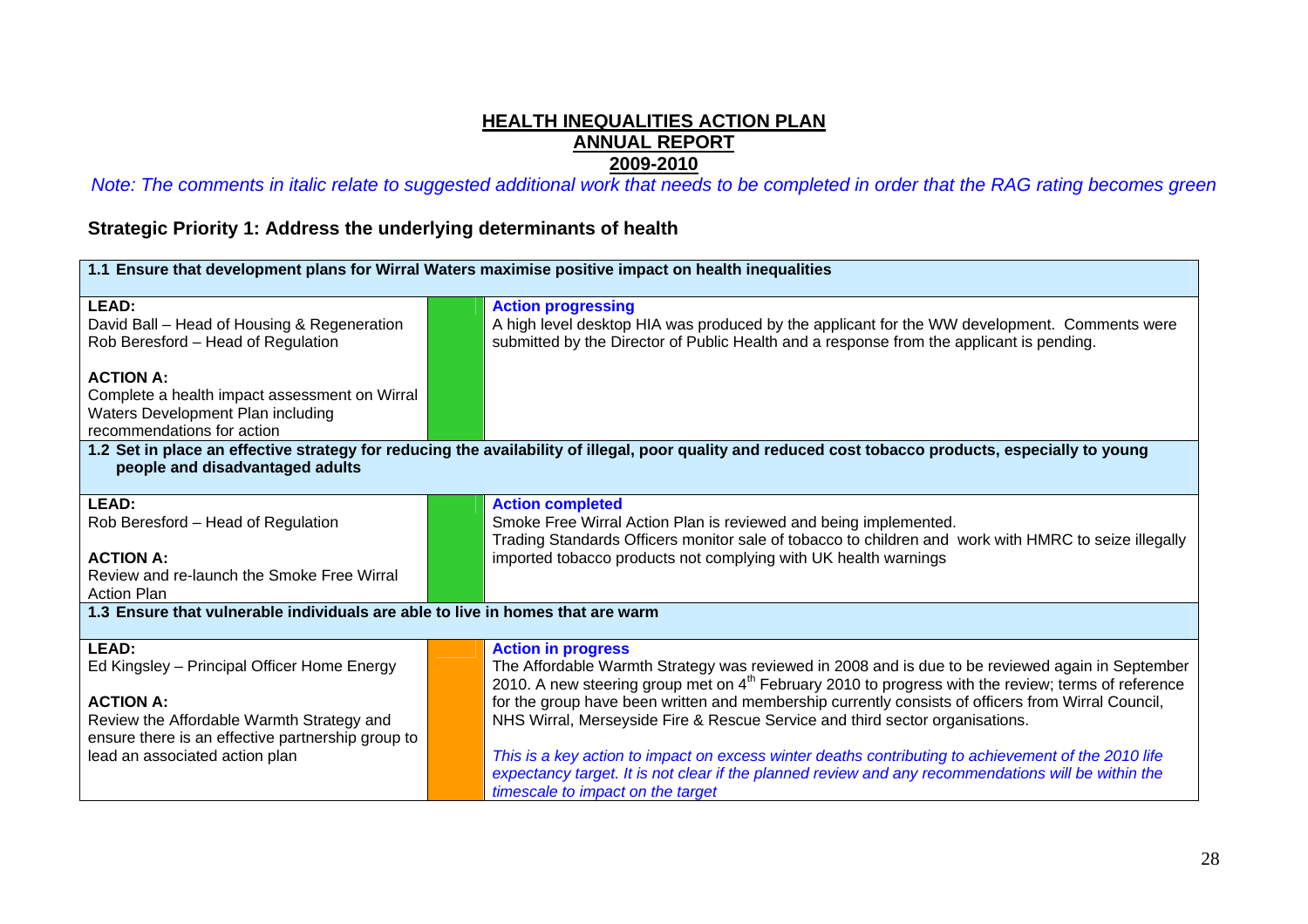# HEALTH INEQUALITIES ACTION PLAN
## ANNUAL REPORT
## 2009-2010

*Note: The comments in italic relate to suggested additional work that needs to be completed in order that the RAG rating becomes green*

### Strategic Priority 1: Address the underlying determinants of health

| | | |
|---|---|---|
| **1.1 Ensure that development plans for Wirral Waters maximise positive impact on health inequalities** | | |
| **LEAD:**<br>David Ball – Head of Housing & Regeneration<br>Rob Beresford – Head of Regulation<br><br>**ACTION A:**<br>Complete a health impact assessment on Wirral Waters Development Plan including recommendations for action | Green | **Action progressing**<br>A high level desktop HIA was produced by the applicant for the WW development. Comments were submitted by the Director of Public Health and a response from the applicant is pending. |
| **1.2 Set in place an effective strategy for reducing the availability of illegal, poor quality and reduced cost tobacco products, especially to young people and disadvantaged adults** | | |
| **LEAD:**<br>Rob Beresford – Head of Regulation<br><br>**ACTION A:**<br>Review and re-launch the Smoke Free Wirral Action Plan | Green | **Action completed**<br>Smoke Free Wirral Action Plan is reviewed and being implemented.<br>Trading Standards Officers monitor sale of tobacco to children and work with HMRC to seize illegally imported tobacco products not complying with UK health warnings |
| **1.3 Ensure that vulnerable individuals are able to live in homes that are warm** | | |
| **LEAD:**<br>Ed Kingsley – Principal Officer Home Energy<br><br>**ACTION A:**<br>Review the Affordable Warmth Strategy and ensure there is an effective partnership group to lead an associated action plan | Amber | **Action in progress**<br>The Affordable Warmth Strategy was reviewed in 2008 and is due to be reviewed again in September 2010. A new steering group met on 4th February 2010 to progress with the review; terms of reference for the group have been written and membership currently consists of officers from Wirral Council, NHS Wirral, Merseyside Fire & Rescue Service and third sector organisations.<br><br>*This is a key action to impact on excess winter deaths contributing to achievement of the 2010 life expectancy target. It is not clear if the planned review and any recommendations will be within the timescale to impact on the target* |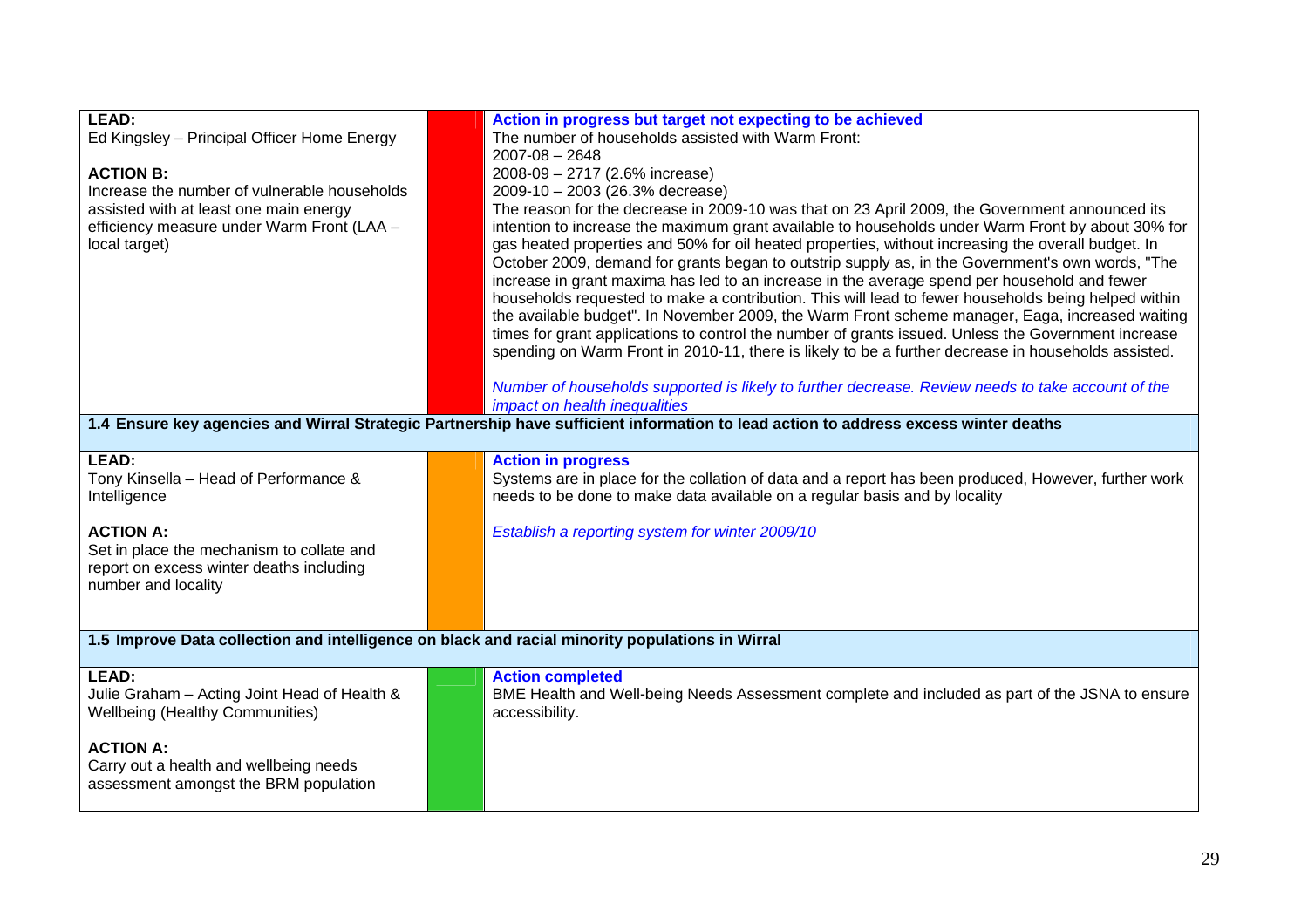| | | |
|---|---|---|
| **LEAD:**<br>Ed Kingsley – Principal Officer Home Energy<br><br>**ACTION B:**<br>Increase the number of vulnerable households assisted with at least one main energy efficiency measure under Warm Front (LAA – local target) | Red | **Action in progress but target not expecting to be achieved**<br>The number of households assisted with Warm Front:<br>2007-08 – 2648<br>2008-09 – 2717 (2.6% increase)<br>2009-10 – 2003 (26.3% decrease)<br>The reason for the decrease in 2009-10 was that on 23 April 2009, the Government announced its intention to increase the maximum grant available to households under Warm Front by about 30% for gas heated properties and 50% for oil heated properties, without increasing the overall budget. In October 2009, demand for grants began to outstrip supply as, in the Government's own words, "The increase in grant maxima has led to an increase in the average spend per household and fewer households requested to make a contribution. This will lead to fewer households being helped within the available budget". In November 2009, the Warm Front scheme manager, Eaga, increased waiting times for grant applications to control the number of grants issued. Unless the Government increase spending on Warm Front in 2010-11, there is likely to be a further decrease in households assisted.<br><br>*Number of households supported is likely to further decrease. Review needs to take account of the impact on health inequalities* |
| **1.4 Ensure key agencies and Wirral Strategic Partnership have sufficient information to lead action to address excess winter deaths** | | |
| **LEAD:**<br>Tony Kinsella – Head of Performance & Intelligence<br><br>**ACTION A:**<br>Set in place the mechanism to collate and report on excess winter deaths including number and locality | Amber | **Action in progress**<br>Systems are in place for the collation of data and a report has been produced, However, further work needs to be done to make data available on a regular basis and by locality<br><br>*Establish a reporting system for winter 2009/10* |
| **1.5 Improve Data collection and intelligence on black and racial minority populations in Wirral** | | |
| **LEAD:**<br>Julie Graham – Acting Joint Head of Health & Wellbeing (Healthy Communities)<br><br>**ACTION A:**<br>Carry out a health and wellbeing needs assessment amongst the BRM population | Green | **Action completed**<br>BME Health and Well-being Needs Assessment complete and included as part of the JSNA to ensure accessibility. |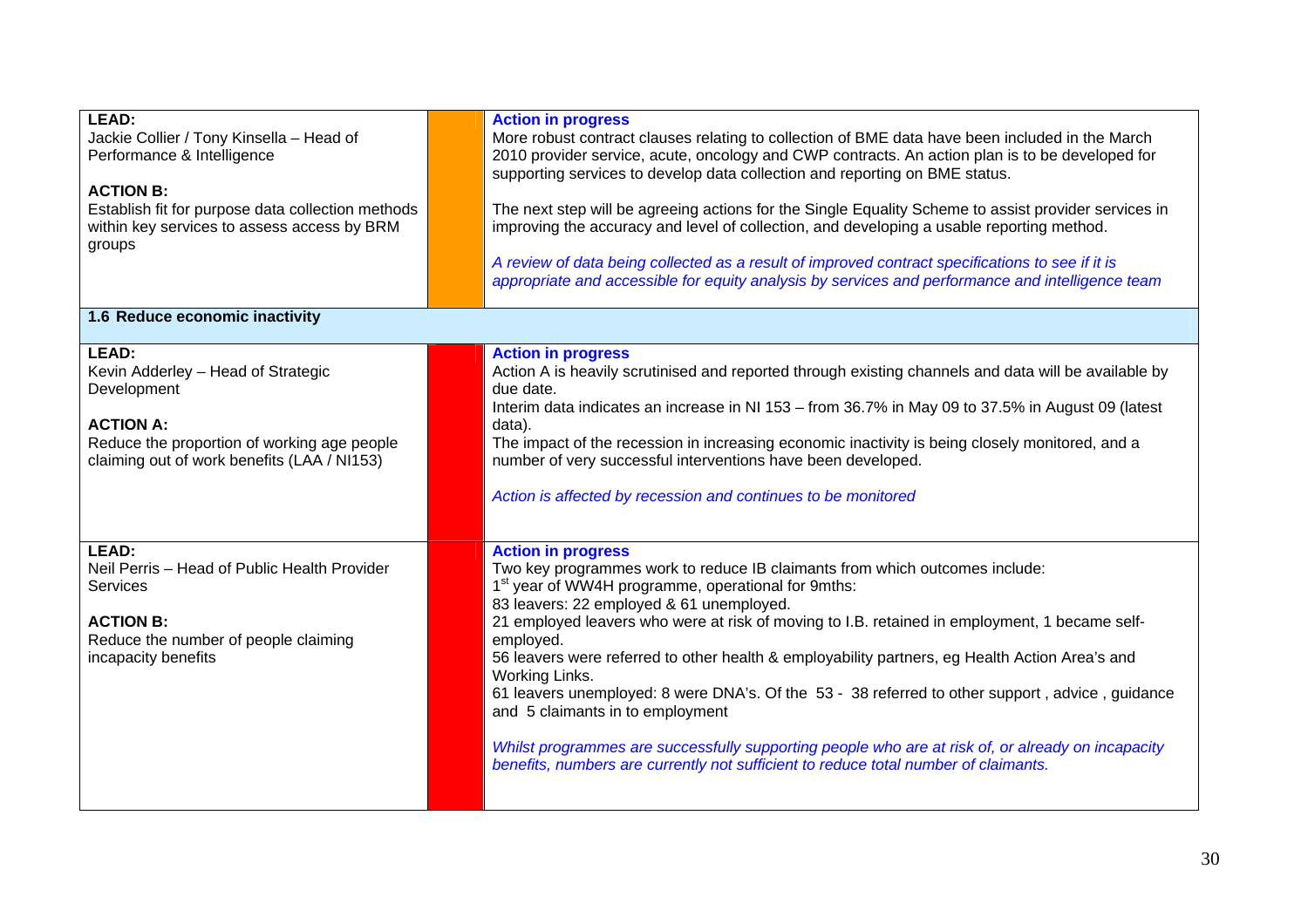| | | |
|---|---|---|
| **LEAD:**<br>Jackie Collier / Tony Kinsella – Head of Performance & Intelligence<br><br>**ACTION B:**<br>Establish fit for purpose data collection methods within key services to assess access by BRM groups | | **Action in progress**<br>More robust contract clauses relating to collection of BME data have been included in the March 2010 provider service, acute, oncology and CWP contracts. An action plan is to be developed for supporting services to develop data collection and reporting on BME status.<br><br>The next step will be agreeing actions for the Single Equality Scheme to assist provider services in improving the accuracy and level of collection, and developing a usable reporting method.<br><br>*A review of data being collected as a result of improved contract specifications to see if it is appropriate and accessible for equity analysis by services and performance and intelligence team* |
| **1.6 Reduce economic inactivity** | | |
| **LEAD:**<br>Kevin Adderley – Head of Strategic Development<br><br>**ACTION A:**<br>Reduce the proportion of working age people claiming out of work benefits (LAA / NI153) | | **Action in progress**<br>Action A is heavily scrutinised and reported through existing channels and data will be available by due date.<br>Interim data indicates an increase in NI 153 – from 36.7% in May 09 to 37.5% in August 09 (latest data).<br>The impact of the recession in increasing economic inactivity is being closely monitored, and a number of very successful interventions have been developed.<br><br>*Action is affected by recession and continues to be monitored* |
| **LEAD:**<br>Neil Perris – Head of Public Health Provider Services<br><br>**ACTION B:**<br>Reduce the number of people claiming incapacity benefits | | **Action in progress**<br>Two key programmes work to reduce IB claimants from which outcomes include:<br>1st year of WW4H programme, operational for 9mths:<br>83 leavers: 22 employed & 61 unemployed.<br>21 employed leavers who were at risk of moving to I.B. retained in employment, 1 became self-employed.<br>56 leavers were referred to other health & employability partners, eg Health Action Area's and Working Links.<br>61 leavers unemployed: 8 were DNA's. Of the 53 - 38 referred to other support , advice , guidance and 5 claimants in to employment<br><br>*Whilst programmes are successfully supporting people who are at risk of, or already on incapacity benefits, numbers are currently not sufficient to reduce total number of claimants.* |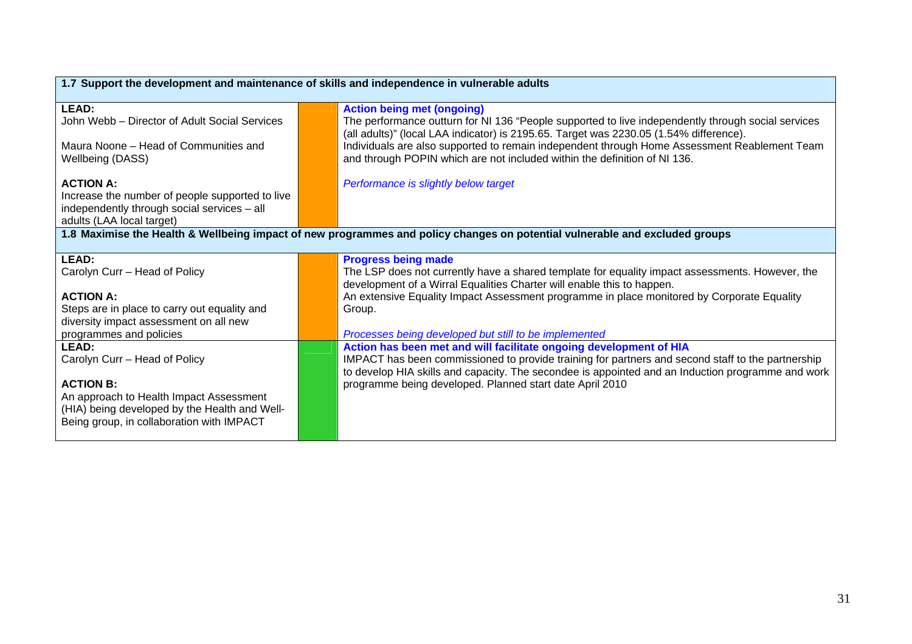| **1.7 Support the development and maintenance of skills and independence in vulnerable adults** | | |
|---|---|---|
| **LEAD:**<br>John Webb – Director of Adult Social Services<br><br>Maura Noone – Head of Communities and Wellbeing (DASS)<br><br>**ACTION A:**<br>Increase the number of people supported to live independently through social services – all adults (LAA local target) | | **Action being met (ongoing)**<br>The performance outturn for NI 136 "People supported to live independently through social services (all adults)" (local LAA indicator) is 2195.65. Target was 2230.05 (1.54% difference).<br>Individuals are also supported to remain independent through Home Assessment Reablement Team and through POPIN which are not included within the definition of NI 136.<br><br>*Performance is slightly below target* |
| **1.8 Maximise the Health & Wellbeing impact of new programmes and policy changes on potential vulnerable and excluded groups** | | |
| **LEAD:**<br>Carolyn Curr – Head of Policy<br><br>**ACTION A:**<br>Steps are in place to carry out equality and diversity impact assessment on all new programmes and policies | | **Progress being made**<br>The LSP does not currently have a shared template for equality impact assessments. However, the development of a Wirral Equalities Charter will enable this to happen.<br>An extensive Equality Impact Assessment programme in place monitored by Corporate Equality Group.<br><br>*Processes being developed but still to be implemented* |
| **LEAD:**<br>Carolyn Curr – Head of Policy<br><br>**ACTION B:**<br>An approach to Health Impact Assessment (HIA) being developed by the Health and Well-Being group, in collaboration with IMPACT | | **Action has been met and will facilitate ongoing development of HIA**<br>IMPACT has been commissioned to provide training for partners and second staff to the partnership to develop HIA skills and capacity. The secondee is appointed and an Induction programme and work programme being developed. Planned start date April 2010 |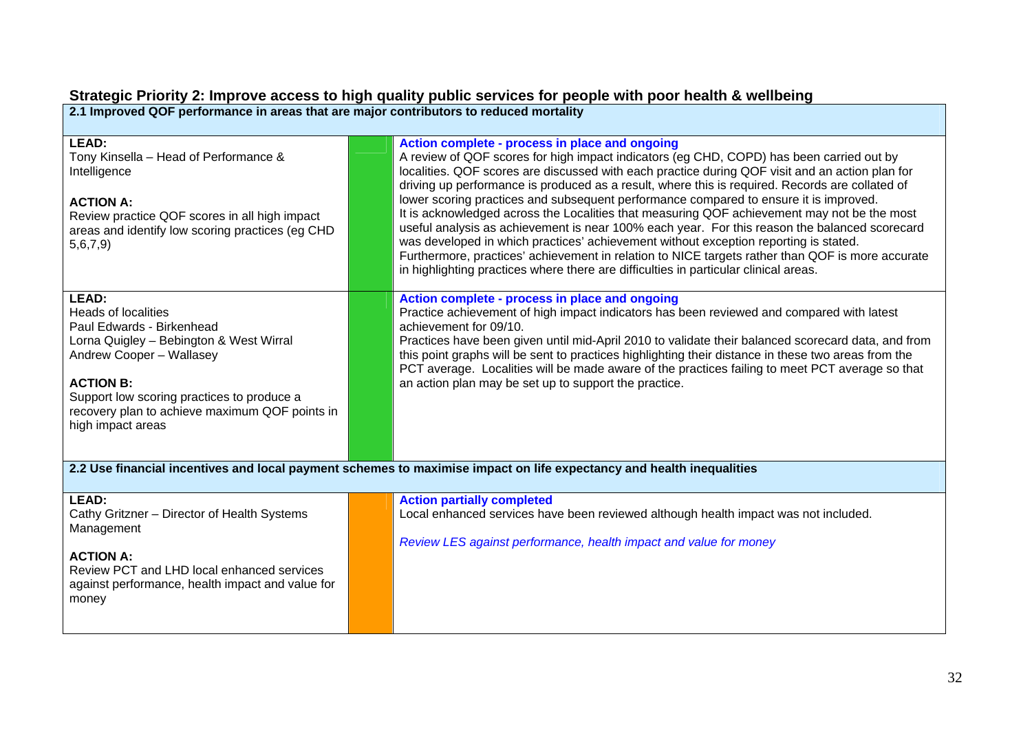## Strategic Priority 2: Improve access to high quality public services for people with poor health & wellbeing

| 2.1 Improved QOF performance in areas that are major contributors to reduced mortality | | |
|---|---|---|
| **LEAD:**<br>Tony Kinsella – Head of Performance & Intelligence<br><br>**ACTION A:**<br>Review practice QOF scores in all high impact areas and identify low scoring practices (eg CHD 5,6,7,9) | | **Action complete - process in place and ongoing**<br>A review of QOF scores for high impact indicators (eg CHD, COPD) has been carried out by localities. QOF scores are discussed with each practice during QOF visit and an action plan for driving up performance is produced as a result, where this is required. Records are collated of lower scoring practices and subsequent performance compared to ensure it is improved.<br>It is acknowledged across the Localities that measuring QOF achievement may not be the most useful analysis as achievement is near 100% each year. For this reason the balanced scorecard was developed in which practices' achievement without exception reporting is stated. Furthermore, practices' achievement in relation to NICE targets rather than QOF is more accurate in highlighting practices where there are difficulties in particular clinical areas. |
| **LEAD:**<br>Heads of localities<br>Paul Edwards - Birkenhead<br>Lorna Quigley – Bebington & West Wirral<br>Andrew Cooper – Wallasey<br><br>**ACTION B:**<br>Support low scoring practices to produce a recovery plan to achieve maximum QOF points in high impact areas | | **Action complete - process in place and ongoing**<br>Practice achievement of high impact indicators has been reviewed and compared with latest achievement for 09/10.<br>Practices have been given until mid-April 2010 to validate their balanced scorecard data, and from this point graphs will be sent to practices highlighting their distance in these two areas from the PCT average. Localities will be made aware of the practices failing to meet PCT average so that an action plan may be set up to support the practice. |

| 2.2 Use financial incentives and local payment schemes to maximise impact on life expectancy and health inequalities | | |
|---|---|---|
| **LEAD:**<br>Cathy Gritzner – Director of Health Systems Management<br><br>**ACTION A:**<br>Review PCT and LHD local enhanced services against performance, health impact and value for money | | **Action partially completed**<br>Local enhanced services have been reviewed although health impact was not included.<br><br>*Review LES against performance, health impact and value for money* |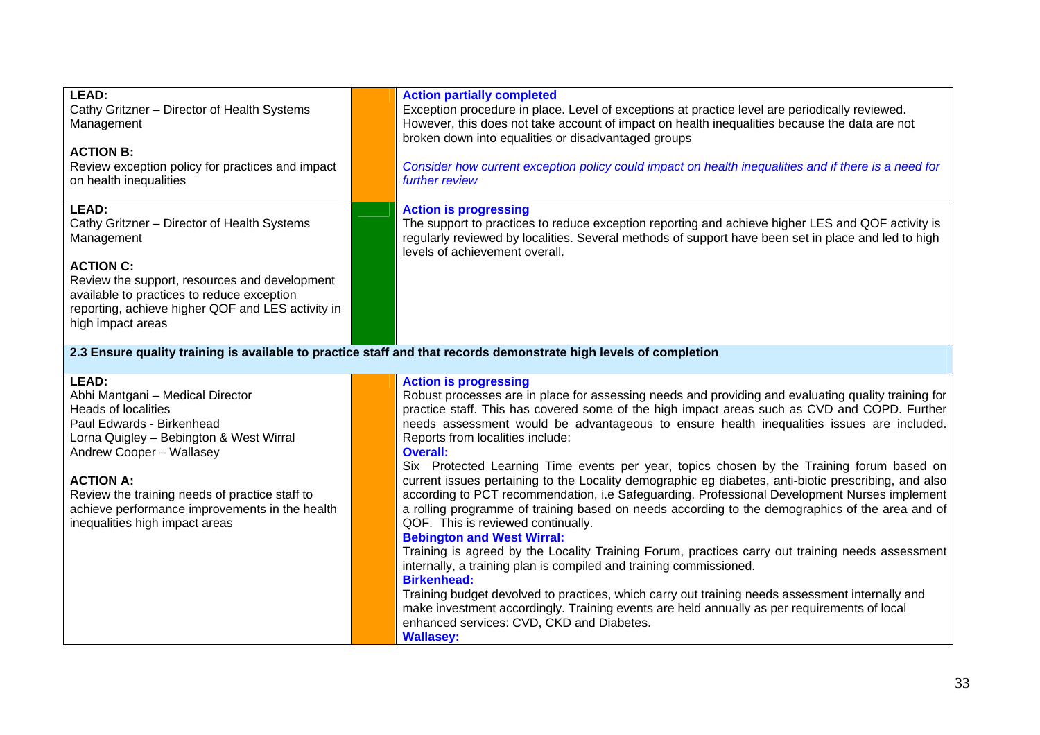| | | |
|---|---|---|
| **LEAD:**<br>Cathy Gritzner – Director of Health Systems Management<br><br>**ACTION B:**<br>Review exception policy for practices and impact on health inequalities | | **Action partially completed**<br>Exception procedure in place. Level of exceptions at practice level are periodically reviewed. However, this does not take account of impact on health inequalities because the data are not broken down into equalities or disadvantaged groups<br><br>*Consider how current exception policy could impact on health inequalities and if there is a need for further review* |
| **LEAD:**<br>Cathy Gritzner – Director of Health Systems Management<br><br>**ACTION C:**<br>Review the support, resources and development available to practices to reduce exception reporting, achieve higher QOF and LES activity in high impact areas | | **Action is progressing**<br>The support to practices to reduce exception reporting and achieve higher LES and QOF activity is regularly reviewed by localities. Several methods of support have been set in place and led to high levels of achievement overall. |
| **2.3 Ensure quality training is available to practice staff and that records demonstrate high levels of completion** | | |
| **LEAD:**<br>Abhi Mantgani – Medical Director<br>Heads of localities<br>Paul Edwards - Birkenhead<br>Lorna Quigley – Bebington & West Wirral<br>Andrew Cooper – Wallasey<br><br>**ACTION A:**<br>Review the training needs of practice staff to achieve performance improvements in the health inequalities high impact areas | | **Action is progressing**<br>Robust processes are in place for assessing needs and providing and evaluating quality training for practice staff. This has covered some of the high impact areas such as CVD and COPD. Further needs assessment would be advantageous to ensure health inequalities issues are included. Reports from localities include:<br>**Overall:**<br>Six Protected Learning Time events per year, topics chosen by the Training forum based on current issues pertaining to the Locality demographic eg diabetes, anti-biotic prescribing, and also according to PCT recommendation, i.e Safeguarding. Professional Development Nurses implement a rolling programme of training based on needs according to the demographics of the area and of QOF. This is reviewed continually.<br>**Bebington and West Wirral:**<br>Training is agreed by the Locality Training Forum, practices carry out training needs assessment internally, a training plan is compiled and training commissioned.<br>**Birkenhead:**<br>Training budget devolved to practices, which carry out training needs assessment internally and make investment accordingly. Training events are held annually as per requirements of local enhanced services: CVD, CKD and Diabetes.<br>**Wallasey:** |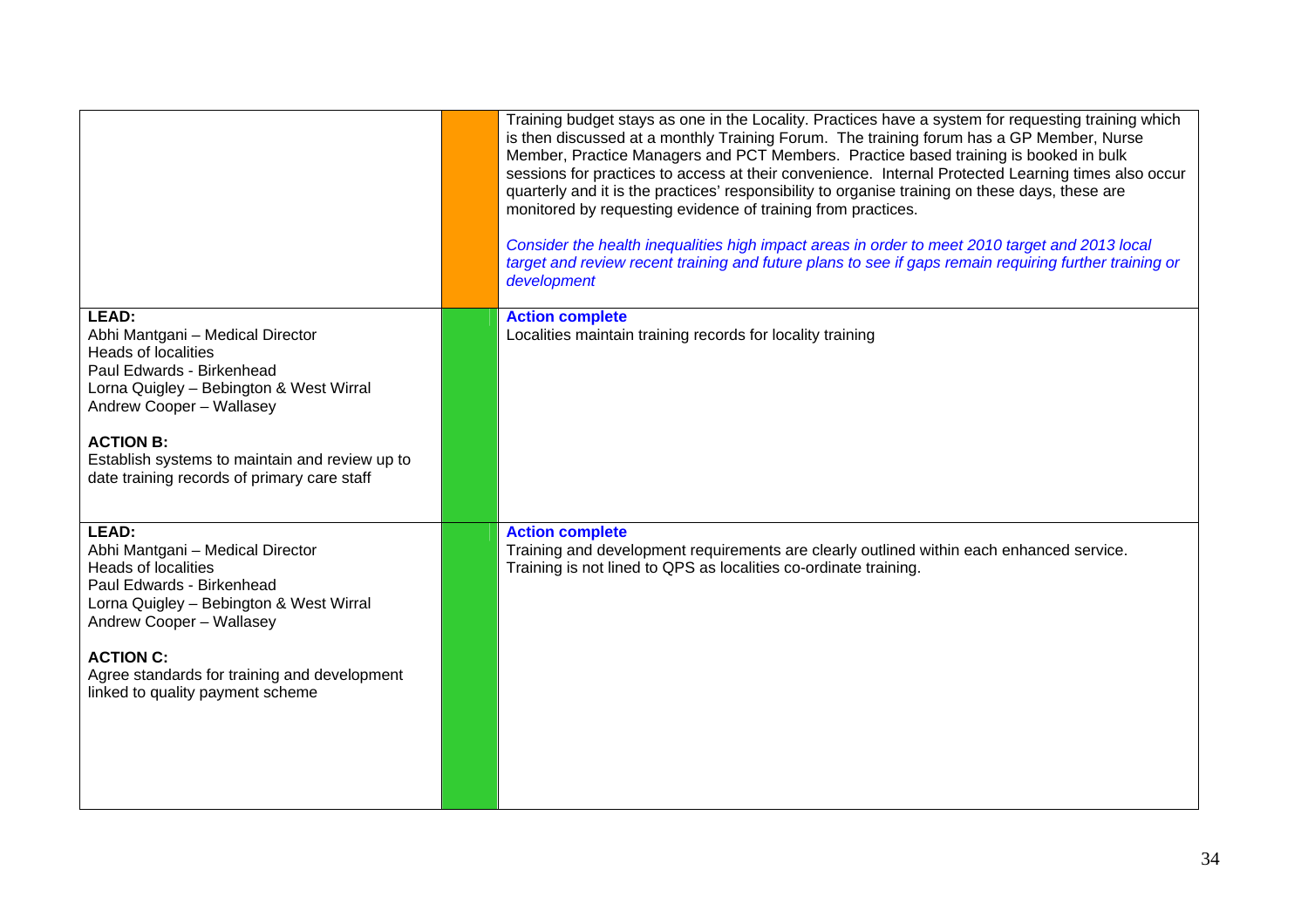| | | |
|---|---|---|
| | | Training budget stays as one in the Locality. Practices have a system for requesting training which is then discussed at a monthly Training Forum. The training forum has a GP Member, Nurse Member, Practice Managers and PCT Members. Practice based training is booked in bulk sessions for practices to access at their convenience. Internal Protected Learning times also occur quarterly and it is the practices' responsibility to organise training on these days, these are monitored by requesting evidence of training from practices.<br><br>*Consider the health inequalities high impact areas in order to meet 2010 target and 2013 local target and review recent training and future plans to see if gaps remain requiring further training or development* |
| **LEAD:**<br>Abhi Mantgani – Medical Director<br>Heads of localities<br>Paul Edwards - Birkenhead<br>Lorna Quigley – Bebington & West Wirral<br>Andrew Cooper – Wallasey<br><br>**ACTION B:**<br>Establish systems to maintain and review up to date training records of primary care staff | | **Action complete**<br>Localities maintain training records for locality training |
| **LEAD:**<br>Abhi Mantgani – Medical Director<br>Heads of localities<br>Paul Edwards - Birkenhead<br>Lorna Quigley – Bebington & West Wirral<br>Andrew Cooper – Wallasey<br><br>**ACTION C:**<br>Agree standards for training and development linked to quality payment scheme | | **Action complete**<br>Training and development requirements are clearly outlined within each enhanced service. Training is not lined to QPS as localities co-ordinate training. |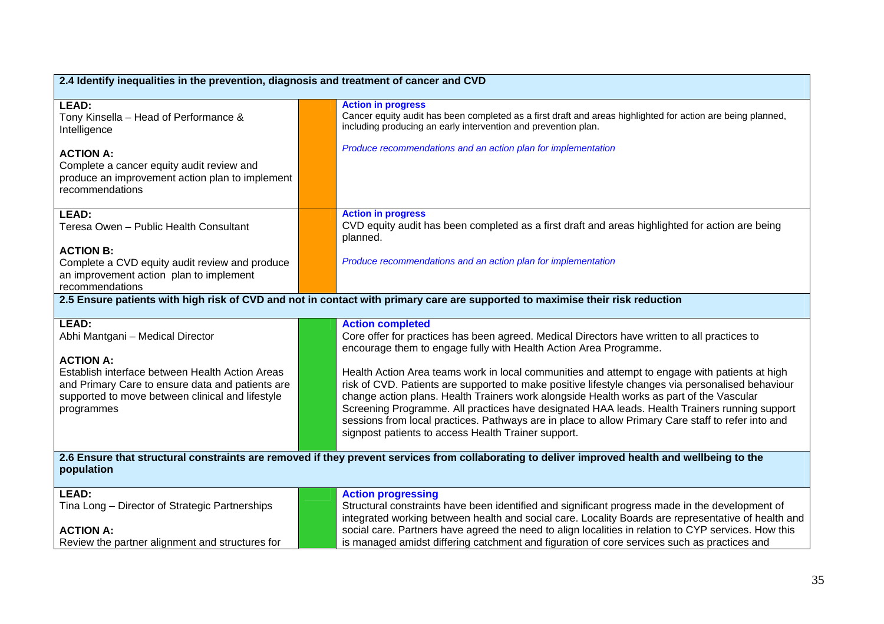| 2.4 Identify inequalities in the prevention, diagnosis and treatment of cancer and CVD | | |
|---|---|---|
| **LEAD:**<br>Tony Kinsella – Head of Performance & Intelligence<br><br>**ACTION A:**<br>Complete a cancer equity audit review and produce an improvement action plan to implement recommendations | | **Action in progress**<br>Cancer equity audit has been completed as a first draft and areas highlighted for action are being planned, including producing an early intervention and prevention plan.<br><br>*Produce recommendations and an action plan for implementation* |
| **LEAD:**<br>Teresa Owen – Public Health Consultant<br><br>**ACTION B:**<br>Complete a CVD equity audit review and produce an improvement action plan to implement recommendations | | **Action in progress**<br>CVD equity audit has been completed as a first draft and areas highlighted for action are being planned.<br><br>*Produce recommendations and an action plan for implementation* |
| **2.5 Ensure patients with high risk of CVD and not in contact with primary care are supported to maximise their risk reduction** | | |
| **LEAD:**<br>Abhi Mantgani – Medical Director<br><br>**ACTION A:**<br>Establish interface between Health Action Areas and Primary Care to ensure data and patients are supported to move between clinical and lifestyle programmes | | **Action completed**<br>Core offer for practices has been agreed. Medical Directors have written to all practices to encourage them to engage fully with Health Action Area Programme.<br><br>Health Action Area teams work in local communities and attempt to engage with patients at high risk of CVD. Patients are supported to make positive lifestyle changes via personalised behaviour change action plans. Health Trainers work alongside Health works as part of the Vascular Screening Programme. All practices have designated HAA leads. Health Trainers running support sessions from local practices. Pathways are in place to allow Primary Care staff to refer into and signpost patients to access Health Trainer support. |
| **2.6 Ensure that structural constraints are removed if they prevent services from collaborating to deliver improved health and wellbeing to the population** | | |
| **LEAD:**<br>Tina Long – Director of Strategic Partnerships<br><br>**ACTION A:**<br>Review the partner alignment and structures for | | **Action progressing**<br>Structural constraints have been identified and significant progress made in the development of integrated working between health and social care. Locality Boards are representative of health and social care. Partners have agreed the need to align localities in relation to CYP services. How this is managed amidst differing catchment and figuration of core services such as practices and |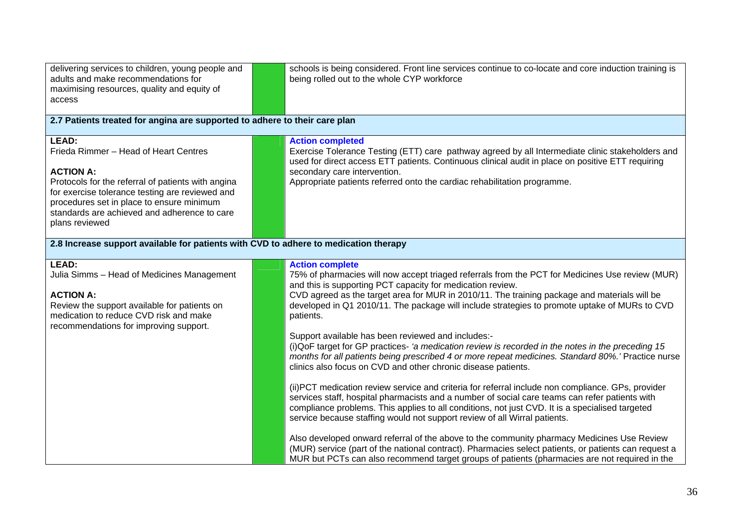| | | |
|---|---|---|
| delivering services to children, young people and adults and make recommendations for maximising resources, quality and equity of access | | schools is being considered. Front line services continue to co-locate and core induction training is being rolled out to the whole CYP workforce |
| **2.7 Patients treated for angina are supported to adhere to their care plan** | | |
| **LEAD:**<br>Frieda Rimmer – Head of Heart Centres<br><br>**ACTION A:**<br>Protocols for the referral of patients with angina for exercise tolerance testing are reviewed and procedures set in place to ensure minimum standards are achieved and adherence to care plans reviewed | | **Action completed**<br>Exercise Tolerance Testing (ETT) care pathway agreed by all Intermediate clinic stakeholders and used for direct access ETT patients. Continuous clinical audit in place on positive ETT requiring secondary care intervention.<br>Appropriate patients referred onto the cardiac rehabilitation programme. |
| **2.8 Increase support available for patients with CVD to adhere to medication therapy** | | |
| **LEAD:**<br>Julia Simms – Head of Medicines Management<br><br>**ACTION A:**<br>Review the support available for patients on medication to reduce CVD risk and make recommendations for improving support. | | **Action complete**<br>75% of pharmacies will now accept triaged referrals from the PCT for Medicines Use review (MUR) and this is supporting PCT capacity for medication review.<br>CVD agreed as the target area for MUR in 2010/11. The training package and materials will be developed in Q1 2010/11. The package will include strategies to promote uptake of MURs to CVD patients.<br><br>Support available has been reviewed and includes:-<br>(i)QoF target for GP practices- *'a medication review is recorded in the notes in the preceding 15 months for all patients being prescribed 4 or more repeat medicines. Standard 80%.'* Practice nurse clinics also focus on CVD and other chronic disease patients.<br><br>(ii)PCT medication review service and criteria for referral include non compliance. GPs, provider services staff, hospital pharmacists and a number of social care teams can refer patients with compliance problems. This applies to all conditions, not just CVD. It is a specialised targeted service because staffing would not support review of all Wirral patients.<br><br>Also developed onward referral of the above to the community pharmacy Medicines Use Review (MUR) service (part of the national contract). Pharmacies select patients, or patients can request a MUR but PCTs can also recommend target groups of patients (pharmacies are not required in the |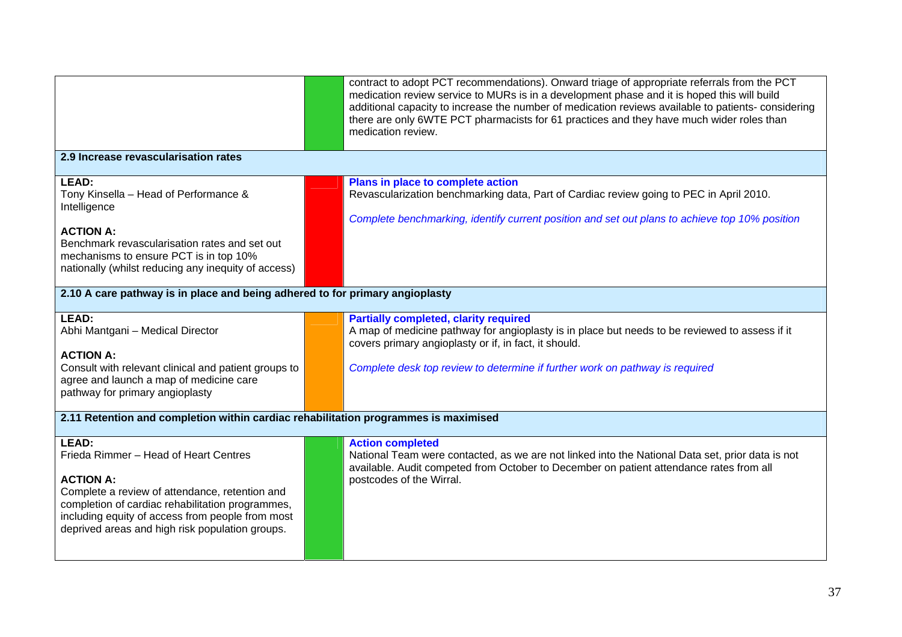| | | |
|---|---|---|
| | | contract to adopt PCT recommendations). Onward triage of appropriate referrals from the PCT medication review service to MURs is in a development phase and it is hoped this will build additional capacity to increase the number of medication reviews available to patients- considering there are only 6WTE PCT pharmacists for 61 practices and they have much wider roles than medication review. |
| **2.9 Increase revascularisation rates** | | |
| **LEAD:**<br>Tony Kinsella – Head of Performance & Intelligence<br><br>**ACTION A:**<br>Benchmark revascularisation rates and set out mechanisms to ensure PCT is in top 10% nationally (whilst reducing any inequity of access) | | **Plans in place to complete action**<br>Revascularization benchmarking data, Part of Cardiac review going to PEC in April 2010.<br><br>*Complete benchmarking, identify current position and set out plans to achieve top 10% position* |
| **2.10 A care pathway is in place and being adhered to for primary angioplasty** | | |
| **LEAD:**<br>Abhi Mantgani – Medical Director<br><br>**ACTION A:**<br>Consult with relevant clinical and patient groups to agree and launch a map of medicine care pathway for primary angioplasty | | **Partially completed, clarity required**<br>A map of medicine pathway for angioplasty is in place but needs to be reviewed to assess if it covers primary angioplasty or if, in fact, it should.<br><br>*Complete desk top review to determine if further work on pathway is required* |
| **2.11 Retention and completion within cardiac rehabilitation programmes is maximised** | | |
| **LEAD:**<br>Frieda Rimmer – Head of Heart Centres<br><br>**ACTION A:**<br>Complete a review of attendance, retention and completion of cardiac rehabilitation programmes, including equity of access from people from most deprived areas and high risk population groups. | | **Action completed**<br>National Team were contacted, as we are not linked into the National Data set, prior data is not available. Audit competed from October to December on patient attendance rates from all postcodes of the Wirral. |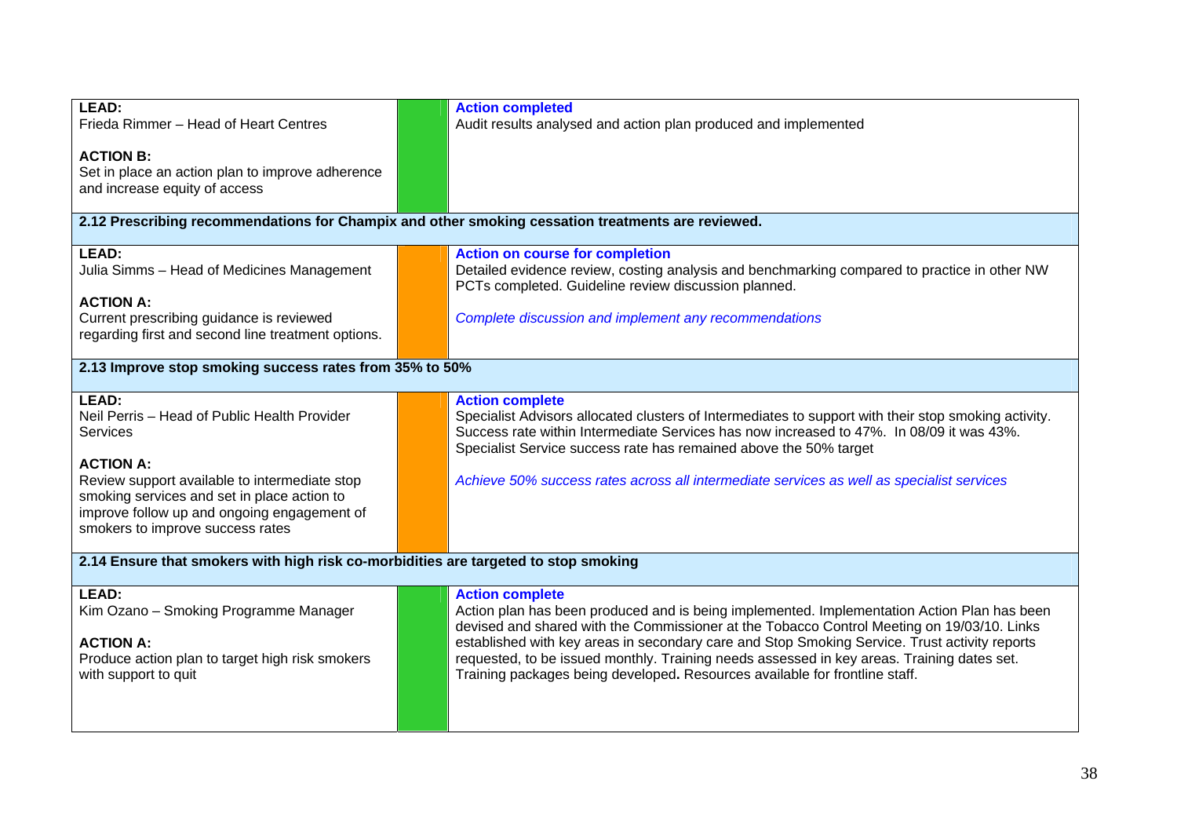| LEAD / ACTION | Status | Progress |
|---|---|---|
| **LEAD:**<br>Frieda Rimmer – Head of Heart Centres<br><br>**ACTION B:**<br>Set in place an action plan to improve adherence and increase equity of access | (green) | **Action completed**<br>Audit results analysed and action plan produced and implemented |
| **2.12 Prescribing recommendations for Champix and other smoking cessation treatments are reviewed.** | | |
| **LEAD:**<br>Julia Simms – Head of Medicines Management<br><br>**ACTION A:**<br>Current prescribing guidance is reviewed regarding first and second line treatment options. | (amber) | **Action on course for completion**<br>Detailed evidence review, costing analysis and benchmarking compared to practice in other NW PCTs completed. Guideline review discussion planned.<br><br>*Complete discussion and implement any recommendations* |
| **2.13 Improve stop smoking success rates from 35% to 50%** | | |
| **LEAD:**<br>Neil Perris – Head of Public Health Provider Services<br><br>**ACTION A:**<br>Review support available to intermediate stop smoking services and set in place action to improve follow up and ongoing engagement of smokers to improve success rates | (amber) | **Action complete**<br>Specialist Advisors allocated clusters of Intermediates to support with their stop smoking activity. Success rate within Intermediate Services has now increased to 47%. In 08/09 it was 43%. Specialist Service success rate has remained above the 50% target<br><br>*Achieve 50% success rates across all intermediate services as well as specialist services* |
| **2.14 Ensure that smokers with high risk co-morbidities are targeted to stop smoking** | | |
| **LEAD:**<br>Kim Ozano – Smoking Programme Manager<br><br>**ACTION A:**<br>Produce action plan to target high risk smokers with support to quit | (green) | **Action complete**<br>Action plan has been produced and is being implemented. Implementation Action Plan has been devised and shared with the Commissioner at the Tobacco Control Meeting on 19/03/10. Links established with key areas in secondary care and Stop Smoking Service. Trust activity reports requested, to be issued monthly. Training needs assessed in key areas. Training dates set. Training packages being developed**.** Resources available for frontline staff. |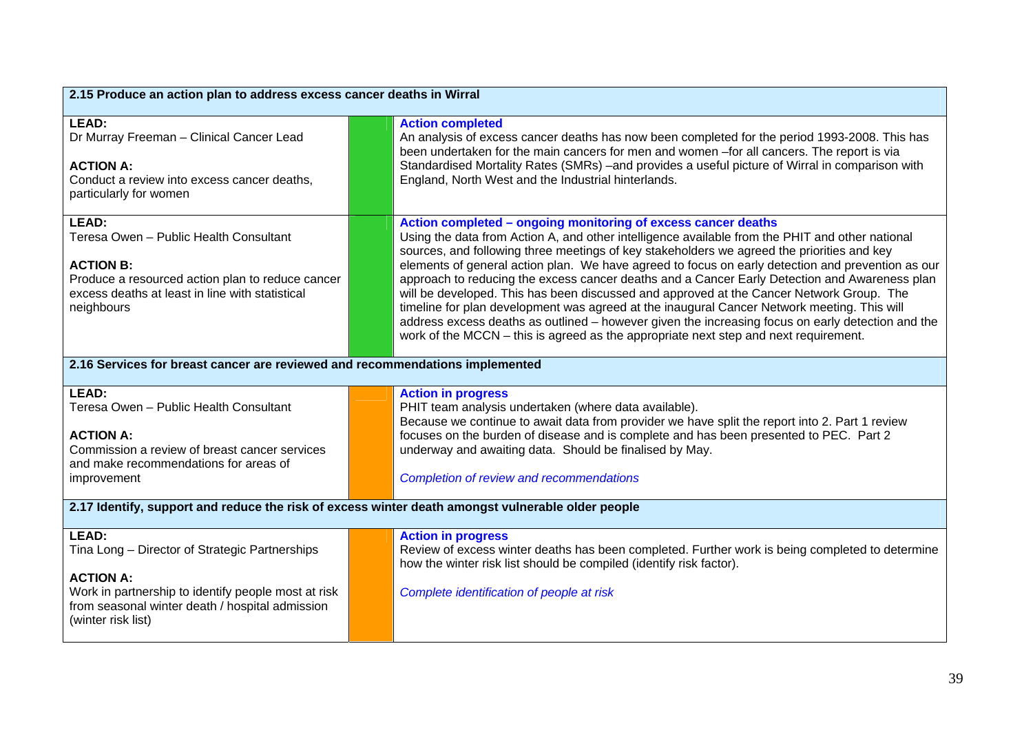| | | |
|---|---|---|
| **2.15 Produce an action plan to address excess cancer deaths in Wirral** | | |
| **LEAD:**<br>Dr Murray Freeman – Clinical Cancer Lead<br><br>**ACTION A:**<br>Conduct a review into excess cancer deaths, particularly for women | | **Action completed**<br>An analysis of excess cancer deaths has now been completed for the period 1993-2008. This has been undertaken for the main cancers for men and women –for all cancers. The report is via Standardised Mortality Rates (SMRs) –and provides a useful picture of Wirral in comparison with England, North West and the Industrial hinterlands. |
| **LEAD:**<br>Teresa Owen – Public Health Consultant<br><br>**ACTION B:**<br>Produce a resourced action plan to reduce cancer excess deaths at least in line with statistical neighbours | | **Action completed – ongoing monitoring of excess cancer deaths**<br>Using the data from Action A, and other intelligence available from the PHIT and other national sources, and following three meetings of key stakeholders we agreed the priorities and key elements of general action plan. We have agreed to focus on early detection and prevention as our approach to reducing the excess cancer deaths and a Cancer Early Detection and Awareness plan will be developed. This has been discussed and approved at the Cancer Network Group. The timeline for plan development was agreed at the inaugural Cancer Network meeting. This will address excess deaths as outlined – however given the increasing focus on early detection and the work of the MCCN – this is agreed as the appropriate next step and next requirement. |
| **2.16 Services for breast cancer are reviewed and recommendations implemented** | | |
| **LEAD:**<br>Teresa Owen – Public Health Consultant<br><br>**ACTION A:**<br>Commission a review of breast cancer services and make recommendations for areas of improvement | | **Action in progress**<br>PHIT team analysis undertaken (where data available).<br>Because we continue to await data from provider we have split the report into 2. Part 1 review focuses on the burden of disease and is complete and has been presented to PEC. Part 2 underway and awaiting data. Should be finalised by May.<br><br>*Completion of review and recommendations* |
| **2.17 Identify, support and reduce the risk of excess winter death amongst vulnerable older people** | | |
| **LEAD:**<br>Tina Long – Director of Strategic Partnerships<br><br>**ACTION A:**<br>Work in partnership to identify people most at risk from seasonal winter death / hospital admission (winter risk list) | | **Action in progress**<br>Review of excess winter deaths has been completed. Further work is being completed to determine how the winter risk list should be compiled (identify risk factor).<br><br>*Complete identification of people at risk* |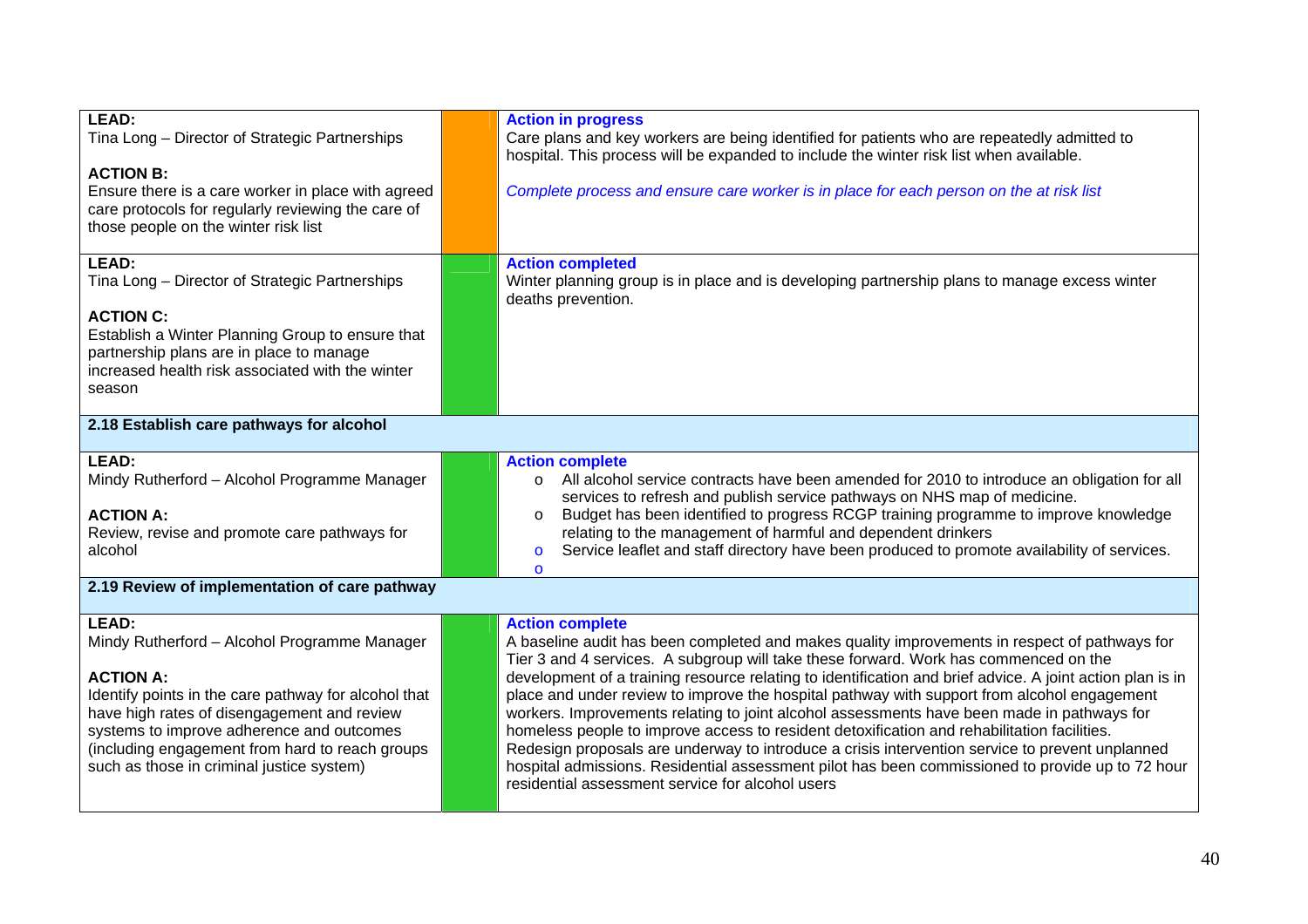| Lead / Action | Status | Progress |
|---|---|---|
| **LEAD:**<br>Tina Long – Director of Strategic Partnerships<br><br>**ACTION B:**<br>Ensure there is a care worker in place with agreed care protocols for regularly reviewing the care of those people on the winter risk list | | **Action in progress**<br>Care plans and key workers are being identified for patients who are repeatedly admitted to hospital. This process will be expanded to include the winter risk list when available.<br><br>*Complete process and ensure care worker is in place for each person on the at risk list* |
| **LEAD:**<br>Tina Long – Director of Strategic Partnerships<br><br>**ACTION C:**<br>Establish a Winter Planning Group to ensure that partnership plans are in place to manage increased health risk associated with the winter season | | **Action completed**<br>Winter planning group is in place and is developing partnership plans to manage excess winter deaths prevention. |
| **2.18 Establish care pathways for alcohol** | | |
| **LEAD:**<br>Mindy Rutherford – Alcohol Programme Manager<br><br>**ACTION A:**<br>Review, revise and promote care pathways for alcohol | | **Action complete**<br>- All alcohol service contracts have been amended for 2010 to introduce an obligation for all services to refresh and publish service pathways on NHS map of medicine.<br>- Budget has been identified to progress RCGP training programme to improve knowledge relating to the management of harmful and dependent drinkers<br>- Service leaflet and staff directory have been produced to promote availability of services. |
| **2.19 Review of implementation of care pathway** | | |
| **LEAD:**<br>Mindy Rutherford – Alcohol Programme Manager<br><br>**ACTION A:**<br>Identify points in the care pathway for alcohol that have high rates of disengagement and review systems to improve adherence and outcomes (including engagement from hard to reach groups such as those in criminal justice system) | | **Action complete**<br>A baseline audit has been completed and makes quality improvements in respect of pathways for Tier 3 and 4 services. A subgroup will take these forward. Work has commenced on the development of a training resource relating to identification and brief advice. A joint action plan is in place and under review to improve the hospital pathway with support from alcohol engagement workers. Improvements relating to joint alcohol assessments have been made in pathways for homeless people to improve access to resident detoxification and rehabilitation facilities. Redesign proposals are underway to introduce a crisis intervention service to prevent unplanned hospital admissions. Residential assessment pilot has been commissioned to provide up to 72 hour residential assessment service for alcohol users |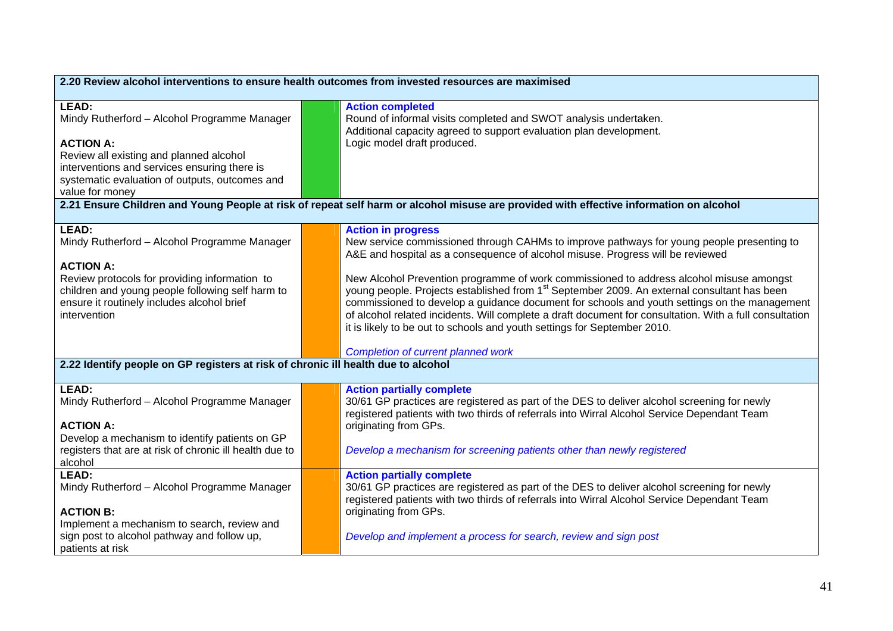| 2.20 Review alcohol interventions to ensure health outcomes from invested resources are maximised | | |
|---|---|---|
| **LEAD:**<br>Mindy Rutherford – Alcohol Programme Manager<br><br>**ACTION A:**<br>Review all existing and planned alcohol interventions and services ensuring there is systematic evaluation of outputs, outcomes and value for money | | **Action completed**<br>Round of informal visits completed and SWOT analysis undertaken.<br>Additional capacity agreed to support evaluation plan development.<br>Logic model draft produced. |
| **2.21 Ensure Children and Young People at risk of repeat self harm or alcohol misuse are provided with effective information on alcohol** | | |
| **LEAD:**<br>Mindy Rutherford – Alcohol Programme Manager<br><br>**ACTION A:**<br>Review protocols for providing information to children and young people following self harm to ensure it routinely includes alcohol brief intervention | | **Action in progress**<br>New service commissioned through CAHMs to improve pathways for young people presenting to A&E and hospital as a consequence of alcohol misuse. Progress will be reviewed<br><br>New Alcohol Prevention programme of work commissioned to address alcohol misuse amongst young people. Projects established from 1st September 2009. An external consultant has been commissioned to develop a guidance document for schools and youth settings on the management of alcohol related incidents. Will complete a draft document for consultation. With a full consultation it is likely to be out to schools and youth settings for September 2010.<br><br>*Completion of current planned work* |
| **2.22 Identify people on GP registers at risk of chronic ill health due to alcohol** | | |
| **LEAD:**<br>Mindy Rutherford – Alcohol Programme Manager<br><br>**ACTION A:**<br>Develop a mechanism to identify patients on GP registers that are at risk of chronic ill health due to alcohol | | **Action partially complete**<br>30/61 GP practices are registered as part of the DES to deliver alcohol screening for newly registered patients with two thirds of referrals into Wirral Alcohol Service Dependant Team originating from GPs.<br><br>*Develop a mechanism for screening patients other than newly registered* |
| **LEAD:**<br>Mindy Rutherford – Alcohol Programme Manager<br><br>**ACTION B:**<br>Implement a mechanism to search, review and sign post to alcohol pathway and follow up, patients at risk | | **Action partially complete**<br>30/61 GP practices are registered as part of the DES to deliver alcohol screening for newly registered patients with two thirds of referrals into Wirral Alcohol Service Dependant Team originating from GPs.<br><br>*Develop and implement a process for search, review and sign post* |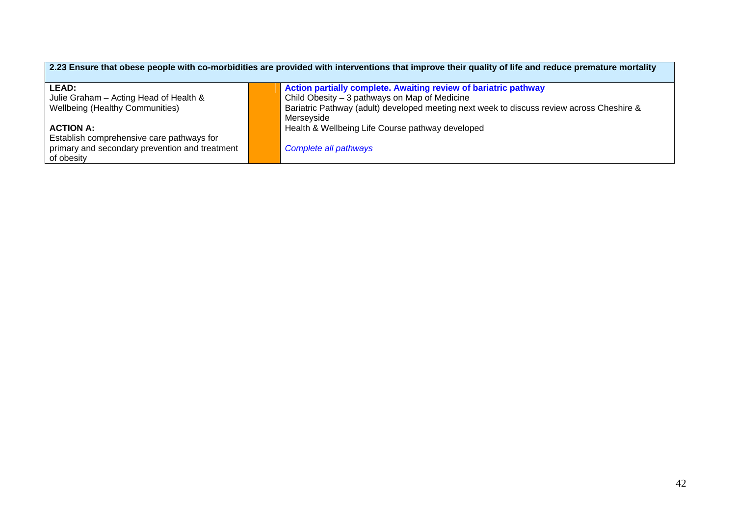| 2.23 Ensure that obese people with co-morbidities are provided with interventions that improve their quality of life and reduce premature mortality | | |
|---|---|---|
| **LEAD:**<br>Julie Graham – Acting Head of Health & Wellbeing (Healthy Communities)<br><br>**ACTION A:**<br>Establish comprehensive care pathways for primary and secondary prevention and treatment of obesity | | **Action partially complete. Awaiting review of bariatric pathway**<br>Child Obesity – 3 pathways on Map of Medicine<br>Bariatric Pathway (adult) developed meeting next week to discuss review across Cheshire & Merseyside<br>Health & Wellbeing Life Course pathway developed<br><br>*Complete all pathways* |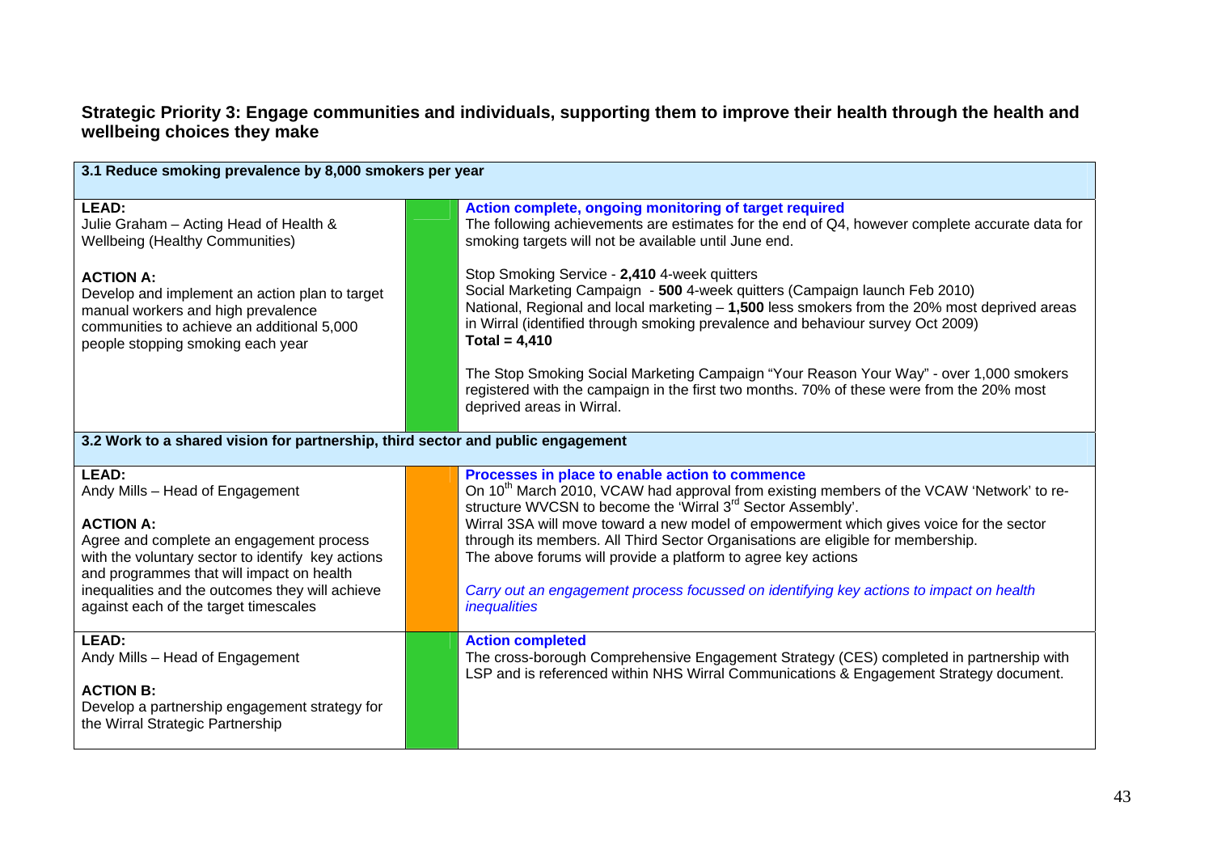## Strategic Priority 3: Engage communities and individuals, supporting them to improve their health through the health and wellbeing choices they make

| **3.1 Reduce smoking prevalence by 8,000 smokers per year** | | |
|---|---|---|
| **LEAD:**<br>Julie Graham – Acting Head of Health & Wellbeing (Healthy Communities)<br><br>**ACTION A:**<br>Develop and implement an action plan to target manual workers and high prevalence communities to achieve an additional 5,000 people stopping smoking each year | | **Action complete, ongoing monitoring of target required**<br>The following achievements are estimates for the end of Q4, however complete accurate data for smoking targets will not be available until June end.<br><br>Stop Smoking Service - **2,410** 4-week quitters<br>Social Marketing Campaign - **500** 4-week quitters (Campaign launch Feb 2010)<br>National, Regional and local marketing – **1,500** less smokers from the 20% most deprived areas in Wirral (identified through smoking prevalence and behaviour survey Oct 2009)<br>**Total = 4,410**<br><br>The Stop Smoking Social Marketing Campaign "Your Reason Your Way" - over 1,000 smokers registered with the campaign in the first two months. 70% of these were from the 20% most deprived areas in Wirral. |
| **3.2 Work to a shared vision for partnership, third sector and public engagement** | | |
| **LEAD:**<br>Andy Mills – Head of Engagement<br><br>**ACTION A:**<br>Agree and complete an engagement process with the voluntary sector to identify key actions and programmes that will impact on health inequalities and the outcomes they will achieve against each of the target timescales | | **Processes in place to enable action to commence**<br>On 10th March 2010, VCAW had approval from existing members of the VCAW 'Network' to re-structure WVCSN to become the 'Wirral 3rd Sector Assembly'.<br>Wirral 3SA will move toward a new model of empowerment which gives voice for the sector through its members. All Third Sector Organisations are eligible for membership.<br>The above forums will provide a platform to agree key actions<br><br>*Carry out an engagement process focussed on identifying key actions to impact on health inequalities* |
| **LEAD:**<br>Andy Mills – Head of Engagement<br><br>**ACTION B:**<br>Develop a partnership engagement strategy for the Wirral Strategic Partnership | | **Action completed**<br>The cross-borough Comprehensive Engagement Strategy (CES) completed in partnership with LSP and is referenced within NHS Wirral Communications & Engagement Strategy document. |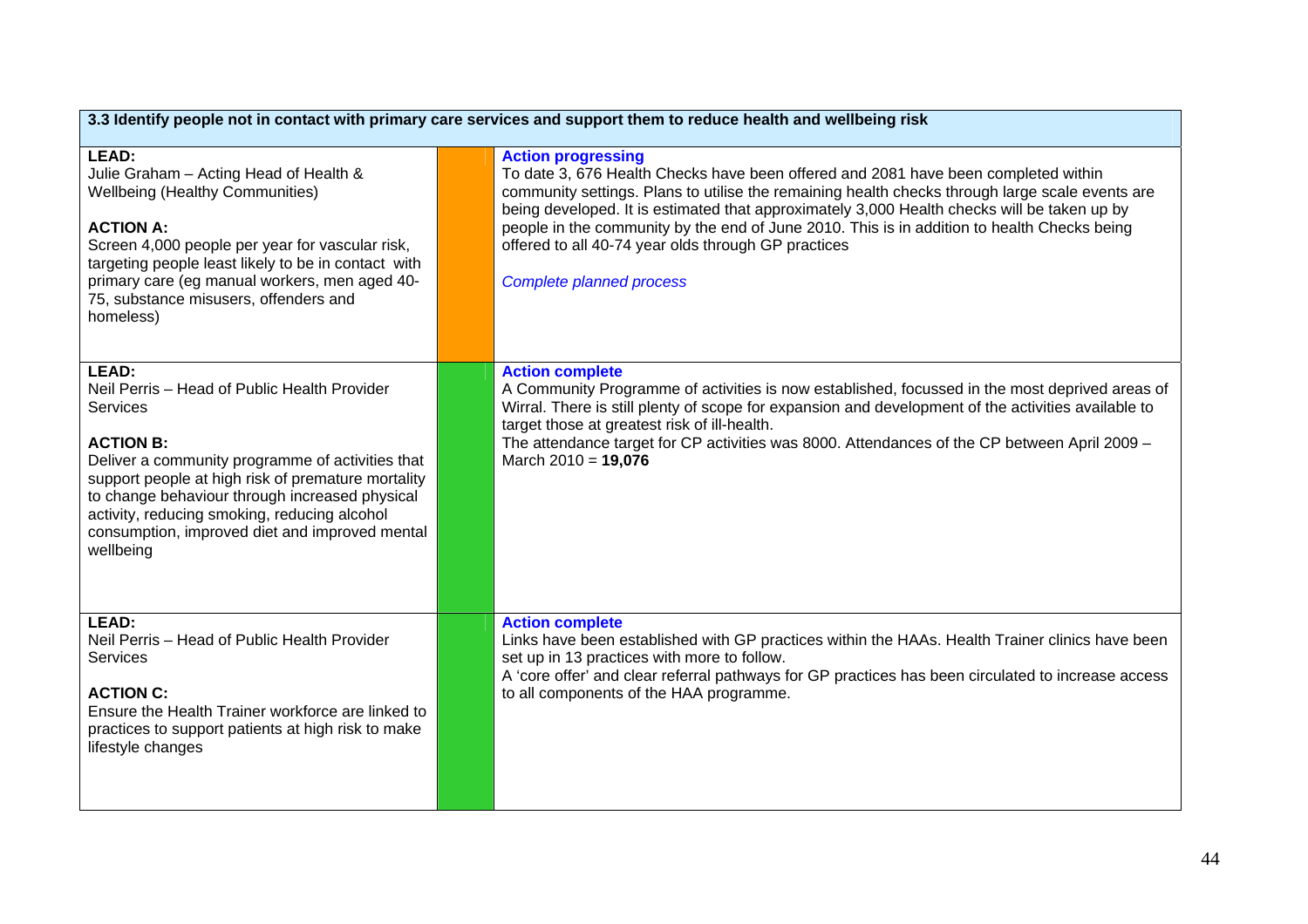| 3.3 Identify people not in contact with primary care services and support them to reduce health and wellbeing risk | | |
|---|---|---|
| **LEAD:**<br>Julie Graham – Acting Head of Health & Wellbeing (Healthy Communities)<br><br>**ACTION A:**<br>Screen 4,000 people per year for vascular risk, targeting people least likely to be in contact with primary care (eg manual workers, men aged 40-75, substance misusers, offenders and homeless) | | **Action progressing**<br>To date 3, 676 Health Checks have been offered and 2081 have been completed within community settings. Plans to utilise the remaining health checks through large scale events are being developed. It is estimated that approximately 3,000 Health checks will be taken up by people in the community by the end of June 2010. This is in addition to health Checks being offered to all 40-74 year olds through GP practices<br><br>*Complete planned process* |
| **LEAD:**<br>Neil Perris – Head of Public Health Provider Services<br><br>**ACTION B:**<br>Deliver a community programme of activities that support people at high risk of premature mortality to change behaviour through increased physical activity, reducing smoking, reducing alcohol consumption, improved diet and improved mental wellbeing | | **Action complete**<br>A Community Programme of activities is now established, focussed in the most deprived areas of Wirral. There is still plenty of scope for expansion and development of the activities available to target those at greatest risk of ill-health.<br>The attendance target for CP activities was 8000. Attendances of the CP between April 2009 – March 2010 = **19,076** |
| **LEAD:**<br>Neil Perris – Head of Public Health Provider Services<br><br>**ACTION C:**<br>Ensure the Health Trainer workforce are linked to practices to support patients at high risk to make lifestyle changes | | **Action complete**<br>Links have been established with GP practices within the HAAs. Health Trainer clinics have been set up in 13 practices with more to follow.<br>A 'core offer' and clear referral pathways for GP practices has been circulated to increase access to all components of the HAA programme. |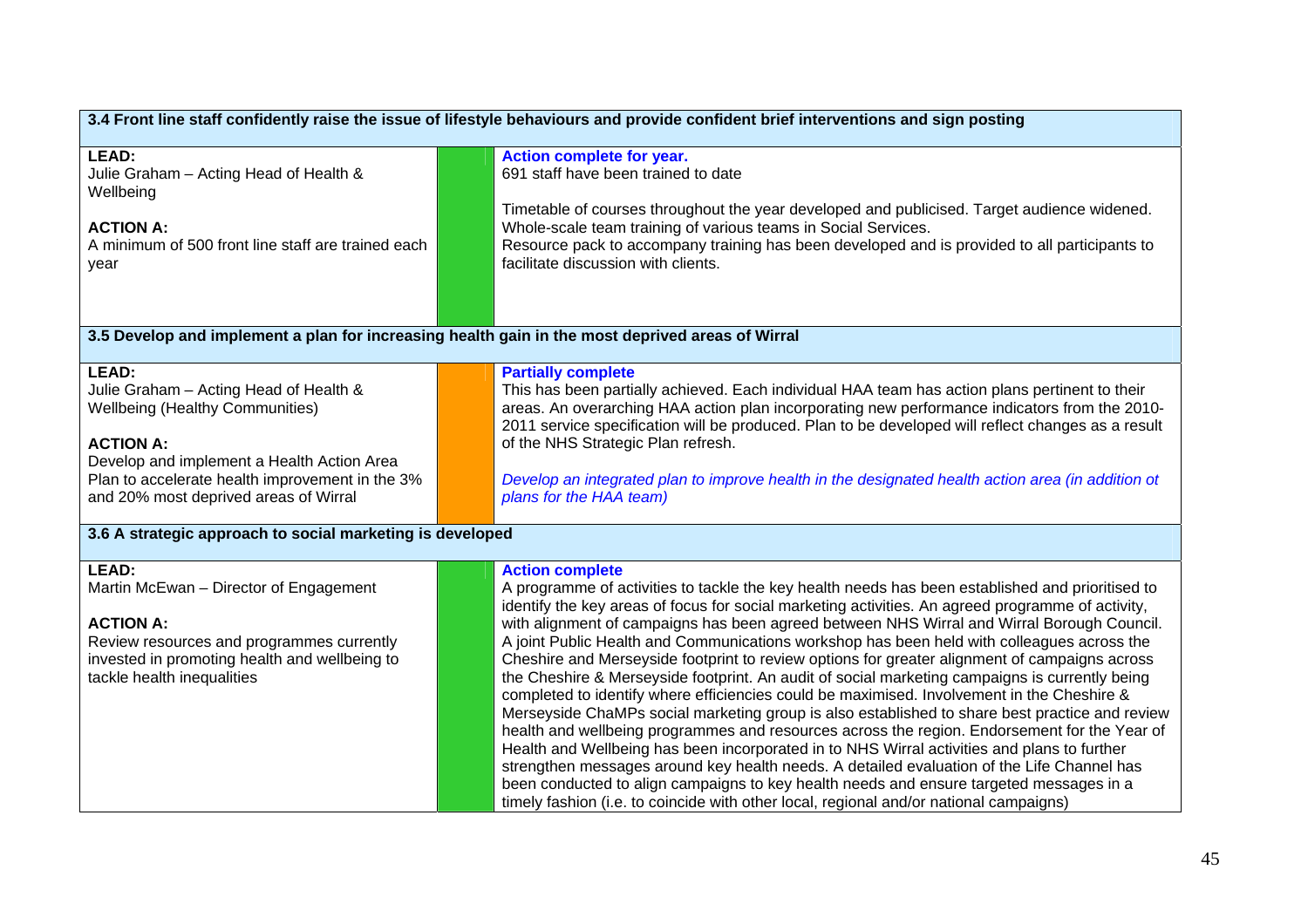| 3.4 Front line staff confidently raise the issue of lifestyle behaviours and provide confident brief interventions and sign posting | | |
|---|---|---|
| **LEAD:**<br>Julie Graham – Acting Head of Health & Wellbeing<br><br>**ACTION A:**<br>A minimum of 500 front line staff are trained each year | | **Action complete for year.**<br>691 staff have been trained to date<br><br>Timetable of courses throughout the year developed and publicised. Target audience widened.<br>Whole-scale team training of various teams in Social Services.<br>Resource pack to accompany training has been developed and is provided to all participants to facilitate discussion with clients. |
| **3.5 Develop and implement a plan for increasing health gain in the most deprived areas of Wirral** | | |
| **LEAD:**<br>Julie Graham – Acting Head of Health & Wellbeing (Healthy Communities)<br><br>**ACTION A:**<br>Develop and implement a Health Action Area Plan to accelerate health improvement in the 3% and 20% most deprived areas of Wirral | | **Partially complete**<br>This has been partially achieved. Each individual HAA team has action plans pertinent to their areas. An overarching HAA action plan incorporating new performance indicators from the 2010-2011 service specification will be produced. Plan to be developed will reflect changes as a result of the NHS Strategic Plan refresh.<br><br>*Develop an integrated plan to improve health in the designated health action area (in addition ot plans for the HAA team)* |
| **3.6 A strategic approach to social marketing is developed** | | |
| **LEAD:**<br>Martin McEwan – Director of Engagement<br><br>**ACTION A:**<br>Review resources and programmes currently invested in promoting health and wellbeing to tackle health inequalities | | **Action complete**<br>A programme of activities to tackle the key health needs has been established and prioritised to identify the key areas of focus for social marketing activities. An agreed programme of activity, with alignment of campaigns has been agreed between NHS Wirral and Wirral Borough Council. A joint Public Health and Communications workshop has been held with colleagues across the Cheshire and Merseyside footprint to review options for greater alignment of campaigns across the Cheshire & Merseyside footprint. An audit of social marketing campaigns is currently being completed to identify where efficiencies could be maximised. Involvement in the Cheshire & Merseyside ChaMPs social marketing group is also established to share best practice and review health and wellbeing programmes and resources across the region. Endorsement for the Year of Health and Wellbeing has been incorporated in to NHS Wirral activities and plans to further strengthen messages around key health needs. A detailed evaluation of the Life Channel has been conducted to align campaigns to key health needs and ensure targeted messages in a timely fashion (i.e. to coincide with other local, regional and/or national campaigns) |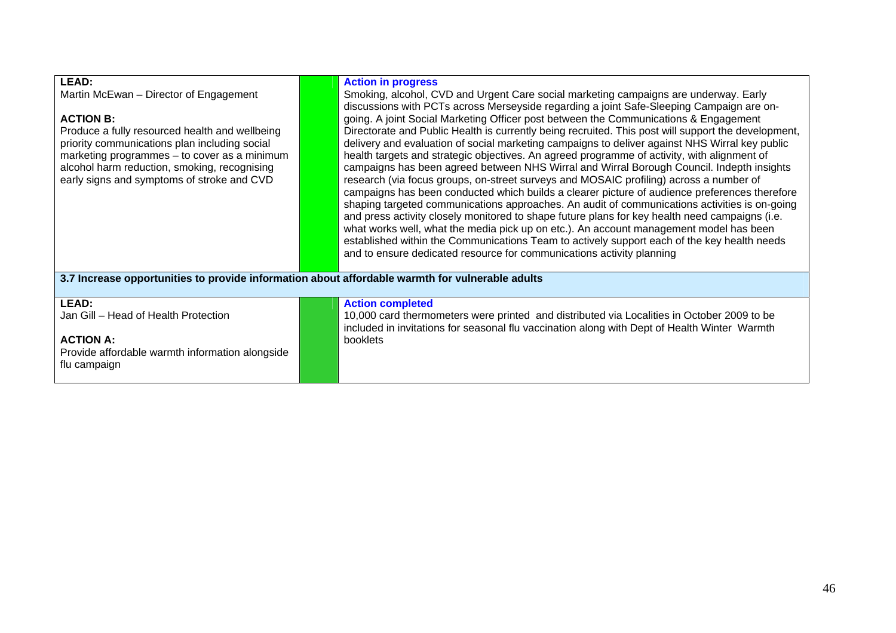| | | |
|---|---|---|
| **LEAD:**<br>Martin McEwan – Director of Engagement<br><br>**ACTION B:**<br>Produce a fully resourced health and wellbeing priority communications plan including social marketing programmes – to cover as a minimum alcohol harm reduction, smoking, recognising early signs and symptoms of stroke and CVD | | **Action in progress**<br>Smoking, alcohol, CVD and Urgent Care social marketing campaigns are underway. Early discussions with PCTs across Merseyside regarding a joint Safe-Sleeping Campaign are on-going. A joint Social Marketing Officer post between the Communications & Engagement Directorate and Public Health is currently being recruited. This post will support the development, delivery and evaluation of social marketing campaigns to deliver against NHS Wirral key public health targets and strategic objectives. An agreed programme of activity, with alignment of campaigns has been agreed between NHS Wirral and Wirral Borough Council. Indepth insights research (via focus groups, on-street surveys and MOSAIC profiling) across a number of campaigns has been conducted which builds a clearer picture of audience preferences therefore shaping targeted communications approaches. An audit of communications activities is on-going and press activity closely monitored to shape future plans for key health need campaigns (i.e. what works well, what the media pick up on etc.). An account management model has been established within the Communications Team to actively support each of the key health needs and to ensure dedicated resource for communications activity planning |
| **3.7 Increase opportunities to provide information about affordable warmth for vulnerable adults** | | |
| **LEAD:**<br>Jan Gill – Head of Health Protection<br><br>**ACTION A:**<br>Provide affordable warmth information alongside flu campaign | | **Action completed**<br>10,000 card thermometers were printed and distributed via Localities in October 2009 to be included in invitations for seasonal flu vaccination along with Dept of Health Winter Warmth booklets |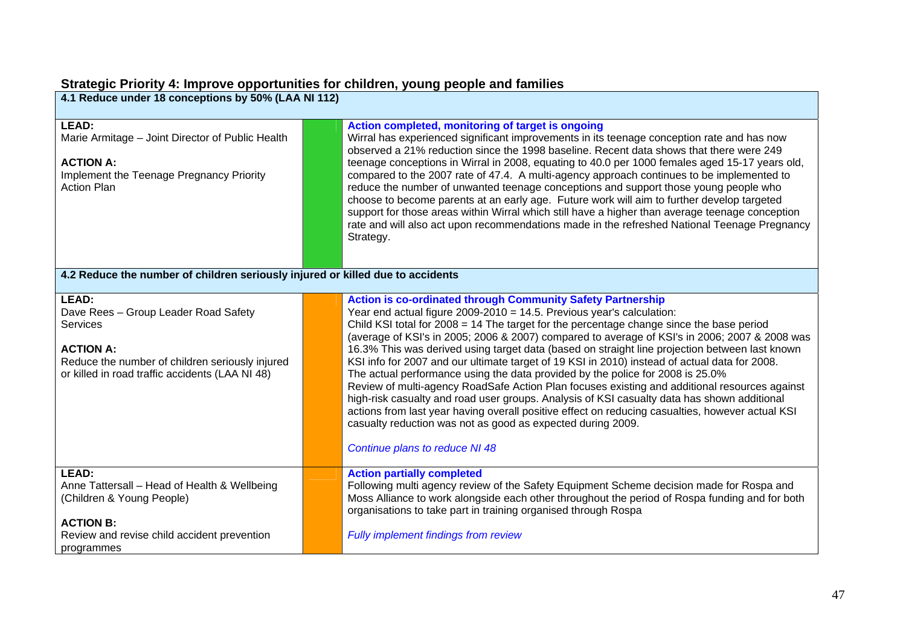## Strategic Priority 4: Improve opportunities for children, young people and families

| **4.1 Reduce under 18 conceptions by 50% (LAA NI 112)** | | |
|---|---|---|
| **LEAD:**<br>Marie Armitage – Joint Director of Public Health<br><br>**ACTION A:**<br>Implement the Teenage Pregnancy Priority Action Plan | | **Action completed, monitoring of target is ongoing**<br>Wirral has experienced significant improvements in its teenage conception rate and has now observed a 21% reduction since the 1998 baseline. Recent data shows that there were 249 teenage conceptions in Wirral in 2008, equating to 40.0 per 1000 females aged 15-17 years old, compared to the 2007 rate of 47.4. A multi-agency approach continues to be implemented to reduce the number of unwanted teenage conceptions and support those young people who choose to become parents at an early age. Future work will aim to further develop targeted support for those areas within Wirral which still have a higher than average teenage conception rate and will also act upon recommendations made in the refreshed National Teenage Pregnancy Strategy. |
| **4.2 Reduce the number of children seriously injured or killed due to accidents** | | |
| **LEAD:**<br>Dave Rees – Group Leader Road Safety Services<br><br>**ACTION A:**<br>Reduce the number of children seriously injured or killed in road traffic accidents (LAA NI 48) | | **Action is co-ordinated through Community Safety Partnership**<br>Year end actual figure 2009-2010 = 14.5. Previous year's calculation:<br>Child KSI total for 2008 = 14 The target for the percentage change since the base period (average of KSI's in 2005; 2006 & 2007) compared to average of KSI's in 2006; 2007 & 2008 was 16.3% This was derived using target data (based on straight line projection between last known KSI info for 2007 and our ultimate target of 19 KSI in 2010) instead of actual data for 2008. The actual performance using the data provided by the police for 2008 is 25.0%<br>Review of multi-agency RoadSafe Action Plan focuses existing and additional resources against high-risk casualty and road user groups. Analysis of KSI casualty data has shown additional actions from last year having overall positive effect on reducing casualties, however actual KSI casualty reduction was not as good as expected during 2009.<br><br>*Continue plans to reduce NI 48* |
| **LEAD:**<br>Anne Tattersall – Head of Health & Wellbeing (Children & Young People)<br><br>**ACTION B:**<br>Review and revise child accident prevention programmes | | **Action partially completed**<br>Following multi agency review of the Safety Equipment Scheme decision made for Rospa and Moss Alliance to work alongside each other throughout the period of Rospa funding and for both organisations to take part in training organised through Rospa<br><br>*Fully implement findings from review* |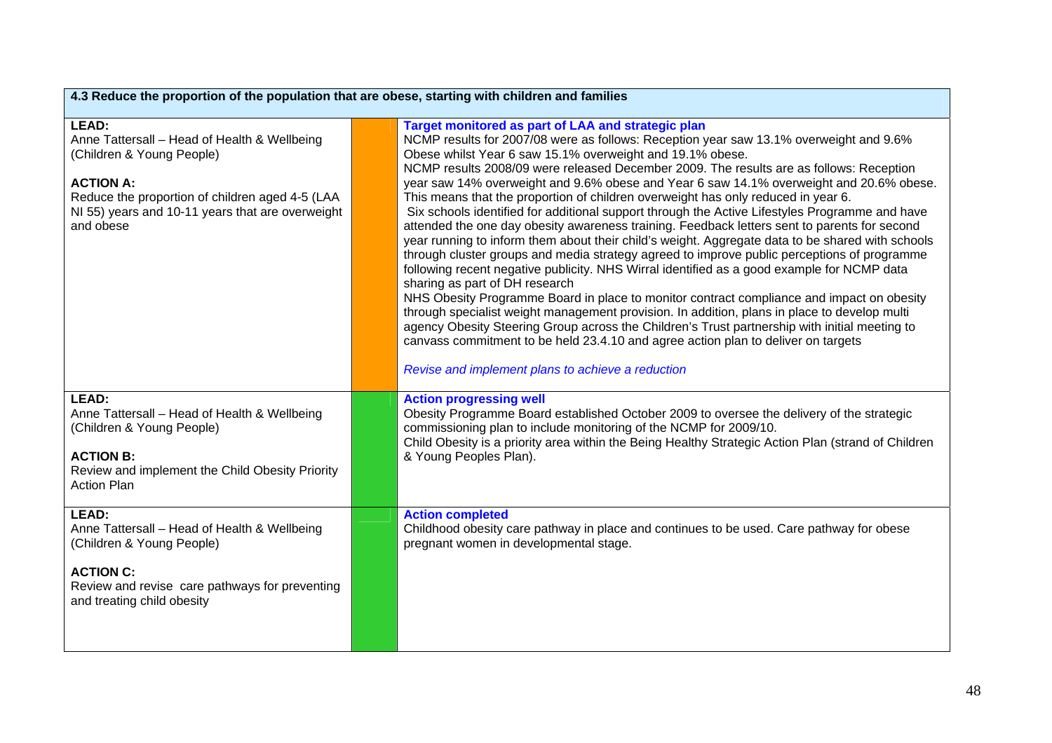| 4.3 Reduce the proportion of the population that are obese, starting with children and families | | |
|---|---|---|
| **LEAD:**<br>Anne Tattersall – Head of Health & Wellbeing (Children & Young People)<br><br>**ACTION A:**<br>Reduce the proportion of children aged 4-5 (LAA NI 55) years and 10-11 years that are overweight and obese | | **Target monitored as part of LAA and strategic plan**<br>NCMP results for 2007/08 were as follows: Reception year saw 13.1% overweight and 9.6% Obese whilst Year 6 saw 15.1% overweight and 19.1% obese.<br>NCMP results 2008/09 were released December 2009. The results are as follows: Reception year saw 14% overweight and 9.6% obese and Year 6 saw 14.1% overweight and 20.6% obese. This means that the proportion of children overweight has only reduced in year 6.<br>Six schools identified for additional support through the Active Lifestyles Programme and have attended the one day obesity awareness training. Feedback letters sent to parents for second year running to inform them about their child's weight. Aggregate data to be shared with schools through cluster groups and media strategy agreed to improve public perceptions of programme following recent negative publicity. NHS Wirral identified as a good example for NCMP data sharing as part of DH research<br>NHS Obesity Programme Board in place to monitor contract compliance and impact on obesity through specialist weight management provision. In addition, plans in place to develop multi agency Obesity Steering Group across the Children's Trust partnership with initial meeting to canvass commitment to be held 23.4.10 and agree action plan to deliver on targets<br><br>*Revise and implement plans to achieve a reduction* |
| **LEAD:**<br>Anne Tattersall – Head of Health & Wellbeing (Children & Young People)<br><br>**ACTION B:**<br>Review and implement the Child Obesity Priority Action Plan | | **Action progressing well**<br>Obesity Programme Board established October 2009 to oversee the delivery of the strategic commissioning plan to include monitoring of the NCMP for 2009/10.<br>Child Obesity is a priority area within the Being Healthy Strategic Action Plan (strand of Children & Young Peoples Plan). |
| **LEAD:**<br>Anne Tattersall – Head of Health & Wellbeing (Children & Young People)<br><br>**ACTION C:**<br>Review and revise care pathways for preventing and treating child obesity | | **Action completed**<br>Childhood obesity care pathway in place and continues to be used. Care pathway for obese pregnant women in developmental stage. |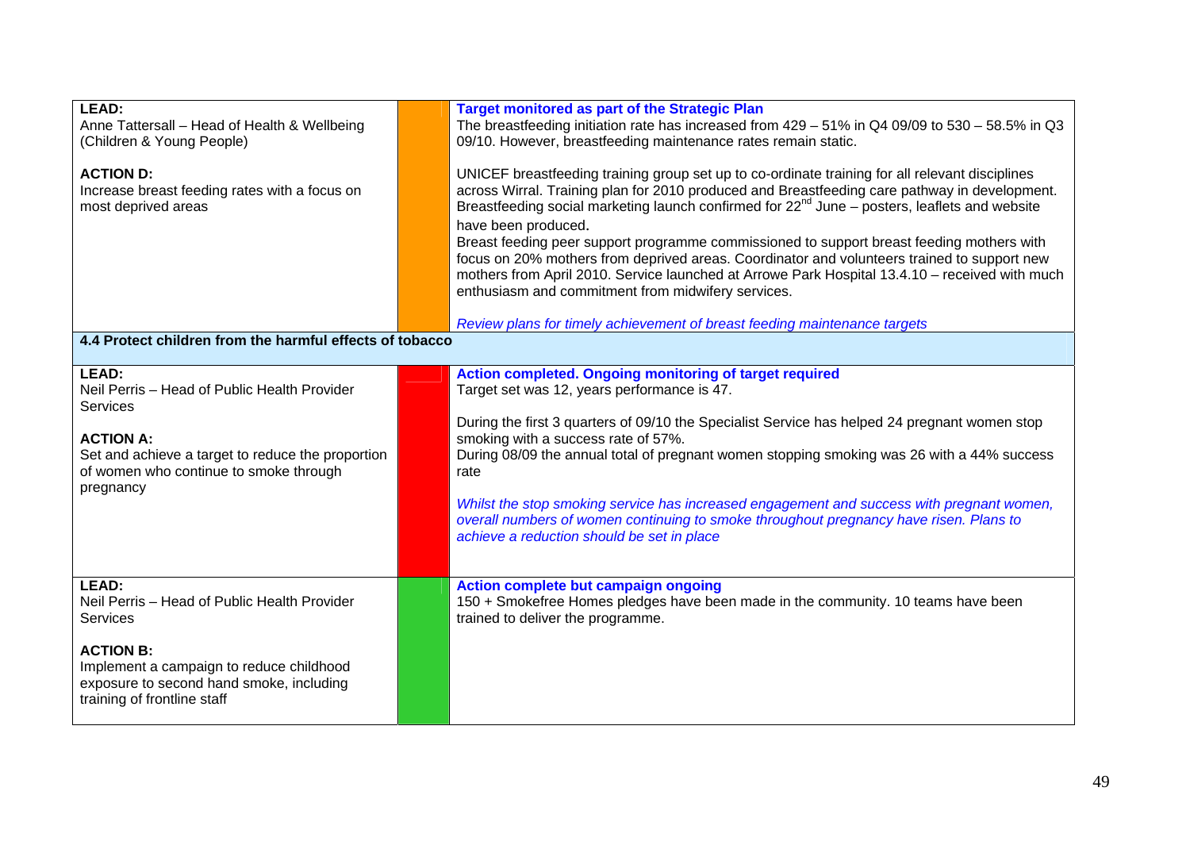| | | |
|---|---|---|
| **LEAD:**<br>Anne Tattersall – Head of Health & Wellbeing (Children & Young People)<br><br>**ACTION D:**<br>Increase breast feeding rates with a focus on most deprived areas | | **Target monitored as part of the Strategic Plan**<br>The breastfeeding initiation rate has increased from 429 – 51% in Q4 09/09 to 530 – 58.5% in Q3 09/10. However, breastfeeding maintenance rates remain static.<br><br>UNICEF breastfeeding training group set up to co-ordinate training for all relevant disciplines across Wirral. Training plan for 2010 produced and Breastfeeding care pathway in development. Breastfeeding social marketing launch confirmed for 22nd June – posters, leaflets and website have been produced.<br>Breast feeding peer support programme commissioned to support breast feeding mothers with focus on 20% mothers from deprived areas. Coordinator and volunteers trained to support new mothers from April 2010. Service launched at Arrowe Park Hospital 13.4.10 – received with much enthusiasm and commitment from midwifery services.<br><br>*Review plans for timely achievement of breast feeding maintenance targets* |
| **4.4 Protect children from the harmful effects of tobacco** | | |
| **LEAD:**<br>Neil Perris – Head of Public Health Provider Services<br><br>**ACTION A:**<br>Set and achieve a target to reduce the proportion of women who continue to smoke through pregnancy | | **Action completed. Ongoing monitoring of target required**<br>Target set was 12, years performance is 47.<br><br>During the first 3 quarters of 09/10 the Specialist Service has helped 24 pregnant women stop smoking with a success rate of 57%.<br>During 08/09 the annual total of pregnant women stopping smoking was 26 with a 44% success rate<br><br>*Whilst the stop smoking service has increased engagement and success with pregnant women, overall numbers of women continuing to smoke throughout pregnancy have risen. Plans to achieve a reduction should be set in place* |
| **LEAD:**<br>Neil Perris – Head of Public Health Provider Services<br><br>**ACTION B:**<br>Implement a campaign to reduce childhood exposure to second hand smoke, including training of frontline staff | | **Action complete but campaign ongoing**<br>150 + Smokefree Homes pledges have been made in the community. 10 teams have been trained to deliver the programme. |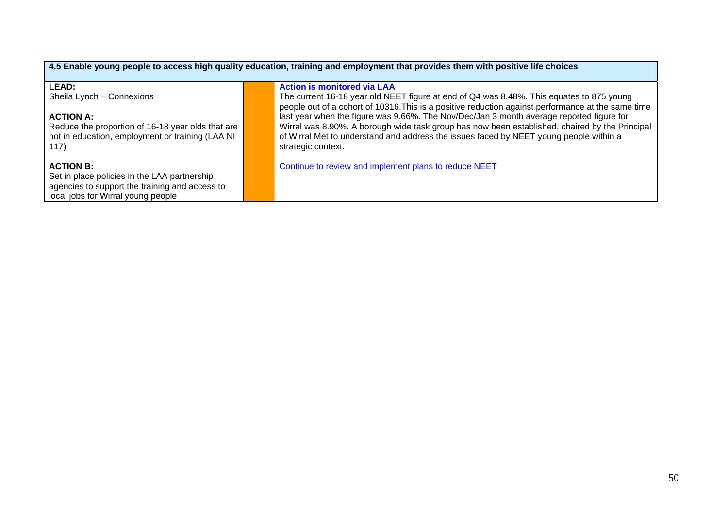| 4.5 Enable young people to access high quality education, training and employment that provides them with positive life choices | | |
|---|---|---|
| **LEAD:**<br>Sheila Lynch – Connexions<br><br>**ACTION A:**<br>Reduce the proportion of 16-18 year olds that are not in education, employment or training (LAA NI 117)<br><br>**ACTION B:**<br>Set in place policies in the LAA partnership agencies to support the training and access to local jobs for Wirral young people | | **Action is monitored via LAA**<br>The current 16-18 year old NEET figure at end of Q4 was 8.48%. This equates to 875 young people out of a cohort of 10316.This is a positive reduction against performance at the same time last year when the figure was 9.66%. The Nov/Dec/Jan 3 month average reported figure for Wirral was 8.90%. A borough wide task group has now been established, chaired by the Principal of Wirral Met to understand and address the issues faced by NEET young people within a strategic context.<br><br>Continue to review and implement plans to reduce NEET |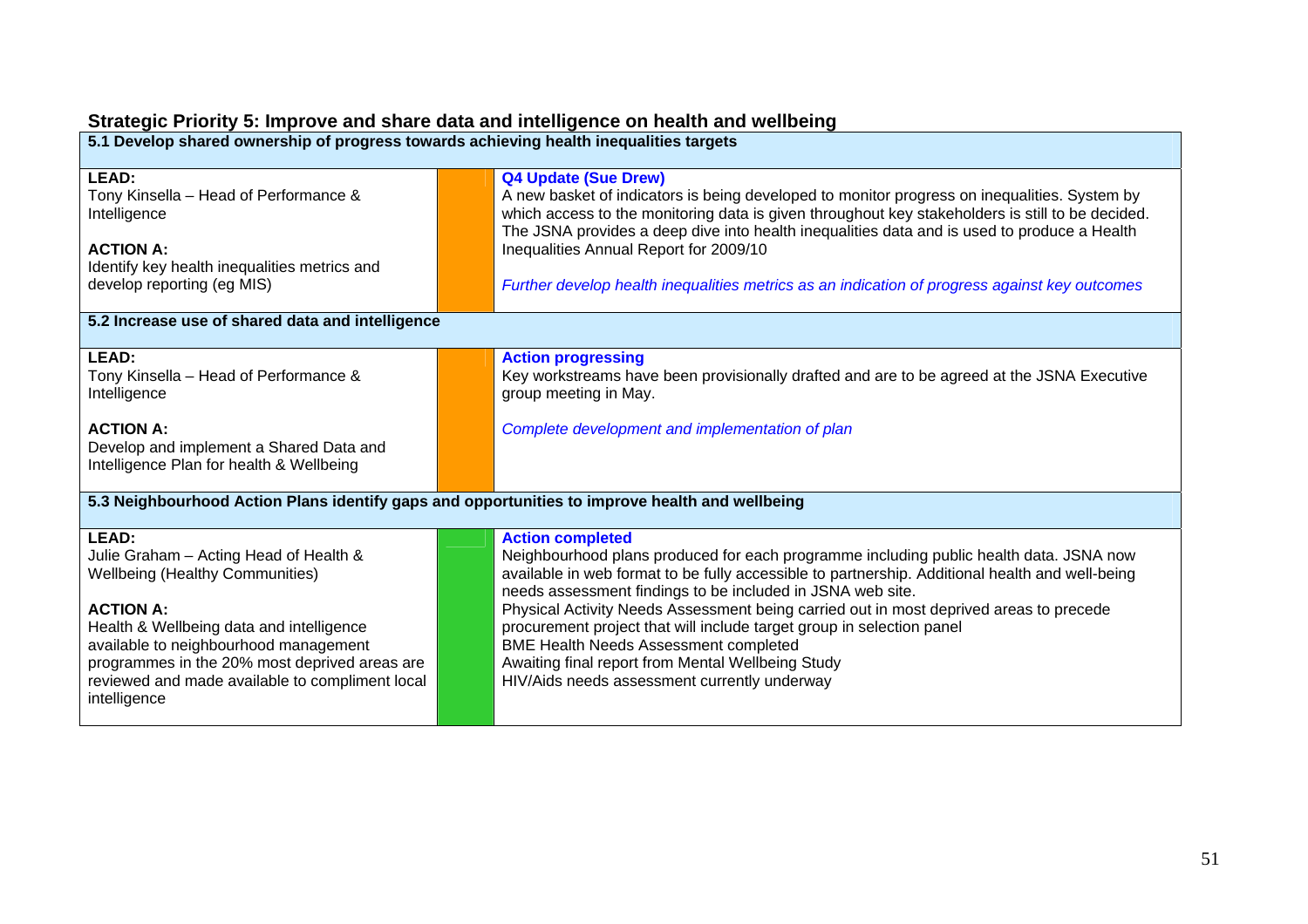## Strategic Priority 5: Improve and share data and intelligence on health and wellbeing

| | | |
|---|---|---|
| **5.1 Develop shared ownership of progress towards achieving health inequalities targets** | | |
| **LEAD:**<br>Tony Kinsella – Head of Performance & Intelligence<br><br>**ACTION A:**<br>Identify key health inequalities metrics and develop reporting (eg MIS) | | **Q4 Update (Sue Drew)**<br>A new basket of indicators is being developed to monitor progress on inequalities. System by which access to the monitoring data is given throughout key stakeholders is still to be decided. The JSNA provides a deep dive into health inequalities data and is used to produce a Health Inequalities Annual Report for 2009/10<br><br>*Further develop health inequalities metrics as an indication of progress against key outcomes* |
| **5.2 Increase use of shared data and intelligence** | | |
| **LEAD:**<br>Tony Kinsella – Head of Performance & Intelligence<br><br>**ACTION A:**<br>Develop and implement a Shared Data and Intelligence Plan for health & Wellbeing | | **Action progressing**<br>Key workstreams have been provisionally drafted and are to be agreed at the JSNA Executive group meeting in May.<br><br>*Complete development and implementation of plan* |
| **5.3 Neighbourhood Action Plans identify gaps and opportunities to improve health and wellbeing** | | |
| **LEAD:**<br>Julie Graham – Acting Head of Health & Wellbeing (Healthy Communities)<br><br>**ACTION A:**<br>Health & Wellbeing data and intelligence available to neighbourhood management programmes in the 20% most deprived areas are reviewed and made available to compliment local intelligence | | **Action completed**<br>Neighbourhood plans produced for each programme including public health data. JSNA now available in web format to be fully accessible to partnership. Additional health and well-being needs assessment findings to be included in JSNA web site.<br>Physical Activity Needs Assessment being carried out in most deprived areas to precede procurement project that will include target group in selection panel<br>BME Health Needs Assessment completed<br>Awaiting final report from Mental Wellbeing Study<br>HIV/Aids needs assessment currently underway |